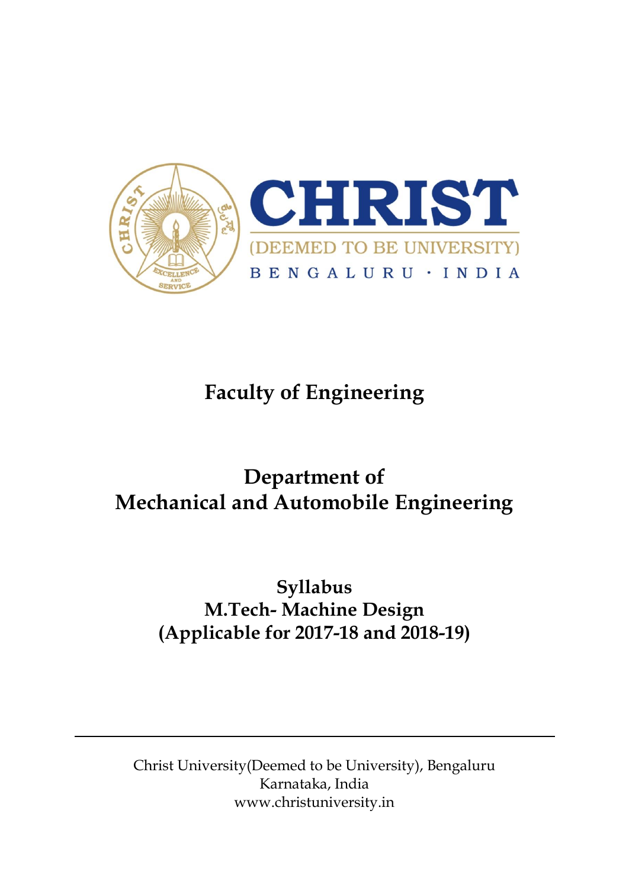CHRIST

(DEEMED TO BE UNIVERSITY)

BENGALURU · INDIA

# Faculty of Engineering

## Department of Mechanical and Automobile Engineering

## Syllabus
## M.Tech- Machine Design
## (Applicable for 2017-18 and 2018-19)

---

Christ University(Deemed to be University), Bengaluru
Karnataka, India
www.christuniversity.in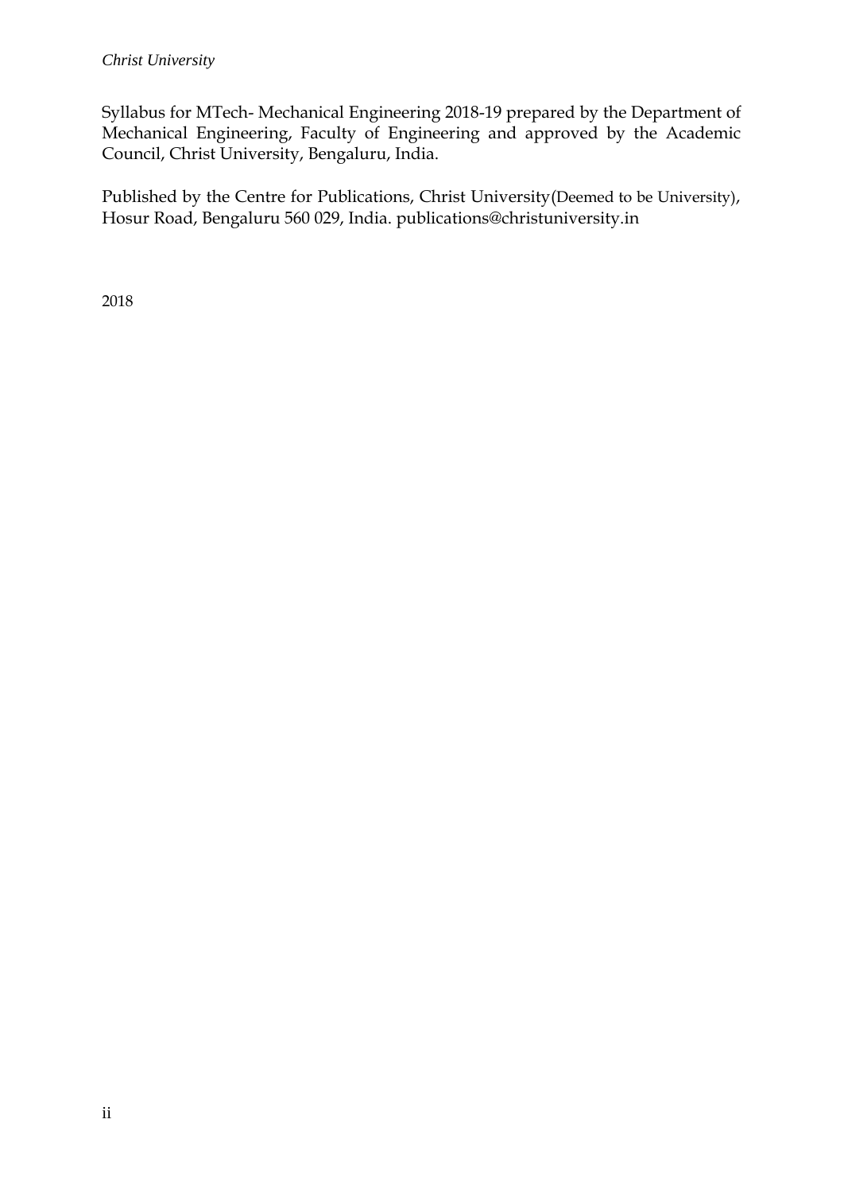Syllabus for MTech- Mechanical Engineering 2018-19 prepared by the Department of Mechanical Engineering, Faculty of Engineering and approved by the Academic Council, Christ University, Bengaluru, India.

Published by the Centre for Publications, Christ University(Deemed to be University), Hosur Road, Bengaluru 560 029, India. publications@christuniversity.in

2018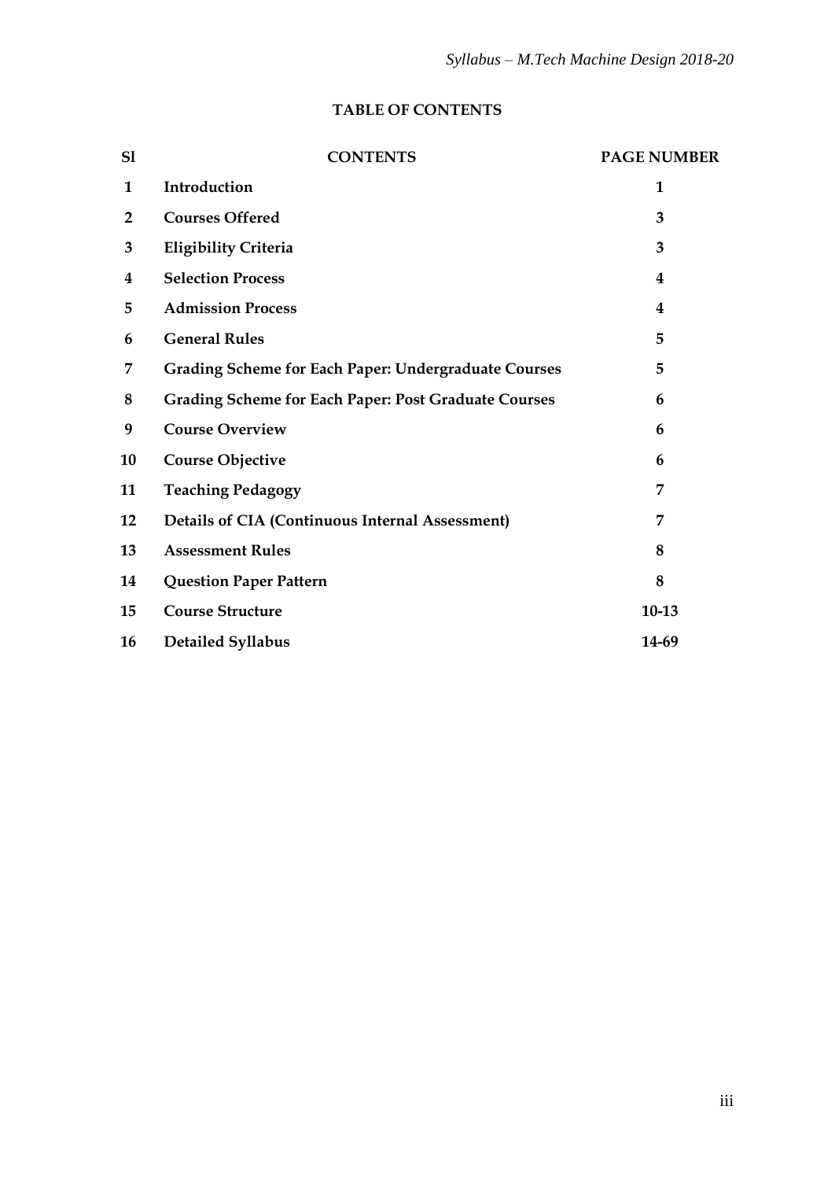## TABLE OF CONTENTS

| Sl | CONTENTS | PAGE NUMBER |
|---|---|---|
| 1 | Introduction | 1 |
| 2 | Courses Offered | 3 |
| 3 | Eligibility Criteria | 3 |
| 4 | Selection Process | 4 |
| 5 | Admission Process | 4 |
| 6 | General Rules | 5 |
| 7 | Grading Scheme for Each Paper: Undergraduate Courses | 5 |
| 8 | Grading Scheme for Each Paper: Post Graduate Courses | 6 |
| 9 | Course Overview | 6 |
| 10 | Course Objective | 6 |
| 11 | Teaching Pedagogy | 7 |
| 12 | Details of CIA (Continuous Internal Assessment) | 7 |
| 13 | Assessment Rules | 8 |
| 14 | Question Paper Pattern | 8 |
| 15 | Course Structure | 10-13 |
| 16 | Detailed Syllabus | 14-69 |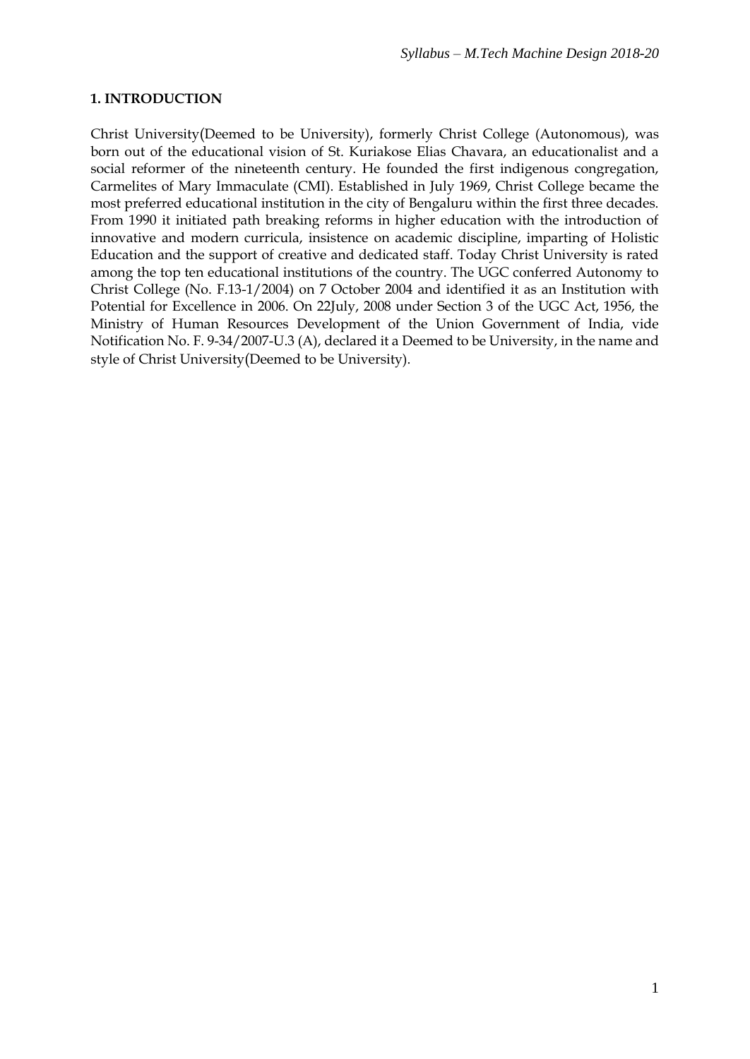## 1. INTRODUCTION

Christ University(Deemed to be University), formerly Christ College (Autonomous), was born out of the educational vision of St. Kuriakose Elias Chavara, an educationalist and a social reformer of the nineteenth century. He founded the first indigenous congregation, Carmelites of Mary Immaculate (CMI). Established in July 1969, Christ College became the most preferred educational institution in the city of Bengaluru within the first three decades. From 1990 it initiated path breaking reforms in higher education with the introduction of innovative and modern curricula, insistence on academic discipline, imparting of Holistic Education and the support of creative and dedicated staff. Today Christ University is rated among the top ten educational institutions of the country. The UGC conferred Autonomy to Christ College (No. F.13-1/2004) on 7 October 2004 and identified it as an Institution with Potential for Excellence in 2006. On 22July, 2008 under Section 3 of the UGC Act, 1956, the Ministry of Human Resources Development of the Union Government of India, vide Notification No. F. 9-34/2007-U.3 (A), declared it a Deemed to be University, in the name and style of Christ University(Deemed to be University).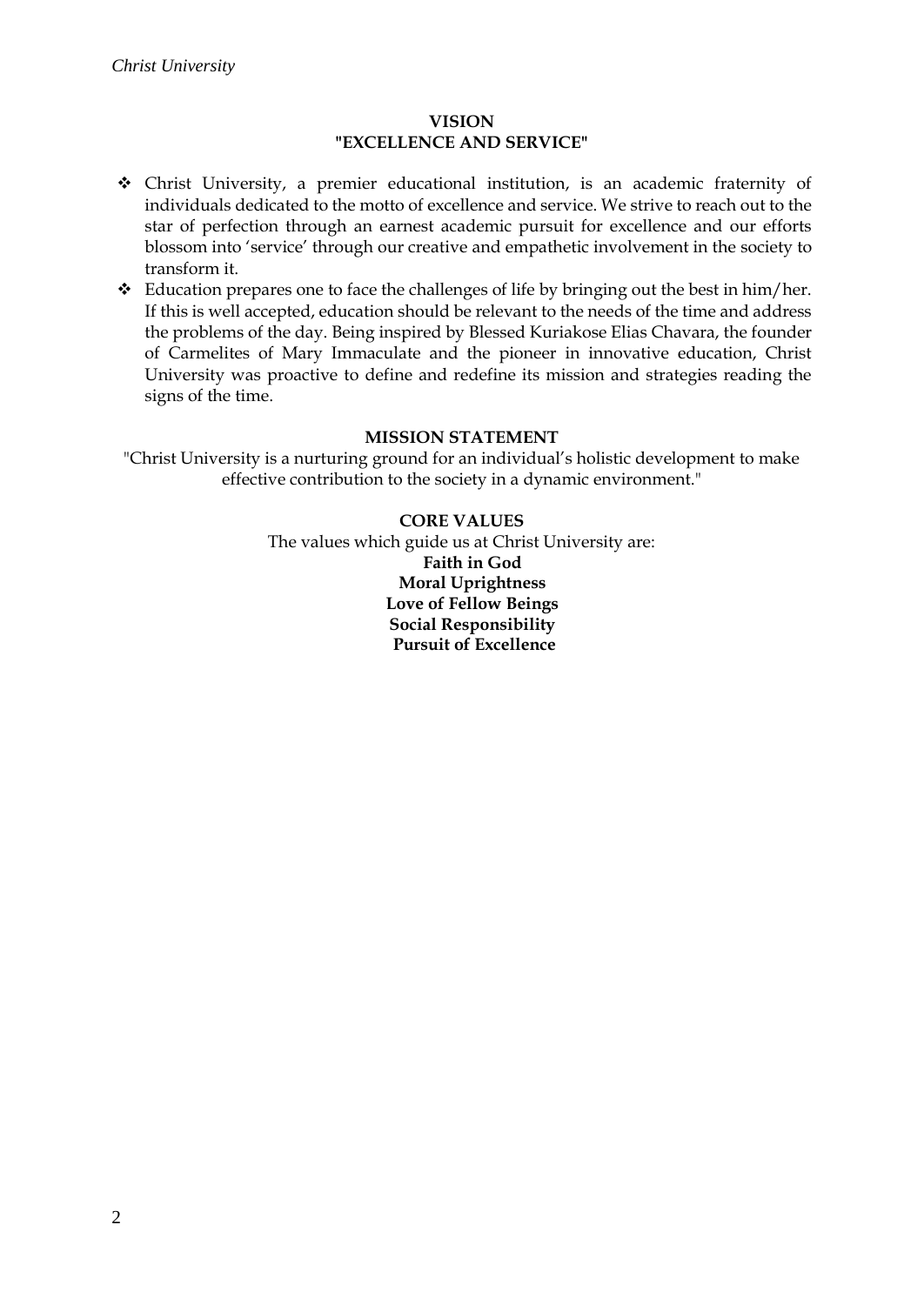## VISION
## "EXCELLENCE AND SERVICE"

- Christ University, a premier educational institution, is an academic fraternity of individuals dedicated to the motto of excellence and service. We strive to reach out to the star of perfection through an earnest academic pursuit for excellence and our efforts blossom into 'service' through our creative and empathetic involvement in the society to transform it.
- Education prepares one to face the challenges of life by bringing out the best in him/her. If this is well accepted, education should be relevant to the needs of the time and address the problems of the day. Being inspired by Blessed Kuriakose Elias Chavara, the founder of Carmelites of Mary Immaculate and the pioneer in innovative education, Christ University was proactive to define and redefine its mission and strategies reading the signs of the time.

## MISSION STATEMENT

"Christ University is a nurturing ground for an individual's holistic development to make effective contribution to the society in a dynamic environment."

## CORE VALUES

The values which guide us at Christ University are:

**Faith in God**
**Moral Uprightness**
**Love of Fellow Beings**
**Social Responsibility**
**Pursuit of Excellence**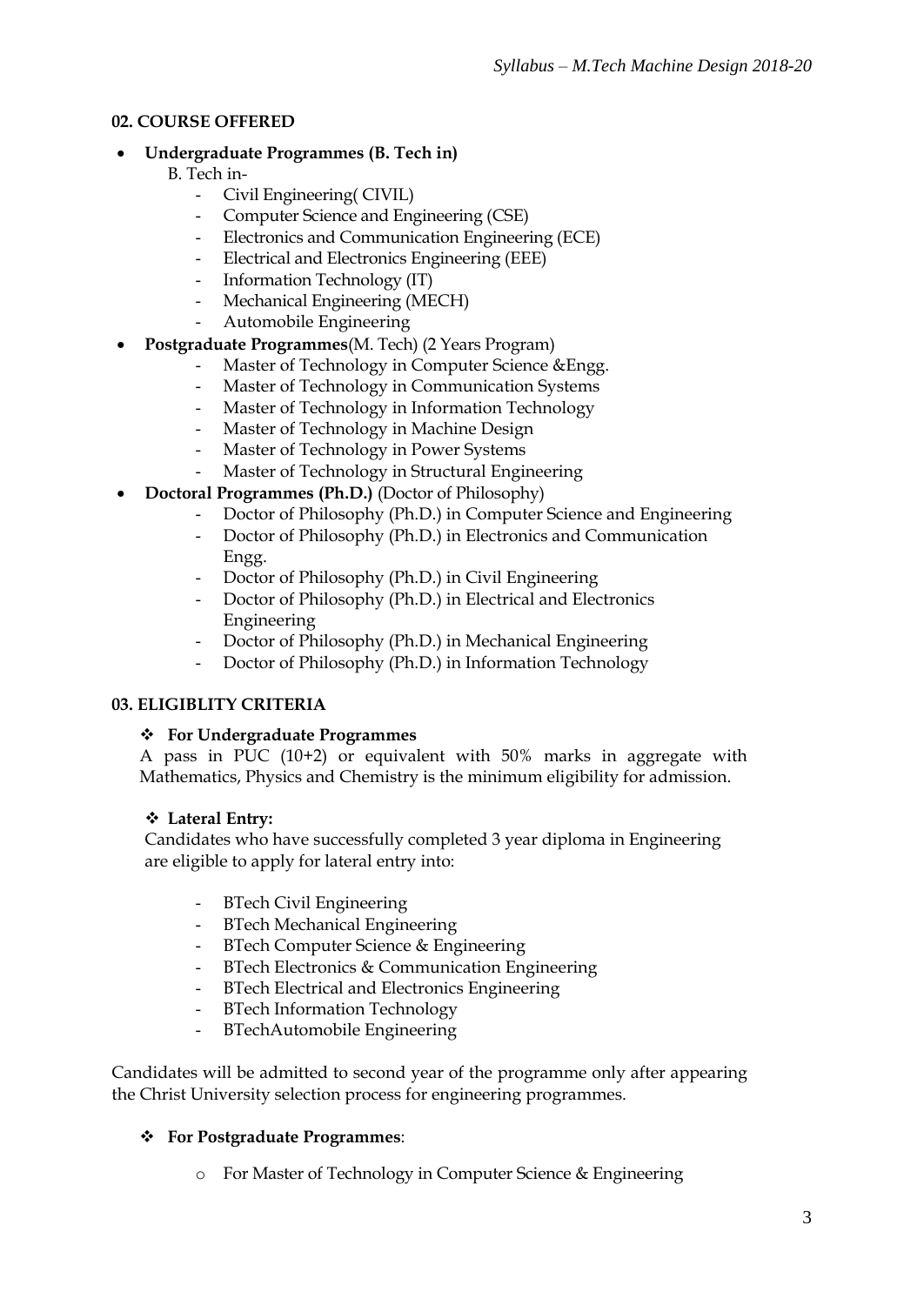## 02. COURSE OFFERED

- **Undergraduate Programmes (B. Tech in)**

  B. Tech in-
  - Civil Engineering( CIVIL)
  - Computer Science and Engineering (CSE)
  - Electronics and Communication Engineering (ECE)
  - Electrical and Electronics Engineering (EEE)
  - Information Technology (IT)
  - Mechanical Engineering (MECH)
  - Automobile Engineering
- **Postgraduate Programmes**(M. Tech) (2 Years Program)
  - Master of Technology in Computer Science &Engg.
  - Master of Technology in Communication Systems
  - Master of Technology in Information Technology
  - Master of Technology in Machine Design
  - Master of Technology in Power Systems
  - Master of Technology in Structural Engineering
- **Doctoral Programmes (Ph.D.)** (Doctor of Philosophy)
  - Doctor of Philosophy (Ph.D.) in Computer Science and Engineering
  - Doctor of Philosophy (Ph.D.) in Electronics and Communication Engg.
  - Doctor of Philosophy (Ph.D.) in Civil Engineering
  - Doctor of Philosophy (Ph.D.) in Electrical and Electronics Engineering
  - Doctor of Philosophy (Ph.D.) in Mechanical Engineering
  - Doctor of Philosophy (Ph.D.) in Information Technology

## 03. ELIGIBLITY CRITERIA

❖ **For Undergraduate Programmes**

A pass in PUC (10+2) or equivalent with 50% marks in aggregate with Mathematics, Physics and Chemistry is the minimum eligibility for admission.

❖ **Lateral Entry:**

Candidates who have successfully completed 3 year diploma in Engineering are eligible to apply for lateral entry into:

- BTech Civil Engineering
- BTech Mechanical Engineering
- BTech Computer Science & Engineering
- BTech Electronics & Communication Engineering
- BTech Electrical and Electronics Engineering
- BTech Information Technology
- BTechAutomobile Engineering

Candidates will be admitted to second year of the programme only after appearing the Christ University selection process for engineering programmes.

❖ **For Postgraduate Programmes**:

- For Master of Technology in Computer Science & Engineering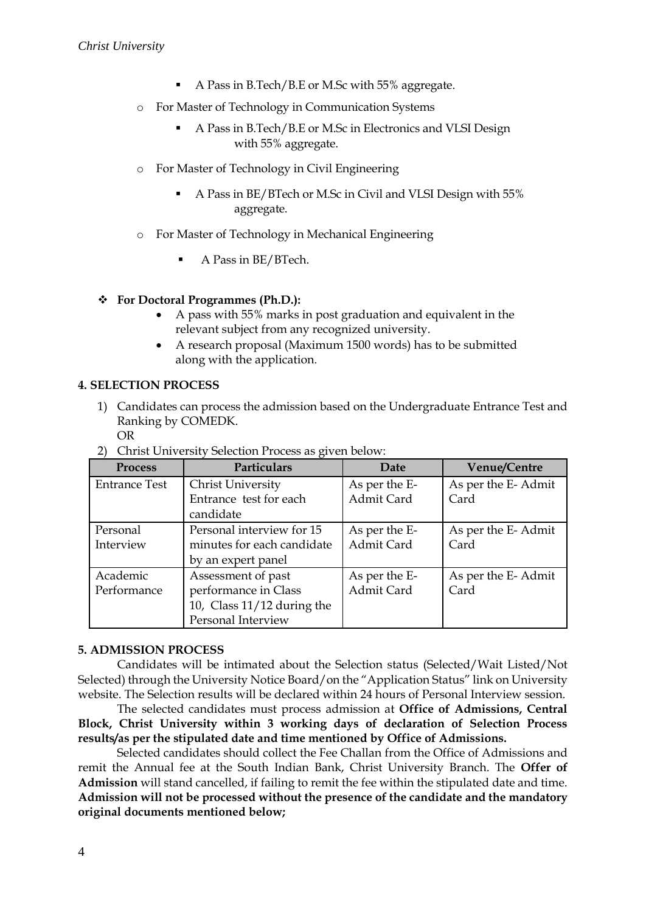- A Pass in B.Tech/B.E or M.Sc with 55% aggregate.
- For Master of Technology in Communication Systems
  - A Pass in B.Tech/B.E or M.Sc in Electronics and VLSI Design with 55% aggregate.
- For Master of Technology in Civil Engineering
  - A Pass in BE/BTech or M.Sc in Civil and VLSI Design with 55% aggregate.
- For Master of Technology in Mechanical Engineering
  - A Pass in BE/BTech.

❖ **For Doctoral Programmes (Ph.D.):**

- A pass with 55% marks in post graduation and equivalent in the relevant subject from any recognized university.
- A research proposal (Maximum 1500 words) has to be submitted along with the application.

**4. SELECTION PROCESS**

1) Candidates can process the admission based on the Undergraduate Entrance Test and Ranking by COMEDK.

   OR

2) Christ University Selection Process as given below:

| Process | Particulars | Date | Venue/Centre |
|---|---|---|---|
| Entrance Test | Christ University Entrance test for each candidate | As per the E-Admit Card | As per the E- Admit Card |
| Personal Interview | Personal interview for 15 minutes for each candidate by an expert panel | As per the E-Admit Card | As per the E- Admit Card |
| Academic Performance | Assessment of past performance in Class 10, Class 11/12 during the Personal Interview | As per the E-Admit Card | As per the E- Admit Card |

**5. ADMISSION PROCESS**

Candidates will be intimated about the Selection status (Selected/Wait Listed/Not Selected) through the University Notice Board/on the "Application Status" link on University website. The Selection results will be declared within 24 hours of Personal Interview session.

The selected candidates must process admission at **Office of Admissions, Central Block, Christ University within 3 working days of declaration of Selection Process results/as per the stipulated date and time mentioned by Office of Admissions.**

Selected candidates should collect the Fee Challan from the Office of Admissions and remit the Annual fee at the South Indian Bank, Christ University Branch. The **Offer of Admission** will stand cancelled, if failing to remit the fee within the stipulated date and time. **Admission will not be processed without the presence of the candidate and the mandatory original documents mentioned below;**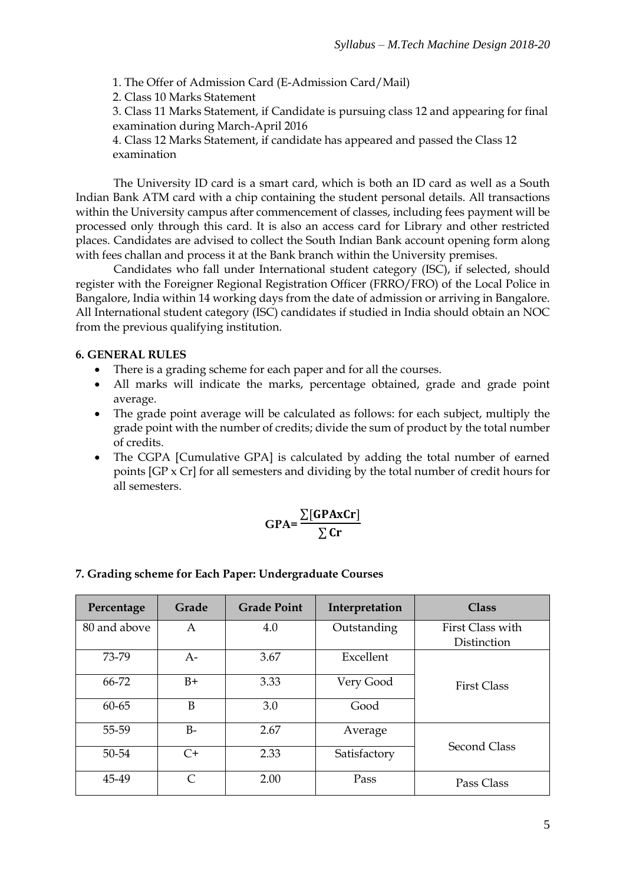1. The Offer of Admission Card (E-Admission Card/Mail)
2. Class 10 Marks Statement
3. Class 11 Marks Statement, if Candidate is pursuing class 12 and appearing for final examination during March-April 2016
4. Class 12 Marks Statement, if candidate has appeared and passed the Class 12 examination

The University ID card is a smart card, which is both an ID card as well as a South Indian Bank ATM card with a chip containing the student personal details. All transactions within the University campus after commencement of classes, including fees payment will be processed only through this card. It is also an access card for Library and other restricted places. Candidates are advised to collect the South Indian Bank account opening form along with fees challan and process it at the Bank branch within the University premises.

Candidates who fall under International student category (ISC), if selected, should register with the Foreigner Regional Registration Officer (FRRO/FRO) of the Local Police in Bangalore, India within 14 working days from the date of admission or arriving in Bangalore. All International student category (ISC) candidates if studied in India should obtain an NOC from the previous qualifying institution.

**6. GENERAL RULES**

- There is a grading scheme for each paper and for all the courses.
- All marks will indicate the marks, percentage obtained, grade and grade point average.
- The grade point average will be calculated as follows: for each subject, multiply the grade point with the number of credits; divide the sum of product by the total number of credits.
- The CGPA [Cumulative GPA] is calculated by adding the total number of earned points [GP x Cr] for all semesters and dividing by the total number of credit hours for all semesters.

$$\mathbf{GPA} = \frac{\sum[\mathbf{GPAxCr}]}{\sum \mathbf{Cr}}$$

**7. Grading scheme for Each Paper: Undergraduate Courses**

| Percentage | Grade | Grade Point | Interpretation | Class |
|---|---|---|---|---|
| 80 and above | A | 4.0 | Outstanding | First Class with Distinction |
| 73-79 | A- | 3.67 | Excellent | First Class |
| 66-72 | B+ | 3.33 | Very Good | |
| 60-65 | B | 3.0 | Good | |
| 55-59 | B- | 2.67 | Average | Second Class |
| 50-54 | C+ | 2.33 | Satisfactory | |
| 45-49 | C | 2.00 | Pass | Pass Class |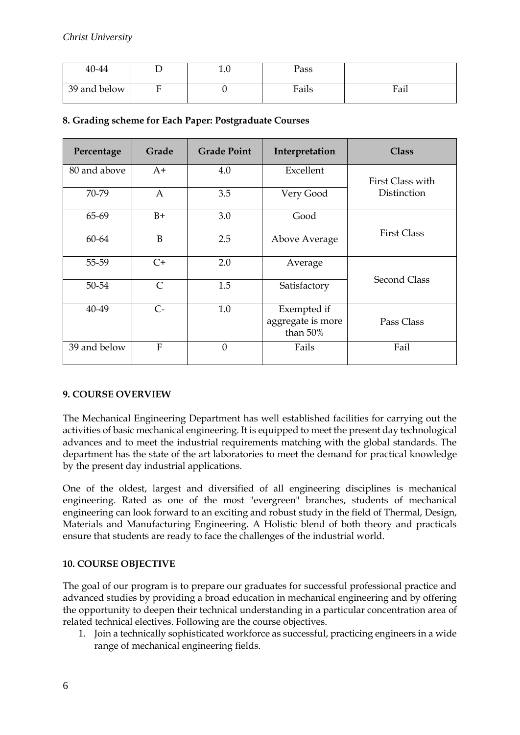| 40-44 | D | 1.0 | Pass | |
|---|---|---|---|---|
| 39 and below | F | 0 | Fails | Fail |

**8. Grading scheme for Each Paper: Postgraduate Courses**

| Percentage | Grade | Grade Point | Interpretation | Class |
|---|---|---|---|---|
| 80 and above | A+ | 4.0 | Excellent | First Class with Distinction |
| 70-79 | A | 3.5 | Very Good | |
| 65-69 | B+ | 3.0 | Good | First Class |
| 60-64 | B | 2.5 | Above Average | |
| 55-59 | C+ | 2.0 | Average | Second Class |
| 50-54 | C | 1.5 | Satisfactory | |
| 40-49 | C- | 1.0 | Exempted if aggregate is more than 50% | Pass Class |
| 39 and below | F | 0 | Fails | Fail |

**9. COURSE OVERVIEW**

The Mechanical Engineering Department has well established facilities for carrying out the activities of basic mechanical engineering. It is equipped to meet the present day technological advances and to meet the industrial requirements matching with the global standards. The department has the state of the art laboratories to meet the demand for practical knowledge by the present day industrial applications.

One of the oldest, largest and diversified of all engineering disciplines is mechanical engineering. Rated as one of the most "evergreen" branches, students of mechanical engineering can look forward to an exciting and robust study in the field of Thermal, Design, Materials and Manufacturing Engineering. A Holistic blend of both theory and practicals ensure that students are ready to face the challenges of the industrial world.

**10. COURSE OBJECTIVE**

The goal of our program is to prepare our graduates for successful professional practice and advanced studies by providing a broad education in mechanical engineering and by offering the opportunity to deepen their technical understanding in a particular concentration area of related technical electives. Following are the course objectives.

1. Join a technically sophisticated workforce as successful, practicing engineers in a wide range of mechanical engineering fields.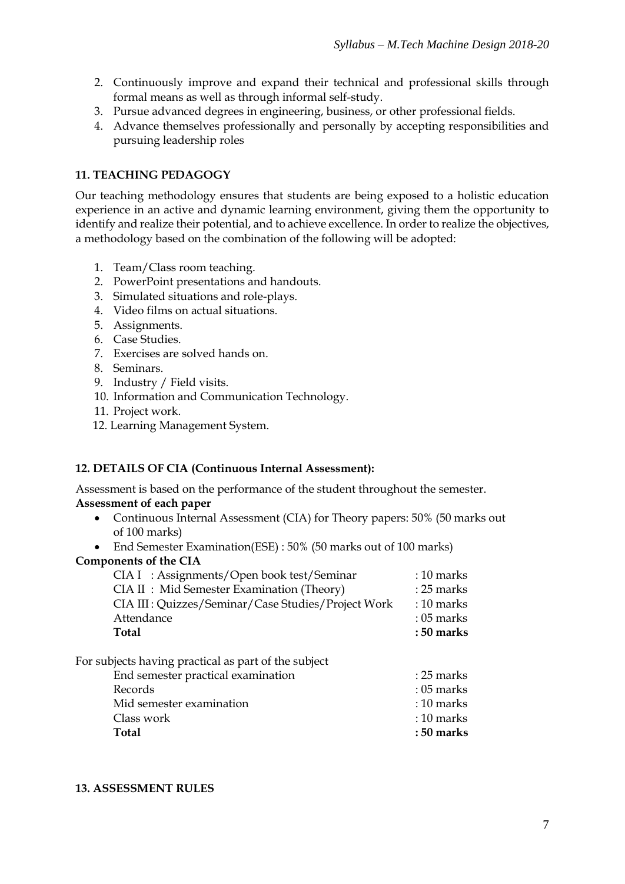2. Continuously improve and expand their technical and professional skills through formal means as well as through informal self-study.
3. Pursue advanced degrees in engineering, business, or other professional fields.
4. Advance themselves professionally and personally by accepting responsibilities and pursuing leadership roles

### 11. TEACHING PEDAGOGY

Our teaching methodology ensures that students are being exposed to a holistic education experience in an active and dynamic learning environment, giving them the opportunity to identify and realize their potential, and to achieve excellence. In order to realize the objectives, a methodology based on the combination of the following will be adopted:

1. Team/Class room teaching.
2. PowerPoint presentations and handouts.
3. Simulated situations and role-plays.
4. Video films on actual situations.
5. Assignments.
6. Case Studies.
7. Exercises are solved hands on.
8. Seminars.
9. Industry / Field visits.
10. Information and Communication Technology.
11. Project work.
12. Learning Management System.

### 12. DETAILS OF CIA (Continuous Internal Assessment):

Assessment is based on the performance of the student throughout the semester.

**Assessment of each paper**

- Continuous Internal Assessment (CIA) for Theory papers: 50% (50 marks out of 100 marks)
- End Semester Examination(ESE) : 50% (50 marks out of 100 marks)

**Components of the CIA**

| | |
|---|---|
| CIA I : Assignments/Open book test/Seminar | : 10 marks |
| CIA II : Mid Semester Examination (Theory) | : 25 marks |
| CIA III : Quizzes/Seminar/Case Studies/Project Work | : 10 marks |
| Attendance | : 05 marks |
| **Total** | **: 50 marks** |

For subjects having practical as part of the subject

| | |
|---|---|
| End semester practical examination | : 25 marks |
| Records | : 05 marks |
| Mid semester examination | : 10 marks |
| Class work | : 10 marks |
| **Total** | **: 50 marks** |

### 13. ASSESSMENT RULES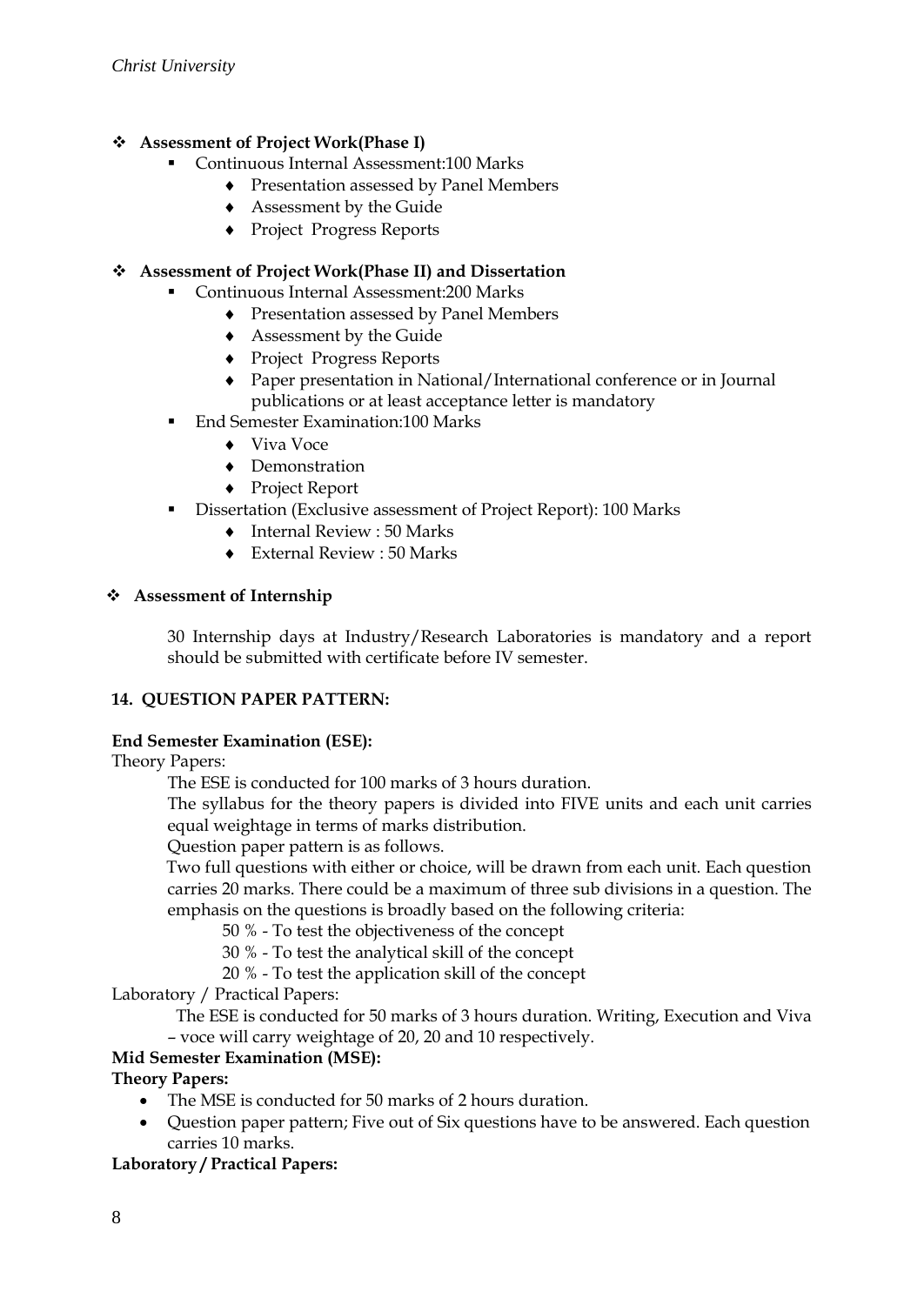- **Assessment of Project Work(Phase I)**
  - Continuous Internal Assessment:100 Marks
    - Presentation assessed by Panel Members
    - Assessment by the Guide
    - Project Progress Reports

- **Assessment of Project Work(Phase II) and Dissertation**
  - Continuous Internal Assessment:200 Marks
    - Presentation assessed by Panel Members
    - Assessment by the Guide
    - Project Progress Reports
    - Paper presentation in National/International conference or in Journal publications or at least acceptance letter is mandatory
  - End Semester Examination:100 Marks
    - Viva Voce
    - Demonstration
    - Project Report
  - Dissertation (Exclusive assessment of Project Report): 100 Marks
    - Internal Review : 50 Marks
    - External Review : 50 Marks

- **Assessment of Internship**

  30 Internship days at Industry/Research Laboratories is mandatory and a report should be submitted with certificate before IV semester.

**14. QUESTION PAPER PATTERN:**

**End Semester Examination (ESE):**

Theory Papers:

The ESE is conducted for 100 marks of 3 hours duration.

The syllabus for the theory papers is divided into FIVE units and each unit carries equal weightage in terms of marks distribution.

Question paper pattern is as follows.

Two full questions with either or choice, will be drawn from each unit. Each question carries 20 marks. There could be a maximum of three sub divisions in a question. The emphasis on the questions is broadly based on the following criteria:

50 % - To test the objectiveness of the concept

30 % - To test the analytical skill of the concept

20 % - To test the application skill of the concept

Laboratory / Practical Papers:

The ESE is conducted for 50 marks of 3 hours duration. Writing, Execution and Viva – voce will carry weightage of 20, 20 and 10 respectively.

**Mid Semester Examination (MSE):**

**Theory Papers:**

- The MSE is conducted for 50 marks of 2 hours duration.
- Question paper pattern; Five out of Six questions have to be answered. Each question carries 10 marks.

**Laboratory / Practical Papers:**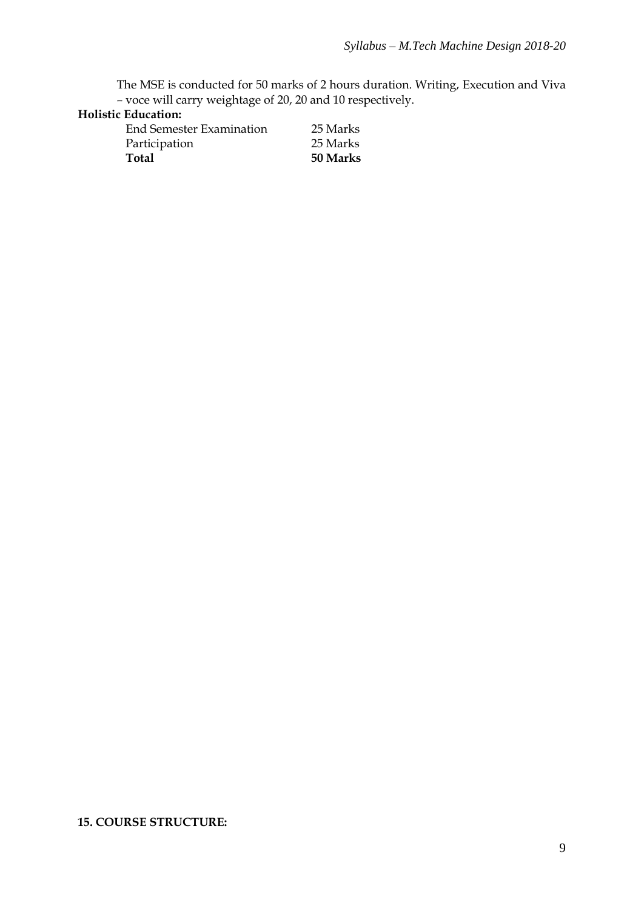The MSE is conducted for 50 marks of 2 hours duration. Writing, Execution and Viva – voce will carry weightage of 20, 20 and 10 respectively.

**Holistic Education:**

| | |
|---|---|
| End Semester Examination | 25 Marks |
| Participation | 25 Marks |
| **Total** | **50 Marks** |

**15. COURSE STRUCTURE:**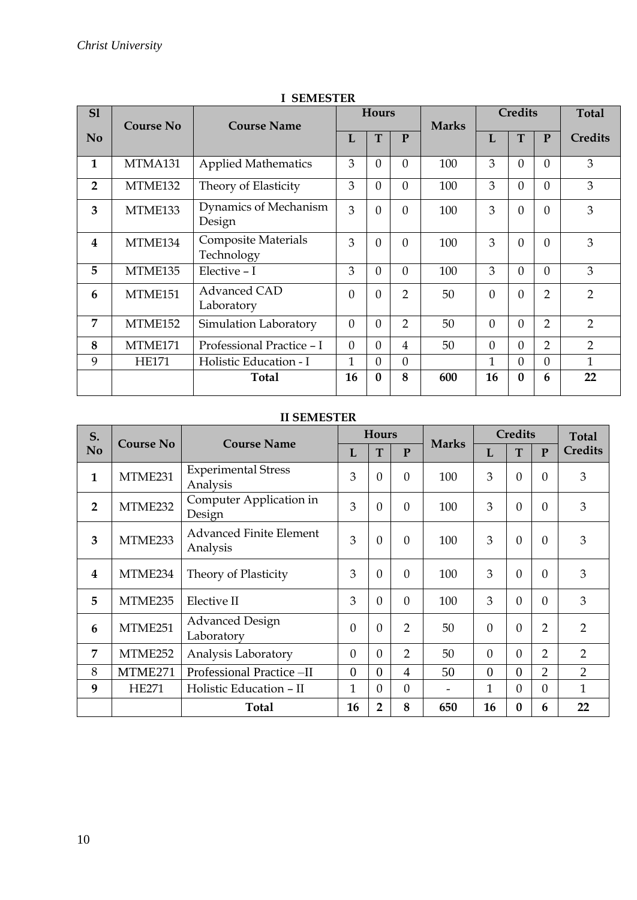## I SEMESTER

| Sl No | Course No | Course Name | Hours | | | Marks | Credits | | | Total Credits |
|---|---|---|---|---|---|---|---|---|---|---|
| | | | L | T | P | | L | T | P | |
| 1 | MTMA131 | Applied Mathematics | 3 | 0 | 0 | 100 | 3 | 0 | 0 | 3 |
| 2 | MTME132 | Theory of Elasticity | 3 | 0 | 0 | 100 | 3 | 0 | 0 | 3 |
| 3 | MTME133 | Dynamics of Mechanism Design | 3 | 0 | 0 | 100 | 3 | 0 | 0 | 3 |
| 4 | MTME134 | Composite Materials Technology | 3 | 0 | 0 | 100 | 3 | 0 | 0 | 3 |
| 5 | MTME135 | Elective – I | 3 | 0 | 0 | 100 | 3 | 0 | 0 | 3 |
| 6 | MTME151 | Advanced CAD Laboratory | 0 | 0 | 2 | 50 | 0 | 0 | 2 | 2 |
| 7 | MTME152 | Simulation Laboratory | 0 | 0 | 2 | 50 | 0 | 0 | 2 | 2 |
| 8 | MTME171 | Professional Practice – I | 0 | 0 | 4 | 50 | 0 | 0 | 2 | 2 |
| 9 | HE171 | Holistic Education - I | 1 | 0 | 0 | | 1 | 0 | 0 | 1 |
| | | **Total** | **16** | **0** | **8** | **600** | **16** | **0** | **6** | **22** |

## II SEMESTER

| S. No | Course No | Course Name | Hours | | | Marks | Credits | | | Total Credits |
|---|---|---|---|---|---|---|---|---|---|---|
| | | | L | T | P | | L | T | P | |
| 1 | MTME231 | Experimental Stress Analysis | 3 | 0 | 0 | 100 | 3 | 0 | 0 | 3 |
| 2 | MTME232 | Computer Application in Design | 3 | 0 | 0 | 100 | 3 | 0 | 0 | 3 |
| 3 | MTME233 | Advanced Finite Element Analysis | 3 | 0 | 0 | 100 | 3 | 0 | 0 | 3 |
| 4 | MTME234 | Theory of Plasticity | 3 | 0 | 0 | 100 | 3 | 0 | 0 | 3 |
| 5 | MTME235 | Elective II | 3 | 0 | 0 | 100 | 3 | 0 | 0 | 3 |
| 6 | MTME251 | Advanced Design Laboratory | 0 | 0 | 2 | 50 | 0 | 0 | 2 | 2 |
| 7 | MTME252 | Analysis Laboratory | 0 | 0 | 2 | 50 | 0 | 0 | 2 | 2 |
| 8 | MTME271 | Professional Practice –II | 0 | 0 | 4 | 50 | 0 | 0 | 2 | 2 |
| 9 | HE271 | Holistic Education – II | 1 | 0 | 0 | - | 1 | 0 | 0 | 1 |
| | | **Total** | **16** | **2** | **8** | **650** | **16** | **0** | **6** | **22** |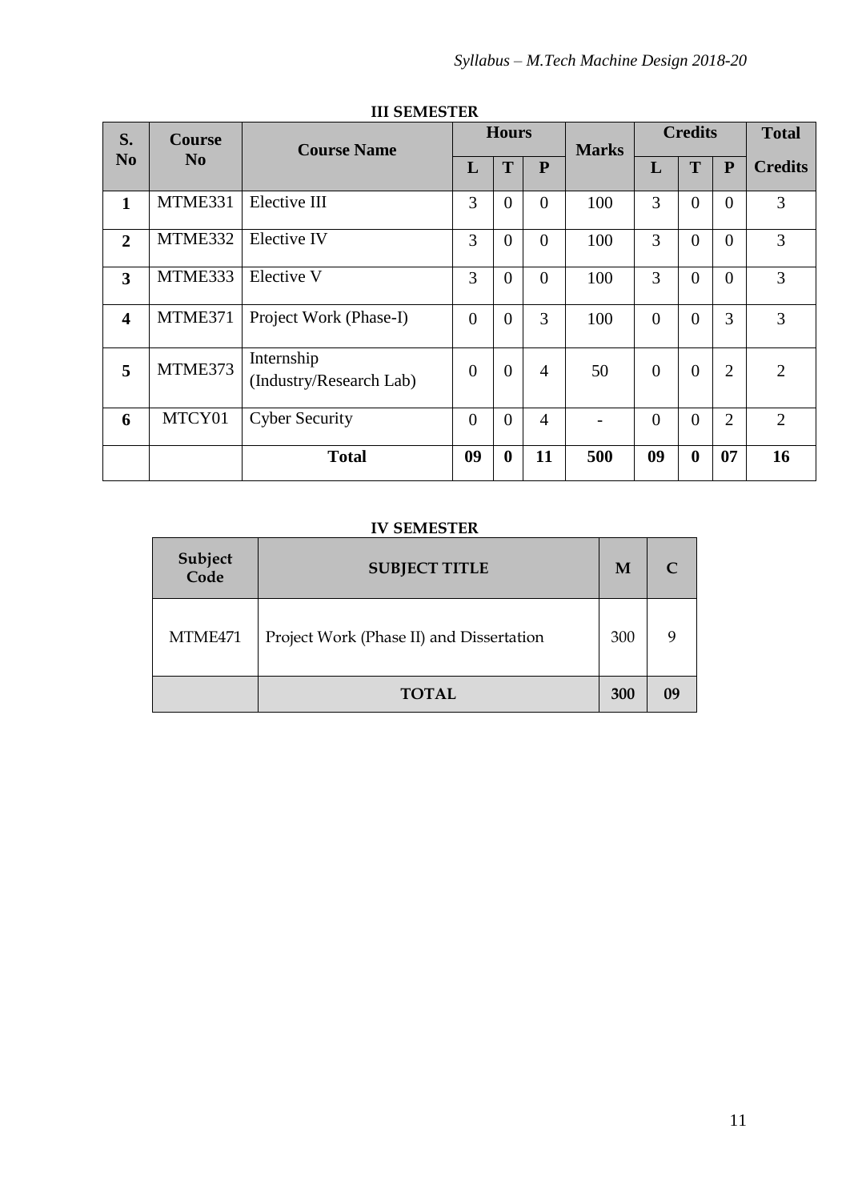### III SEMESTER

| S. No | Course No | Course Name | Hours | | | Marks | Credits | | | Total Credits |
|---|---|---|---|---|---|---|---|---|---|---|
| | | | L | T | P | | L | T | P | |
| **1** | MTME331 | Elective III | 3 | 0 | 0 | 100 | 3 | 0 | 0 | 3 |
| **2** | MTME332 | Elective IV | 3 | 0 | 0 | 100 | 3 | 0 | 0 | 3 |
| **3** | MTME333 | Elective V | 3 | 0 | 0 | 100 | 3 | 0 | 0 | 3 |
| **4** | MTME371 | Project Work (Phase-I) | 0 | 0 | 3 | 100 | 0 | 0 | 3 | 3 |
| **5** | MTME373 | Internship (Industry/Research Lab) | 0 | 0 | 4 | 50 | 0 | 0 | 2 | 2 |
| **6** | MTCY01 | Cyber Security | 0 | 0 | 4 | - | 0 | 0 | 2 | 2 |
| | | **Total** | **09** | **0** | **11** | **500** | **09** | **0** | **07** | **16** |

### IV SEMESTER

| Subject Code | SUBJECT TITLE | M | C |
|---|---|---|---|
| MTME471 | Project Work (Phase II) and Dissertation | 300 | 9 |
| | **TOTAL** | **300** | **09** |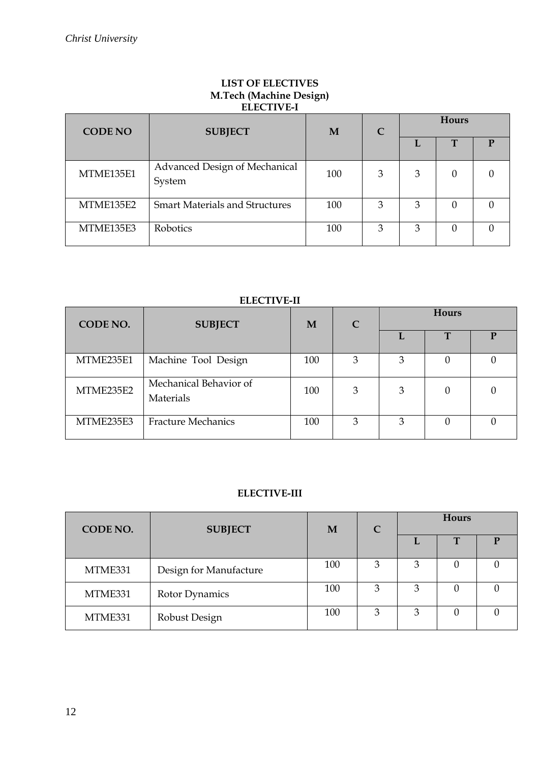## LIST OF ELECTIVES

## M.Tech (Machine Design)

### ELECTIVE-I

| CODE NO | SUBJECT | M | C | Hours | | |
|---|---|---|---|---|---|---|
| | | | | L | T | P |
| MTME135E1 | Advanced Design of Mechanical System | 100 | 3 | 3 | 0 | 0 |
| MTME135E2 | Smart Materials and Structures | 100 | 3 | 3 | 0 | 0 |
| MTME135E3 | Robotics | 100 | 3 | 3 | 0 | 0 |

### ELECTIVE-II

| CODE NO. | SUBJECT | M | C | Hours | | |
|---|---|---|---|---|---|---|
| | | | | L | T | P |
| MTME235E1 | Machine Tool Design | 100 | 3 | 3 | 0 | 0 |
| MTME235E2 | Mechanical Behavior of Materials | 100 | 3 | 3 | 0 | 0 |
| MTME235E3 | Fracture Mechanics | 100 | 3 | 3 | 0 | 0 |

### ELECTIVE-III

| CODE NO. | SUBJECT | M | C | Hours | | |
|---|---|---|---|---|---|---|
| | | | | L | T | P |
| MTME331 | Design for Manufacture | 100 | 3 | 3 | 0 | 0 |
| MTME331 | Rotor Dynamics | 100 | 3 | 3 | 0 | 0 |
| MTME331 | Robust Design | 100 | 3 | 3 | 0 | 0 |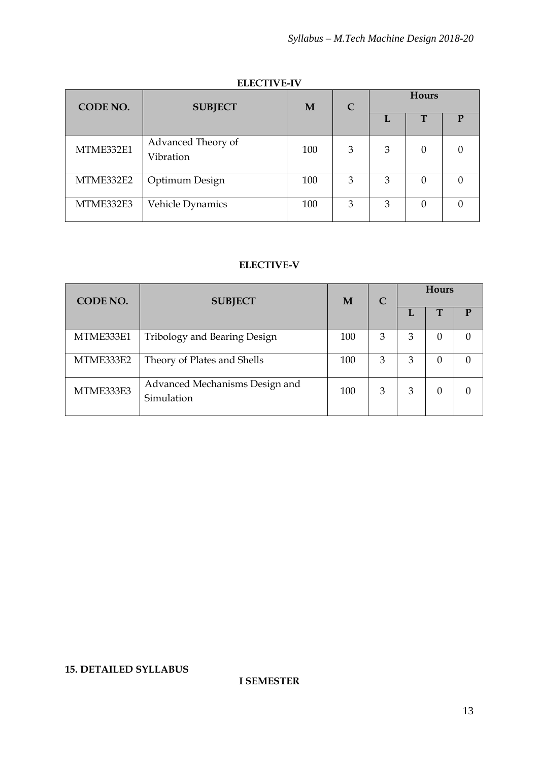**ELECTIVE-IV**

| CODE NO. | SUBJECT | M | C | Hours | | |
|---|---|---|---|---|---|---|
| | | | | L | T | P |
| MTME332E1 | Advanced Theory of Vibration | 100 | 3 | 3 | 0 | 0 |
| MTME332E2 | Optimum Design | 100 | 3 | 3 | 0 | 0 |
| MTME332E3 | Vehicle Dynamics | 100 | 3 | 3 | 0 | 0 |

**ELECTIVE-V**

| CODE NO. | SUBJECT | M | C | Hours | | |
|---|---|---|---|---|---|---|
| | | | | L | T | P |
| MTME333E1 | Tribology and Bearing Design | 100 | 3 | 3 | 0 | 0 |
| MTME333E2 | Theory of Plates and Shells | 100 | 3 | 3 | 0 | 0 |
| MTME333E3 | Advanced Mechanisms Design and Simulation | 100 | 3 | 3 | 0 | 0 |

## 15. DETAILED SYLLABUS

### I SEMESTER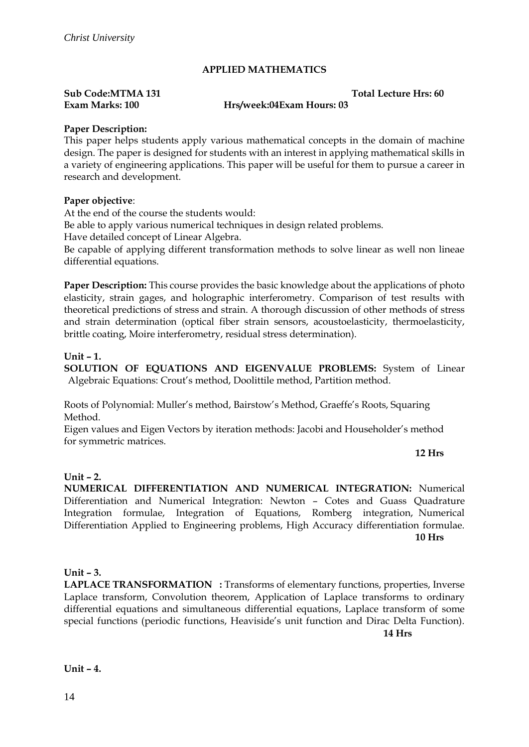## APPLIED MATHEMATICS

**Sub Code:MTMA 131** **Total Lecture Hrs: 60**
**Exam Marks: 100** **Hrs/week:04Exam Hours: 03**

**Paper Description:**
This paper helps students apply various mathematical concepts in the domain of machine design. The paper is designed for students with an interest in applying mathematical skills in a variety of engineering applications. This paper will be useful for them to pursue a career in research and development.

**Paper objective**:
At the end of the course the students would:
Be able to apply various numerical techniques in design related problems.
Have detailed concept of Linear Algebra.
Be capable of applying different transformation methods to solve linear as well non lineae differential equations.

**Paper Description:** This course provides the basic knowledge about the applications of photo elasticity, strain gages, and holographic interferometry. Comparison of test results with theoretical predictions of stress and strain. A thorough discussion of other methods of stress and strain determination (optical fiber strain sensors, acoustoelasticity, thermoelasticity, brittle coating, Moire interferometry, residual stress determination).

**Unit – 1.**
**SOLUTION OF EQUATIONS AND EIGENVALUE PROBLEMS:** System of Linear Algebraic Equations: Crout's method, Doolittile method, Partition method.

Roots of Polynomial: Muller's method, Bairstow's Method, Graeffe's Roots, Squaring Method.
Eigen values and Eigen Vectors by iteration methods: Jacobi and Householder's method for symmetric matrices.

**12 Hrs**

**Unit – 2.**
**NUMERICAL DIFFERENTIATION AND NUMERICAL INTEGRATION:** Numerical Differentiation and Numerical Integration: Newton – Cotes and Guass Quadrature Integration formulae, Integration of Equations, Romberg integration, Numerical Differentiation Applied to Engineering problems, High Accuracy differentiation formulae.
**10 Hrs**

**Unit – 3.**
**LAPLACE TRANSFORMATION :** Transforms of elementary functions, properties, Inverse Laplace transform, Convolution theorem, Application of Laplace transforms to ordinary differential equations and simultaneous differential equations, Laplace transform of some special functions (periodic functions, Heaviside's unit function and Dirac Delta Function).
**14 Hrs**

**Unit – 4.**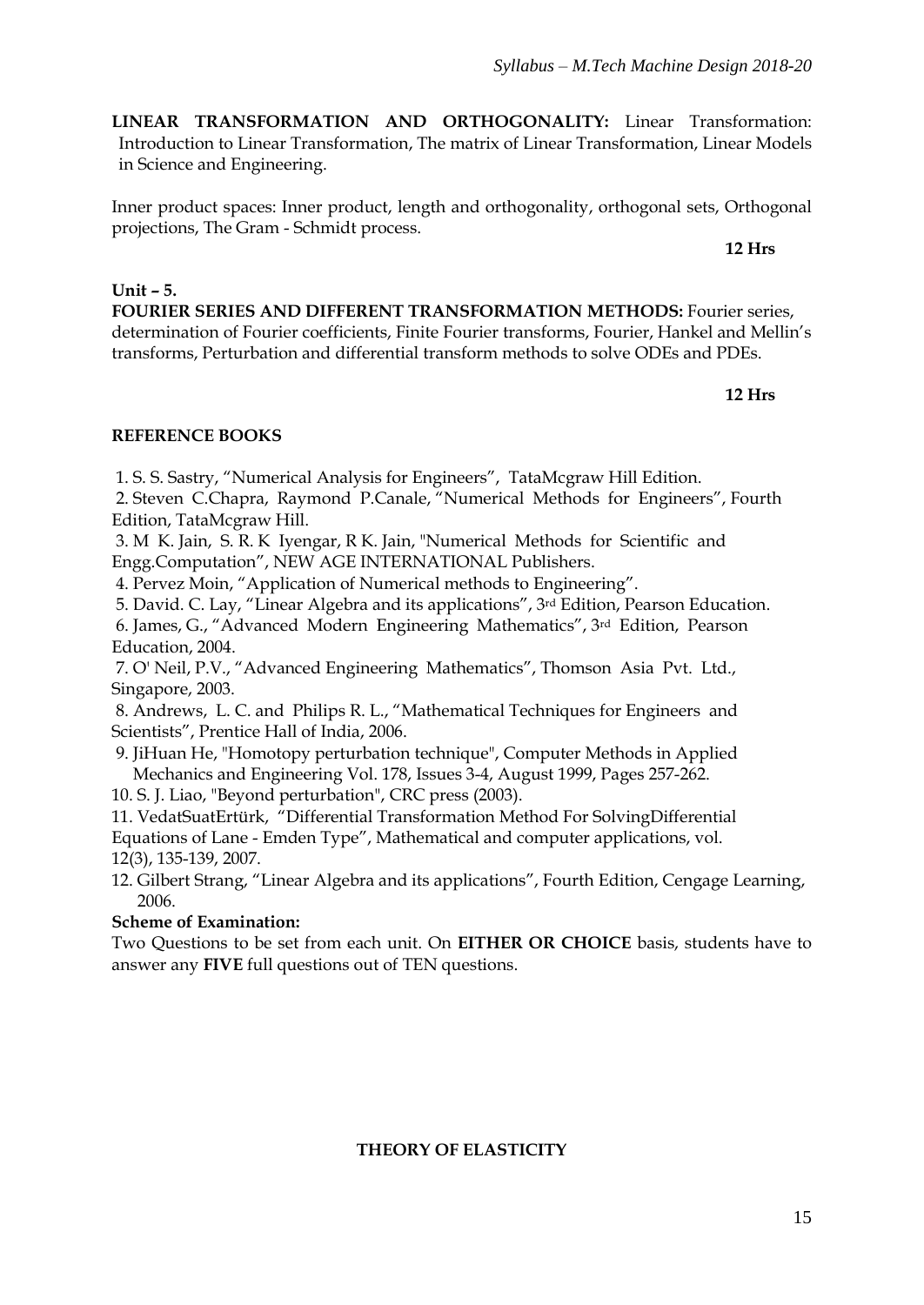**LINEAR TRANSFORMATION AND ORTHOGONALITY:** Linear Transformation: Introduction to Linear Transformation, The matrix of Linear Transformation, Linear Models in Science and Engineering.

Inner product spaces: Inner product, length and orthogonality, orthogonal sets, Orthogonal projections, The Gram - Schmidt process.

**12 Hrs**

**Unit – 5.**

**FOURIER SERIES AND DIFFERENT TRANSFORMATION METHODS:** Fourier series, determination of Fourier coefficients, Finite Fourier transforms, Fourier, Hankel and Mellin's transforms, Perturbation and differential transform methods to solve ODEs and PDEs.

**12 Hrs**

**REFERENCE BOOKS**

1. S. S. Sastry, "Numerical Analysis for Engineers", TataMcgraw Hill Edition.
2. Steven C.Chapra, Raymond P.Canale, "Numerical Methods for Engineers", Fourth Edition, TataMcgraw Hill.
3. M K. Jain, S. R. K Iyengar, R K. Jain, "Numerical Methods for Scientific and Engg.Computation", NEW AGE INTERNATIONAL Publishers.
4. Pervez Moin, "Application of Numerical methods to Engineering".
5. David. C. Lay, "Linear Algebra and its applications", 3rd Edition, Pearson Education.
6. James, G., "Advanced Modern Engineering Mathematics", 3rd Edition, Pearson Education, 2004.
7. O' Neil, P.V., "Advanced Engineering Mathematics", Thomson Asia Pvt. Ltd., Singapore, 2003.
8. Andrews, L. C. and Philips R. L., "Mathematical Techniques for Engineers and Scientists", Prentice Hall of India, 2006.
9. JiHuan He, "Homotopy perturbation technique", Computer Methods in Applied Mechanics and Engineering Vol. 178, Issues 3-4, August 1999, Pages 257-262.
10. S. J. Liao, "Beyond perturbation", CRC press (2003).
11. VedatSuatErtürk, "Differential Transformation Method For SolvingDifferential Equations of Lane - Emden Type", Mathematical and computer applications, vol. 12(3), 135-139, 2007.
12. Gilbert Strang, "Linear Algebra and its applications", Fourth Edition, Cengage Learning, 2006.

**Scheme of Examination:**

Two Questions to be set from each unit. On **EITHER OR CHOICE** basis, students have to answer any **FIVE** full questions out of TEN questions.

**THEORY OF ELASTICITY**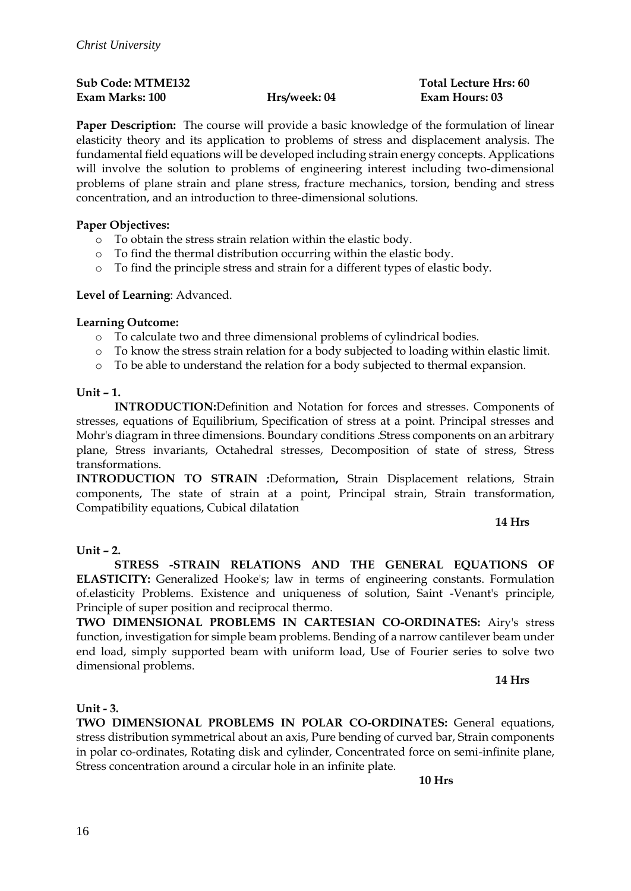**Sub Code: MTME132** **Total Lecture Hrs: 60**
**Exam Marks: 100** **Hrs/week: 04** **Exam Hours: 03**

**Paper Description:** The course will provide a basic knowledge of the formulation of linear elasticity theory and its application to problems of stress and displacement analysis. The fundamental field equations will be developed including strain energy concepts. Applications will involve the solution to problems of engineering interest including two-dimensional problems of plane strain and plane stress, fracture mechanics, torsion, bending and stress concentration, and an introduction to three-dimensional solutions.

**Paper Objectives:**

- To obtain the stress strain relation within the elastic body.
- To find the thermal distribution occurring within the elastic body.
- To find the principle stress and strain for a different types of elastic body.

**Level of Learning**: Advanced.

**Learning Outcome:**

- To calculate two and three dimensional problems of cylindrical bodies.
- To know the stress strain relation for a body subjected to loading within elastic limit.
- To be able to understand the relation for a body subjected to thermal expansion.

**Unit – 1.**

**INTRODUCTION:**Definition and Notation for forces and stresses. Components of stresses, equations of Equilibrium, Specification of stress at a point. Principal stresses and Mohr's diagram in three dimensions. Boundary conditions .Stress components on an arbitrary plane, Stress invariants, Octahedral stresses, Decomposition of state of stress, Stress transformations.

**INTRODUCTION TO STRAIN :**Deformation**,** Strain Displacement relations, Strain components, The state of strain at a point, Principal strain, Strain transformation, Compatibility equations, Cubical dilatation

**14 Hrs**

**Unit – 2.**

**STRESS -STRAIN RELATIONS AND THE GENERAL EQUATIONS OF ELASTICITY:** Generalized Hooke's; law in terms of engineering constants. Formulation of.elasticity Problems. Existence and uniqueness of solution, Saint -Venant's principle, Principle of super position and reciprocal thermo.

**TWO DIMENSIONAL PROBLEMS IN CARTESIAN CO-ORDINATES:** Airy's stress function, investigation for simple beam problems. Bending of a narrow cantilever beam under end load, simply supported beam with uniform load, Use of Fourier series to solve two dimensional problems.

**14 Hrs**

**Unit - 3.**

**TWO DIMENSIONAL PROBLEMS IN POLAR CO-ORDINATES:** General equations, stress distribution symmetrical about an axis, Pure bending of curved bar, Strain components in polar co-ordinates, Rotating disk and cylinder, Concentrated force on semi-infinite plane, Stress concentration around a circular hole in an infinite plate.

**10 Hrs**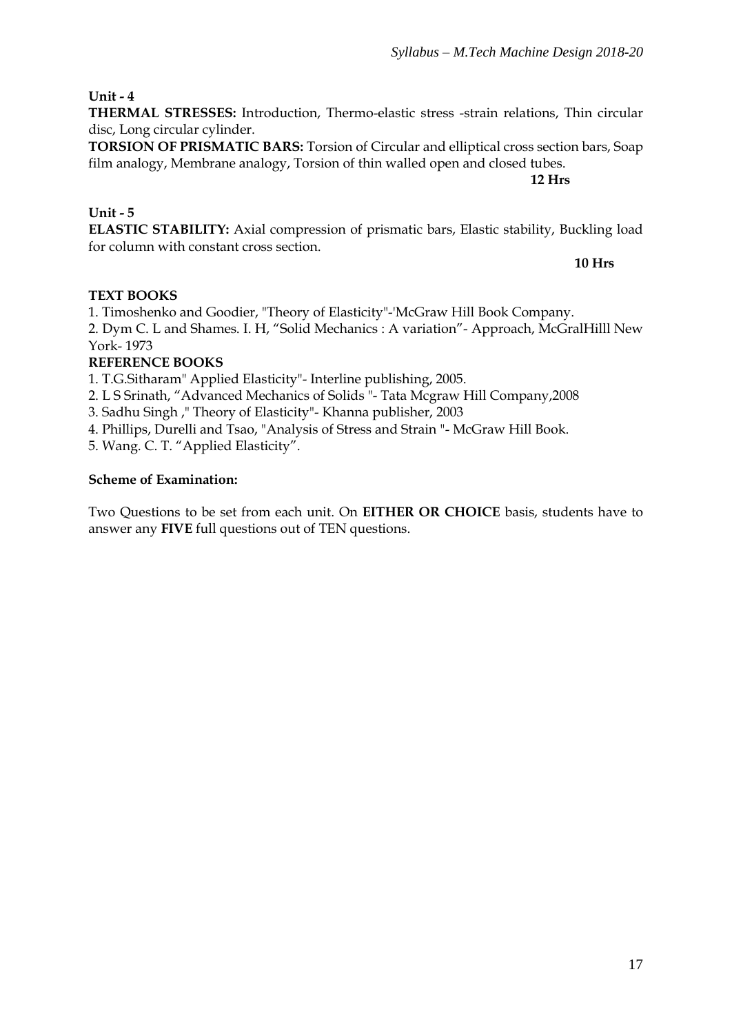**Unit - 4**

**THERMAL STRESSES:** Introduction, Thermo-elastic stress -strain relations, Thin circular disc, Long circular cylinder.

**TORSION OF PRISMATIC BARS:** Torsion of Circular and elliptical cross section bars, Soap film analogy, Membrane analogy, Torsion of thin walled open and closed tubes.

**12 Hrs**

**Unit - 5**

**ELASTIC STABILITY:** Axial compression of prismatic bars, Elastic stability, Buckling load for column with constant cross section.

**10 Hrs**

**TEXT BOOKS**

1. Timoshenko and Goodier, "Theory of Elasticity"-'McGraw Hill Book Company.
2. Dym C. L and Shames. I. H, "Solid Mechanics : A variation"- Approach, McGralHilll New York- 1973

**REFERENCE BOOKS**

1. T.G.Sitharam" Applied Elasticity"- Interline publishing, 2005.
2. L S Srinath, "Advanced Mechanics of Solids "- Tata Mcgraw Hill Company,2008
3. Sadhu Singh ," Theory of Elasticity"- Khanna publisher, 2003
4. Phillips, Durelli and Tsao, "Analysis of Stress and Strain "- McGraw Hill Book.
5. Wang. C. T. "Applied Elasticity".

**Scheme of Examination:**

Two Questions to be set from each unit. On **EITHER OR CHOICE** basis, students have to answer any **FIVE** full questions out of TEN questions.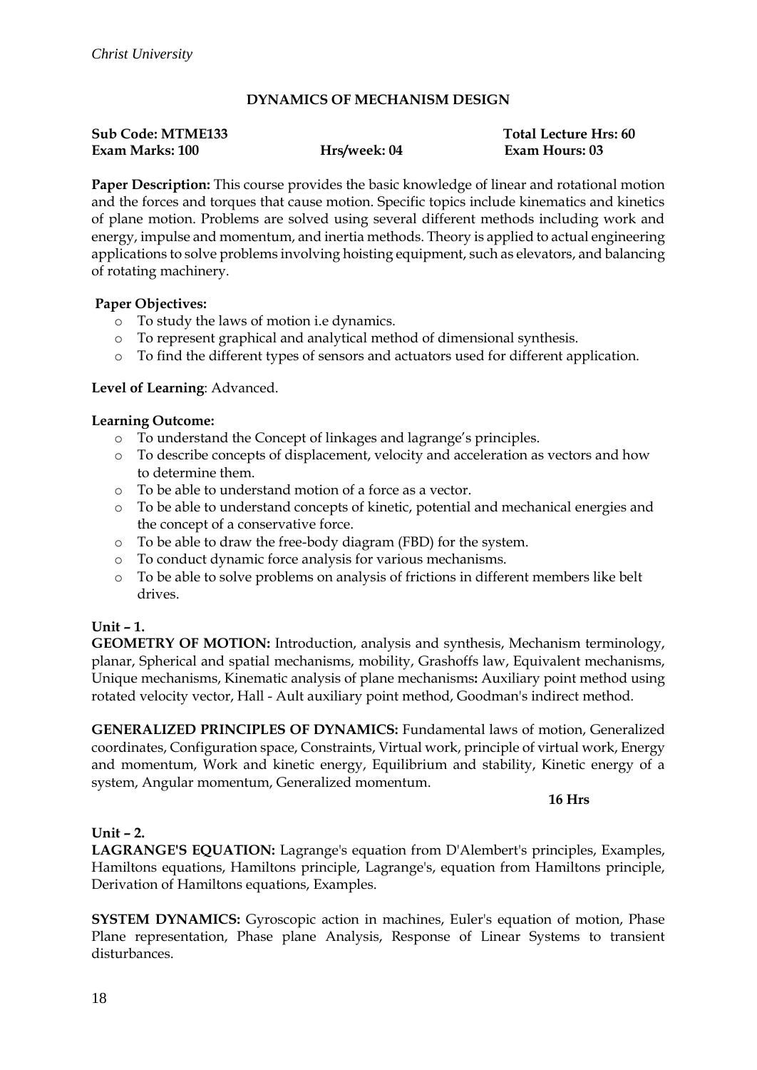## DYNAMICS OF MECHANISM DESIGN

**Sub Code: MTME133** **Total Lecture Hrs: 60**
**Exam Marks: 100** **Hrs/week: 04** **Exam Hours: 03**

**Paper Description:** This course provides the basic knowledge of linear and rotational motion and the forces and torques that cause motion. Specific topics include kinematics and kinetics of plane motion. Problems are solved using several different methods including work and energy, impulse and momentum, and inertia methods. Theory is applied to actual engineering applications to solve problems involving hoisting equipment, such as elevators, and balancing of rotating machinery.

**Paper Objectives:**

- To study the laws of motion i.e dynamics.
- To represent graphical and analytical method of dimensional synthesis.
- To find the different types of sensors and actuators used for different application.

**Level of Learning**: Advanced.

**Learning Outcome:**

- To understand the Concept of linkages and lagrange's principles.
- To describe concepts of displacement, velocity and acceleration as vectors and how to determine them.
- To be able to understand motion of a force as a vector.
- To be able to understand concepts of kinetic, potential and mechanical energies and the concept of a conservative force.
- To be able to draw the free-body diagram (FBD) for the system.
- To conduct dynamic force analysis for various mechanisms.
- To be able to solve problems on analysis of frictions in different members like belt drives.

**Unit – 1.**

**GEOMETRY OF MOTION:** Introduction, analysis and synthesis, Mechanism terminology, planar, Spherical and spatial mechanisms, mobility, Grashoffs law, Equivalent mechanisms, Unique mechanisms, Kinematic analysis of plane mechanisms**:** Auxiliary point method using rotated velocity vector, Hall - Ault auxiliary point method, Goodman's indirect method.

**GENERALIZED PRINCIPLES OF DYNAMICS:** Fundamental laws of motion, Generalized coordinates, Configuration space, Constraints, Virtual work, principle of virtual work, Energy and momentum, Work and kinetic energy, Equilibrium and stability, Kinetic energy of a system, Angular momentum, Generalized momentum.

**16 Hrs**

**Unit – 2.**

**LAGRANGE'S EQUATION:** Lagrange's equation from D'Alembert's principles, Examples, Hamiltons equations, Hamiltons principle, Lagrange's, equation from Hamiltons principle, Derivation of Hamiltons equations, Examples.

**SYSTEM DYNAMICS:** Gyroscopic action in machines, Euler's equation of motion, Phase Plane representation, Phase plane Analysis, Response of Linear Systems to transient disturbances.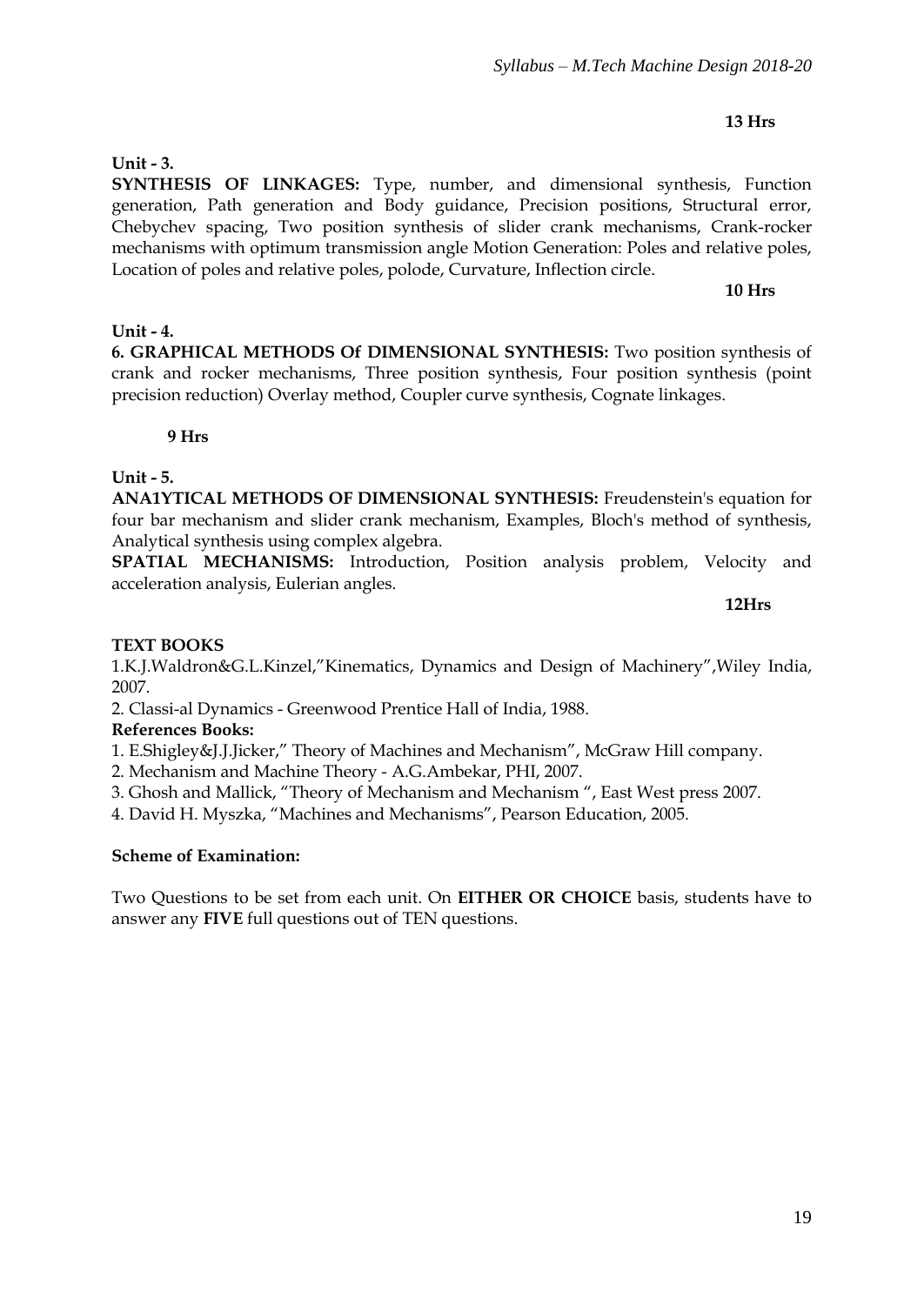**13 Hrs**

**Unit - 3.**

**SYNTHESIS OF LINKAGES:** Type, number, and dimensional synthesis, Function generation, Path generation and Body guidance, Precision positions, Structural error, Chebychev spacing, Two position synthesis of slider crank mechanisms, Crank-rocker mechanisms with optimum transmission angle Motion Generation: Poles and relative poles, Location of poles and relative poles, polode, Curvature, Inflection circle.

**10 Hrs**

**Unit - 4.**

**6. GRAPHICAL METHODS Of DIMENSIONAL SYNTHESIS:** Two position synthesis of crank and rocker mechanisms, Three position synthesis, Four position synthesis (point precision reduction) Overlay method, Coupler curve synthesis, Cognate linkages.

**9 Hrs**

**Unit - 5.**

**ANA1YTICAL METHODS OF DIMENSIONAL SYNTHESIS:** Freudenstein's equation for four bar mechanism and slider crank mechanism, Examples, Bloch's method of synthesis, Analytical synthesis using complex algebra.

**SPATIAL MECHANISMS:** Introduction, Position analysis problem, Velocity and acceleration analysis, Eulerian angles.

**12Hrs**

**TEXT BOOKS**

1.K.J.Waldron&G.L.Kinzel,"Kinematics, Dynamics and Design of Machinery",Wiley India, 2007.

2. Classi-al Dynamics - Greenwood Prentice Hall of India, 1988.

**References Books:**

1. E.Shigley&J.J.Jicker," Theory of Machines and Mechanism", McGraw Hill company.
2. Mechanism and Machine Theory - A.G.Ambekar, PHI, 2007.
3. Ghosh and Mallick, "Theory of Mechanism and Mechanism ", East West press 2007.
4. David H. Myszka, "Machines and Mechanisms", Pearson Education, 2005.

**Scheme of Examination:**

Two Questions to be set from each unit. On **EITHER OR CHOICE** basis, students have to answer any **FIVE** full questions out of TEN questions.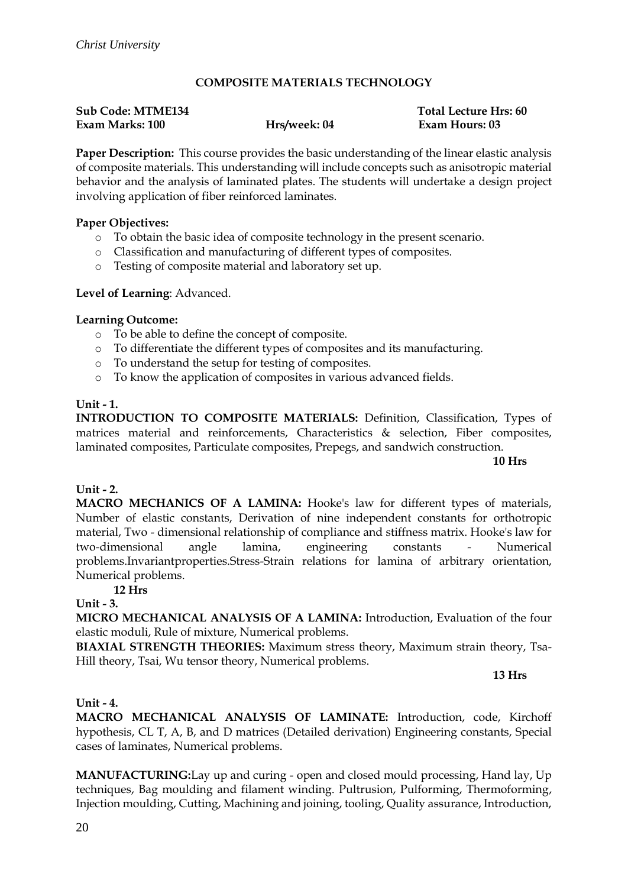## COMPOSITE MATERIALS TECHNOLOGY

**Sub Code: MTME134** **Total Lecture Hrs: 60**
**Exam Marks: 100** **Hrs/week: 04** **Exam Hours: 03**

**Paper Description:** This course provides the basic understanding of the linear elastic analysis of composite materials. This understanding will include concepts such as anisotropic material behavior and the analysis of laminated plates. The students will undertake a design project involving application of fiber reinforced laminates.

**Paper Objectives:**

- To obtain the basic idea of composite technology in the present scenario.
- Classification and manufacturing of different types of composites.
- Testing of composite material and laboratory set up.

**Level of Learning**: Advanced.

**Learning Outcome:**

- To be able to define the concept of composite.
- To differentiate the different types of composites and its manufacturing.
- To understand the setup for testing of composites.
- To know the application of composites in various advanced fields.

**Unit - 1.**

**INTRODUCTION TO COMPOSITE MATERIALS:** Definition, Classification, Types of matrices material and reinforcements, Characteristics & selection, Fiber composites, laminated composites, Particulate composites, Prepegs, and sandwich construction.

**10 Hrs**

**Unit - 2.**

**MACRO MECHANICS OF A LAMINA:** Hooke's law for different types of materials, Number of elastic constants, Derivation of nine independent constants for orthotropic material, Two - dimensional relationship of compliance and stiffness matrix. Hooke's law for two-dimensional angle lamina, engineering constants - Numerical problems.Invariantproperties.Stress-Strain relations for lamina of arbitrary orientation, Numerical problems.

**12 Hrs**

**Unit - 3.**

**MICRO MECHANICAL ANALYSIS OF A LAMINA:** Introduction, Evaluation of the four elastic moduli, Rule of mixture, Numerical problems.

**BIAXIAL STRENGTH THEORIES:** Maximum stress theory, Maximum strain theory, Tsa-Hill theory, Tsai, Wu tensor theory, Numerical problems.

**13 Hrs**

**Unit - 4.**

**MACRO MECHANICAL ANALYSIS OF LAMINATE:** Introduction, code, Kirchoff hypothesis, CL T, A, B, and D matrices (Detailed derivation) Engineering constants, Special cases of laminates, Numerical problems.

**MANUFACTURING:**Lay up and curing - open and closed mould processing, Hand lay, Up techniques, Bag moulding and filament winding. Pultrusion, Pulforming, Thermoforming, Injection moulding, Cutting, Machining and joining, tooling, Quality assurance, Introduction,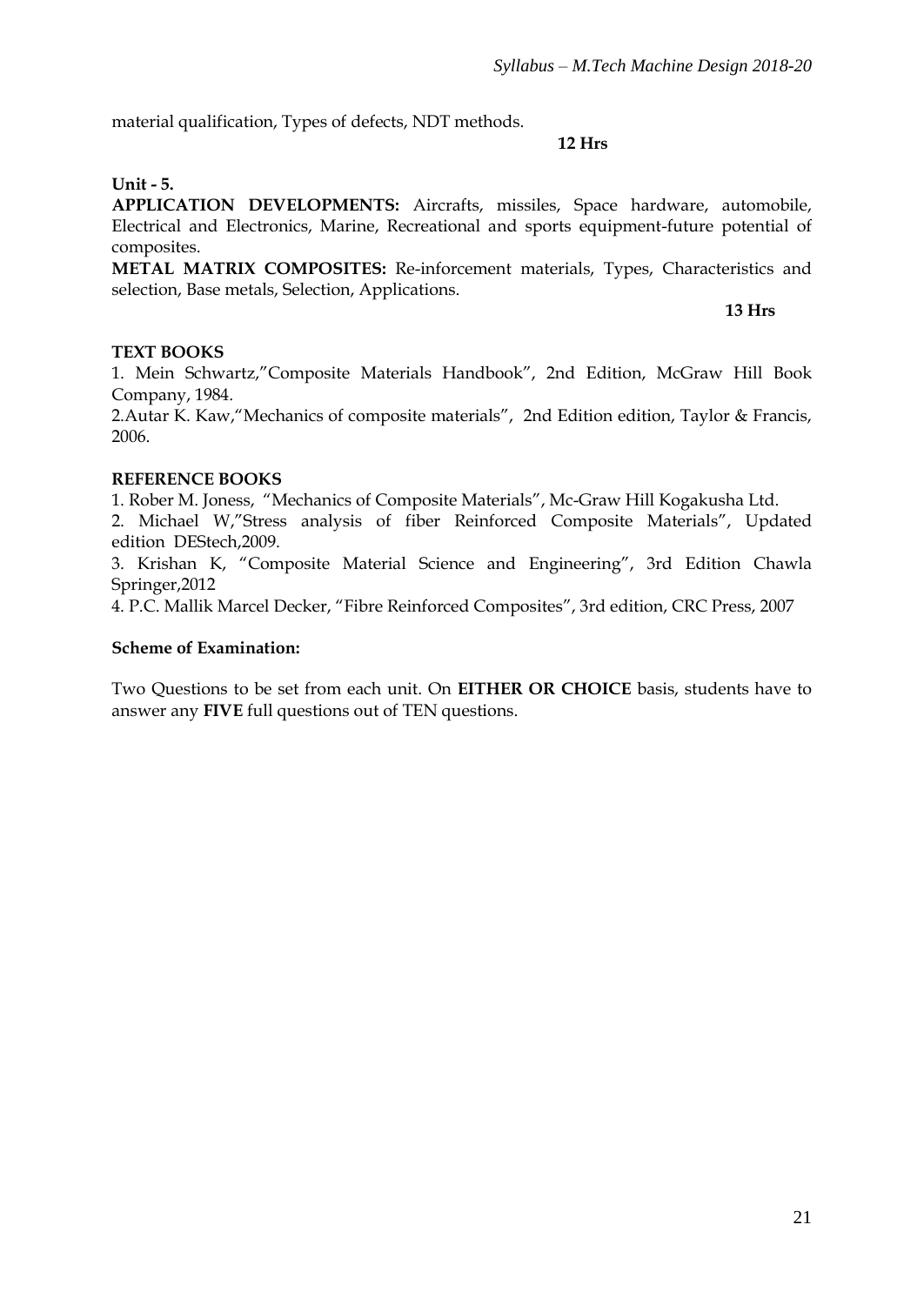material qualification, Types of defects, NDT methods.

**12 Hrs**

**Unit - 5.**

**APPLICATION DEVELOPMENTS:** Aircrafts, missiles, Space hardware, automobile, Electrical and Electronics, Marine, Recreational and sports equipment-future potential of composites.

**METAL MATRIX COMPOSITES:** Re-inforcement materials, Types, Characteristics and selection, Base metals, Selection, Applications.

**13 Hrs**

**TEXT BOOKS**

1. Mein Schwartz,"Composite Materials Handbook", 2nd Edition, McGraw Hill Book Company, 1984.
2. Autar K. Kaw,"Mechanics of composite materials", 2nd Edition edition, Taylor & Francis, 2006.

**REFERENCE BOOKS**

1. Rober M. Joness, "Mechanics of Composite Materials", Mc-Graw Hill Kogakusha Ltd.
2. Michael W,"Stress analysis of fiber Reinforced Composite Materials", Updated edition DEStech,2009.
3. Krishan K, "Composite Material Science and Engineering", 3rd Edition Chawla Springer,2012
4. P.C. Mallik Marcel Decker, "Fibre Reinforced Composites", 3rd edition, CRC Press, 2007

**Scheme of Examination:**

Two Questions to be set from each unit. On **EITHER OR CHOICE** basis, students have to answer any **FIVE** full questions out of TEN questions.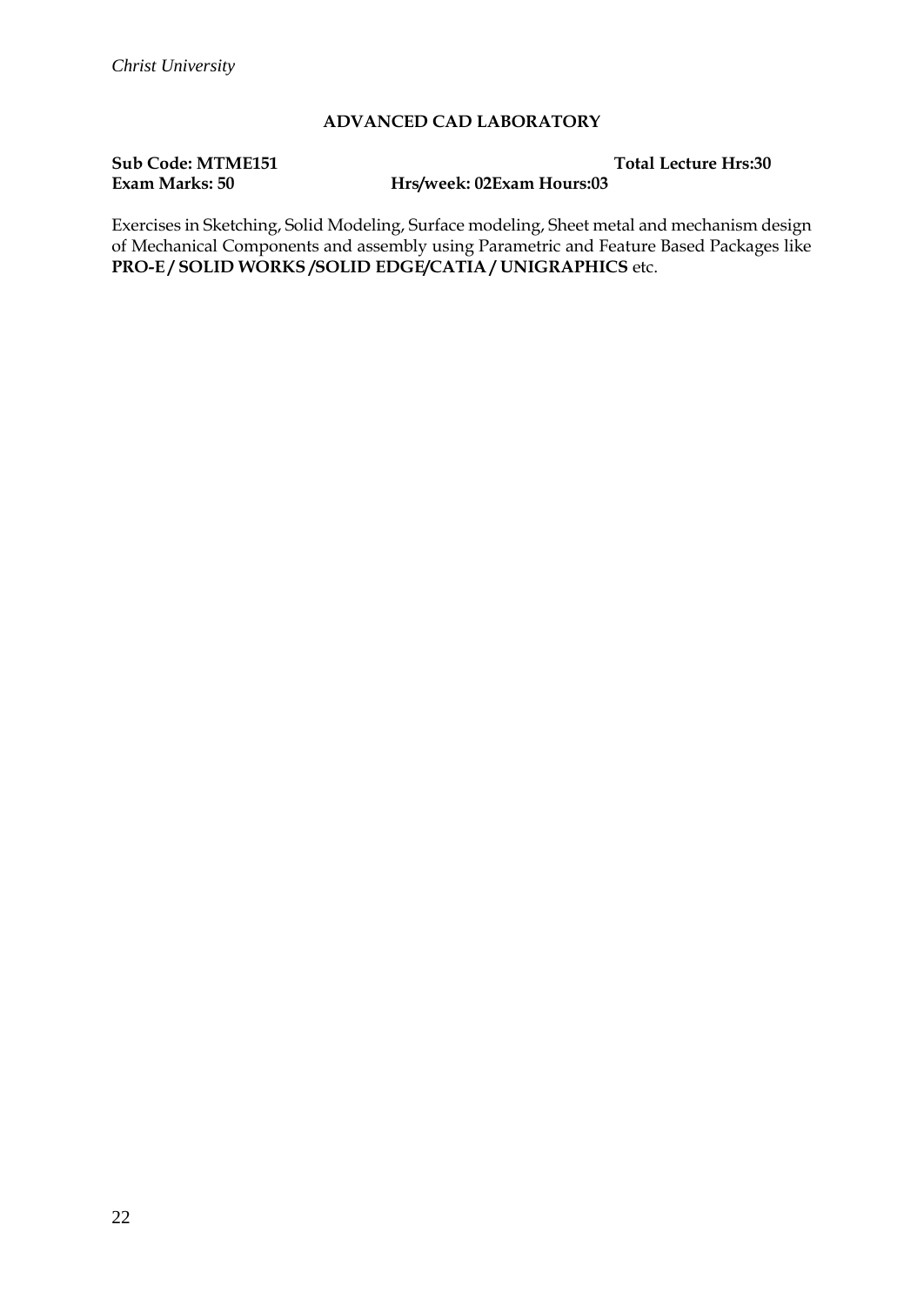## ADVANCED CAD LABORATORY

**Sub Code: MTME151** **Total Lecture Hrs:30**
**Exam Marks: 50** **Hrs/week: 02Exam Hours:03**

Exercises in Sketching, Solid Modeling, Surface modeling, Sheet metal and mechanism design of Mechanical Components and assembly using Parametric and Feature Based Packages like **PRO-E / SOLID WORKS /SOLID EDGE/CATIA / UNIGRAPHICS** etc.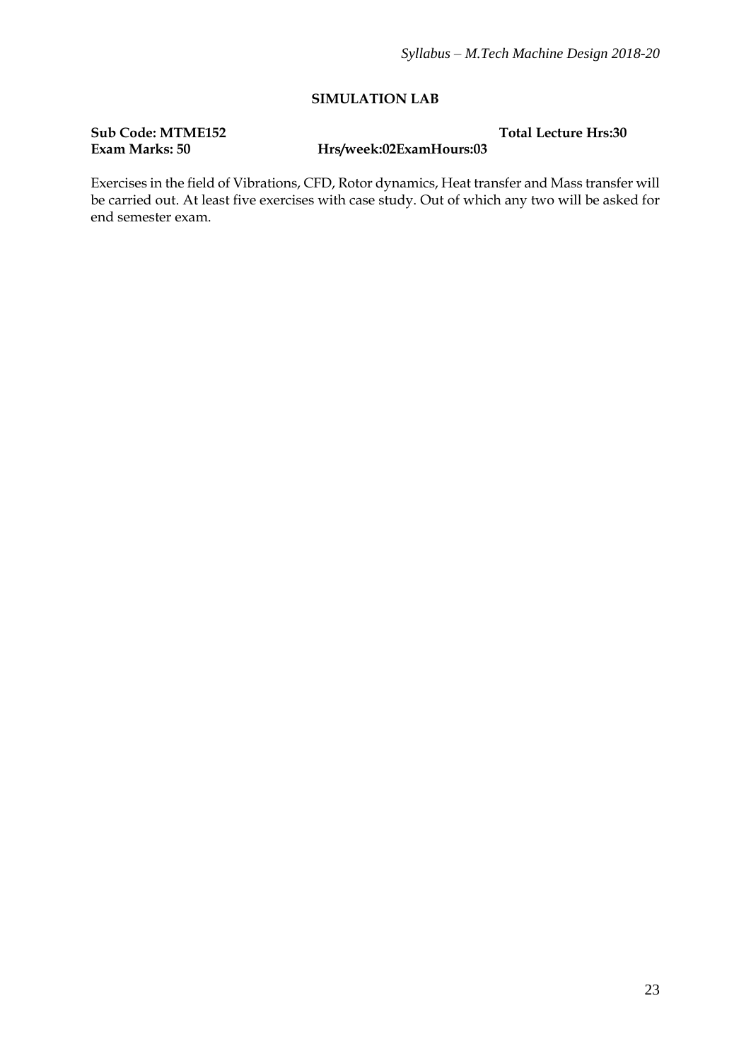## SIMULATION LAB

**Sub Code: MTME152** **Total Lecture Hrs:30**

**Exam Marks: 50** **Hrs/week:02ExamHours:03**

Exercises in the field of Vibrations, CFD, Rotor dynamics, Heat transfer and Mass transfer will be carried out. At least five exercises with case study. Out of which any two will be asked for end semester exam.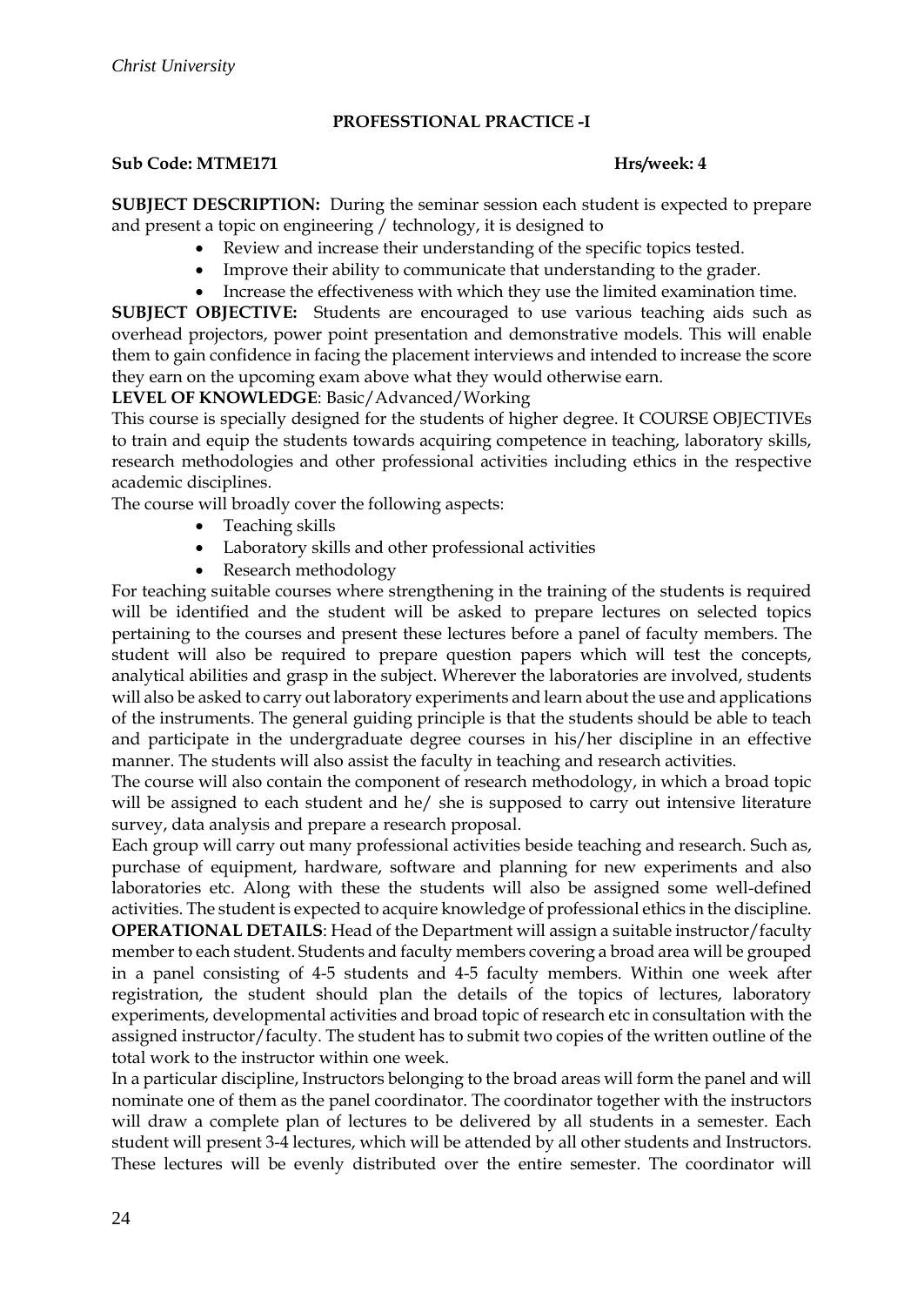## PROFESSTIONAL PRACTICE -I

**Sub Code: MTME171** **Hrs/week: 4**

**SUBJECT DESCRIPTION:** During the seminar session each student is expected to prepare and present a topic on engineering / technology, it is designed to

- Review and increase their understanding of the specific topics tested.
- Improve their ability to communicate that understanding to the grader.
- Increase the effectiveness with which they use the limited examination time.

**SUBJECT OBJECTIVE:** Students are encouraged to use various teaching aids such as overhead projectors, power point presentation and demonstrative models. This will enable them to gain confidence in facing the placement interviews and intended to increase the score they earn on the upcoming exam above what they would otherwise earn.

**LEVEL OF KNOWLEDGE**: Basic/Advanced/Working

This course is specially designed for the students of higher degree. It COURSE OBJECTIVEs to train and equip the students towards acquiring competence in teaching, laboratory skills, research methodologies and other professional activities including ethics in the respective academic disciplines.

The course will broadly cover the following aspects:

- Teaching skills
- Laboratory skills and other professional activities
- Research methodology

For teaching suitable courses where strengthening in the training of the students is required will be identified and the student will be asked to prepare lectures on selected topics pertaining to the courses and present these lectures before a panel of faculty members. The student will also be required to prepare question papers which will test the concepts, analytical abilities and grasp in the subject. Wherever the laboratories are involved, students will also be asked to carry out laboratory experiments and learn about the use and applications of the instruments. The general guiding principle is that the students should be able to teach and participate in the undergraduate degree courses in his/her discipline in an effective manner. The students will also assist the faculty in teaching and research activities.

The course will also contain the component of research methodology, in which a broad topic will be assigned to each student and he/ she is supposed to carry out intensive literature survey, data analysis and prepare a research proposal.

Each group will carry out many professional activities beside teaching and research. Such as, purchase of equipment, hardware, software and planning for new experiments and also laboratories etc. Along with these the students will also be assigned some well-defined activities. The student is expected to acquire knowledge of professional ethics in the discipline.

**OPERATIONAL DETAILS**: Head of the Department will assign a suitable instructor/faculty member to each student. Students and faculty members covering a broad area will be grouped in a panel consisting of 4-5 students and 4-5 faculty members. Within one week after registration, the student should plan the details of the topics of lectures, laboratory experiments, developmental activities and broad topic of research etc in consultation with the assigned instructor/faculty. The student has to submit two copies of the written outline of the total work to the instructor within one week.

In a particular discipline, Instructors belonging to the broad areas will form the panel and will nominate one of them as the panel coordinator. The coordinator together with the instructors will draw a complete plan of lectures to be delivered by all students in a semester. Each student will present 3-4 lectures, which will be attended by all other students and Instructors. These lectures will be evenly distributed over the entire semester. The coordinator will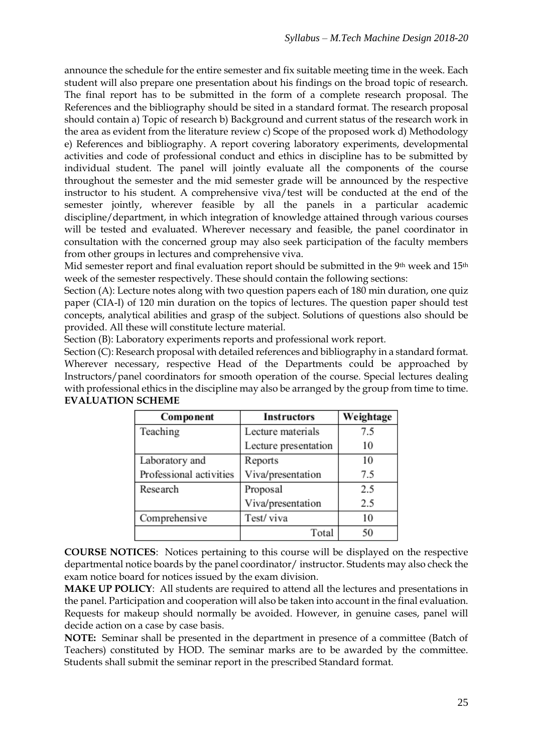announce the schedule for the entire semester and fix suitable meeting time in the week. Each student will also prepare one presentation about his findings on the broad topic of research. The final report has to be submitted in the form of a complete research proposal. The References and the bibliography should be sited in a standard format. The research proposal should contain a) Topic of research b) Background and current status of the research work in the area as evident from the literature review c) Scope of the proposed work d) Methodology e) References and bibliography. A report covering laboratory experiments, developmental activities and code of professional conduct and ethics in discipline has to be submitted by individual student. The panel will jointly evaluate all the components of the course throughout the semester and the mid semester grade will be announced by the respective instructor to his student. A comprehensive viva/test will be conducted at the end of the semester jointly, wherever feasible by all the panels in a particular academic discipline/department, in which integration of knowledge attained through various courses will be tested and evaluated. Wherever necessary and feasible, the panel coordinator in consultation with the concerned group may also seek participation of the faculty members from other groups in lectures and comprehensive viva.

Mid semester report and final evaluation report should be submitted in the 9th week and 15th week of the semester respectively. These should contain the following sections:

Section (A): Lecture notes along with two question papers each of 180 min duration, one quiz paper (CIA-I) of 120 min duration on the topics of lectures. The question paper should test concepts, analytical abilities and grasp of the subject. Solutions of questions also should be provided. All these will constitute lecture material.

Section (B): Laboratory experiments reports and professional work report.

Section (C): Research proposal with detailed references and bibliography in a standard format. Wherever necessary, respective Head of the Departments could be approached by Instructors/panel coordinators for smooth operation of the course. Special lectures dealing with professional ethics in the discipline may also be arranged by the group from time to time.

**EVALUATION SCHEME**

| Component | Instructors | Weightage |
|---|---|---|
| Teaching | Lecture materials | 7.5 |
| | Lecture presentation | 10 |
| Laboratory and Professional activities | Reports | 10 |
| | Viva/presentation | 7.5 |
| Research | Proposal | 2.5 |
| | Viva/presentation | 2.5 |
| Comprehensive | Test/ viva | 10 |
| | Total | 50 |

**COURSE NOTICES**: Notices pertaining to this course will be displayed on the respective departmental notice boards by the panel coordinator/ instructor. Students may also check the exam notice board for notices issued by the exam division.

**MAKE UP POLICY**: All students are required to attend all the lectures and presentations in the panel. Participation and cooperation will also be taken into account in the final evaluation. Requests for makeup should normally be avoided. However, in genuine cases, panel will decide action on a case by case basis.

**NOTE:** Seminar shall be presented in the department in presence of a committee (Batch of Teachers) constituted by HOD. The seminar marks are to be awarded by the committee. Students shall submit the seminar report in the prescribed Standard format.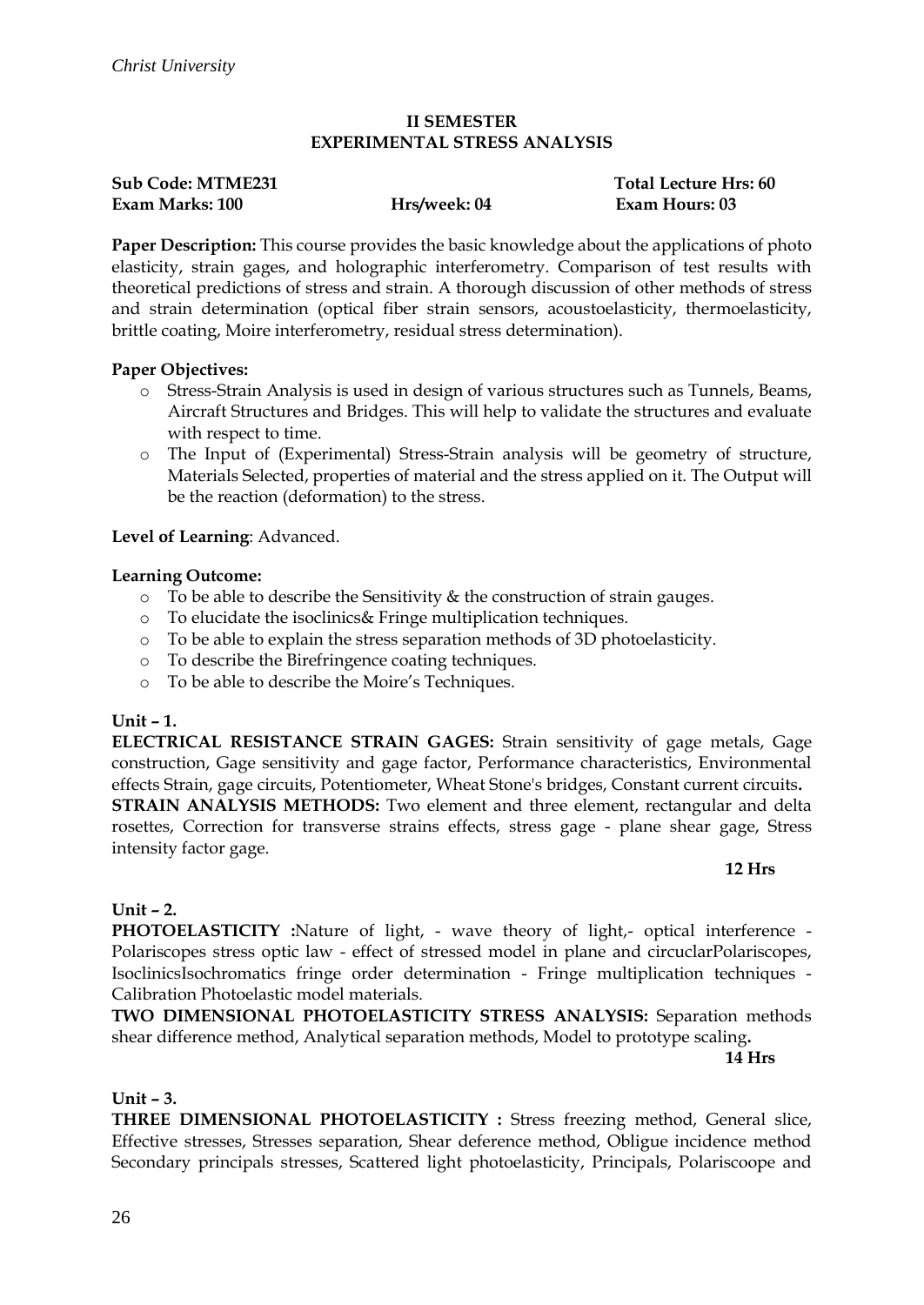## II SEMESTER
## EXPERIMENTAL STRESS ANALYSIS

**Sub Code: MTME231** **Total Lecture Hrs: 60**
**Exam Marks: 100** **Hrs/week: 04** **Exam Hours: 03**

**Paper Description:** This course provides the basic knowledge about the applications of photo elasticity, strain gages, and holographic interferometry. Comparison of test results with theoretical predictions of stress and strain. A thorough discussion of other methods of stress and strain determination (optical fiber strain sensors, acoustoelasticity, thermoelasticity, brittle coating, Moire interferometry, residual stress determination).

**Paper Objectives:**

- Stress-Strain Analysis is used in design of various structures such as Tunnels, Beams, Aircraft Structures and Bridges. This will help to validate the structures and evaluate with respect to time.
- The Input of (Experimental) Stress-Strain analysis will be geometry of structure, Materials Selected, properties of material and the stress applied on it. The Output will be the reaction (deformation) to the stress.

**Level of Learning**: Advanced.

**Learning Outcome:**

- To be able to describe the Sensitivity & the construction of strain gauges.
- To elucidate the isoclinics& Fringe multiplication techniques.
- To be able to explain the stress separation methods of 3D photoelasticity.
- To describe the Birefringence coating techniques.
- To be able to describe the Moire's Techniques.

**Unit – 1.**

**ELECTRICAL RESISTANCE STRAIN GAGES:** Strain sensitivity of gage metals, Gage construction, Gage sensitivity and gage factor, Performance characteristics, Environmental effects Strain, gage circuits, Potentiometer, Wheat Stone's bridges, Constant current circuits**.**

**STRAIN ANALYSIS METHODS:** Two element and three element, rectangular and delta rosettes, Correction for transverse strains effects, stress gage - plane shear gage, Stress intensity factor gage.

**12 Hrs**

**Unit – 2.**

**PHOTOELASTICITY :**Nature of light, - wave theory of light,- optical interference - Polariscopes stress optic law - effect of stressed model in plane and circuclarPolariscopes, IsoclinicsIsochromatics fringe order determination - Fringe multiplication techniques - Calibration Photoelastic model materials.

**TWO DIMENSIONAL PHOTOELASTICITY STRESS ANALYSIS:** Separation methods shear difference method, Analytical separation methods, Model to prototype scaling**.**

**14 Hrs**

**Unit – 3.**

**THREE DIMENSIONAL PHOTOELASTICITY :** Stress freezing method, General slice, Effective stresses, Stresses separation, Shear deference method, Obligue incidence method Secondary principals stresses, Scattered light photoelasticity, Principals, Polariscoope and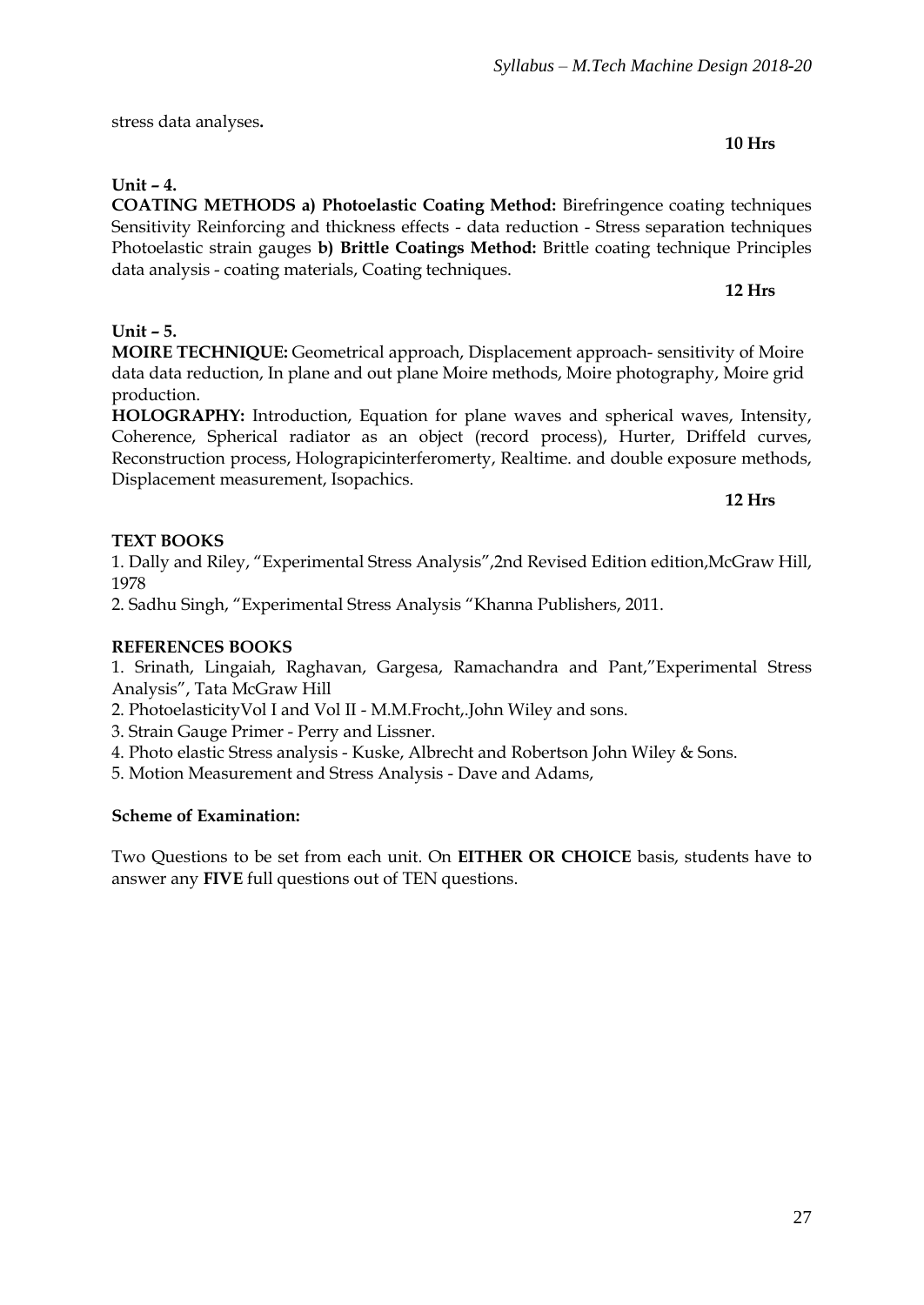stress data analyses**.**

**10 Hrs**

**Unit – 4.**

**COATING METHODS a) Photoelastic Coating Method:** Birefringence coating techniques Sensitivity Reinforcing and thickness effects - data reduction - Stress separation techniques Photoelastic strain gauges **b) Brittle Coatings Method:** Brittle coating technique Principles data analysis - coating materials, Coating techniques.

**12 Hrs**

**Unit – 5.**

**MOIRE TECHNIQUE:** Geometrical approach, Displacement approach- sensitivity of Moire data data reduction, In plane and out plane Moire methods, Moire photography, Moire grid production.

**HOLOGRAPHY:** Introduction, Equation for plane waves and spherical waves, Intensity, Coherence, Spherical radiator as an object (record process), Hurter, Driffeld curves, Reconstruction process, Holograpicinterferomerty, Realtime. and double exposure methods, Displacement measurement, Isopachics.

**12 Hrs**

**TEXT BOOKS**

1. Dally and Riley, "Experimental Stress Analysis",2nd Revised Edition edition,McGraw Hill, 1978
2. Sadhu Singh, "Experimental Stress Analysis "Khanna Publishers, 2011.

**REFERENCES BOOKS**

1. Srinath, Lingaiah, Raghavan, Gargesa, Ramachandra and Pant,"Experimental Stress Analysis", Tata McGraw Hill
2. PhotoelasticityVol I and Vol II - M.M.Frocht,.John Wiley and sons.
3. Strain Gauge Primer - Perry and Lissner.
4. Photo elastic Stress analysis - Kuske, Albrecht and Robertson John Wiley & Sons.
5. Motion Measurement and Stress Analysis - Dave and Adams,

**Scheme of Examination:**

Two Questions to be set from each unit. On **EITHER OR CHOICE** basis, students have to answer any **FIVE** full questions out of TEN questions.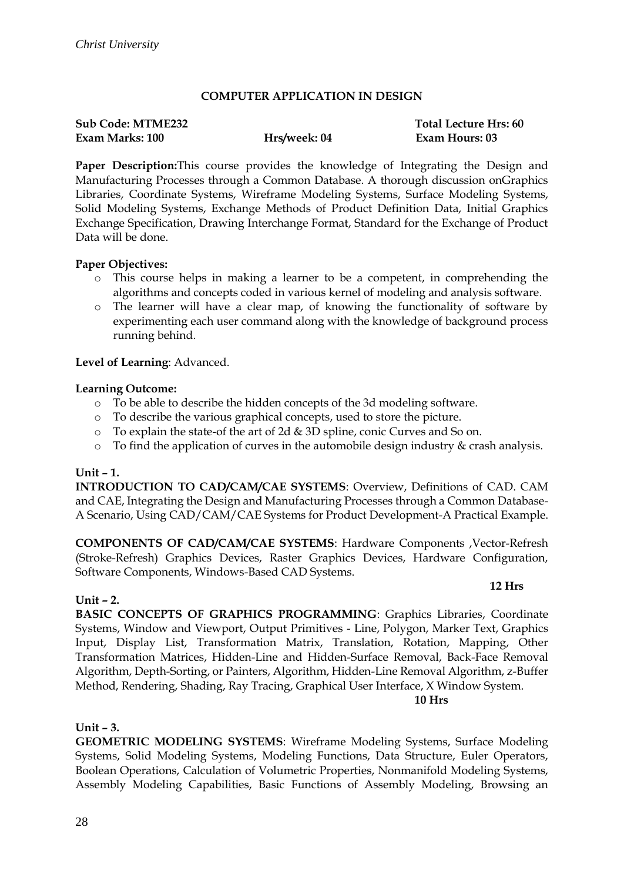## COMPUTER APPLICATION IN DESIGN

**Sub Code: MTME232** **Total Lecture Hrs: 60**
**Exam Marks: 100** **Hrs/week: 04** **Exam Hours: 03**

**Paper Description:**This course provides the knowledge of Integrating the Design and Manufacturing Processes through a Common Database. A thorough discussion onGraphics Libraries, Coordinate Systems, Wireframe Modeling Systems, Surface Modeling Systems, Solid Modeling Systems, Exchange Methods of Product Definition Data, Initial Graphics Exchange Specification, Drawing Interchange Format, Standard for the Exchange of Product Data will be done.

**Paper Objectives:**

- This course helps in making a learner to be a competent, in comprehending the algorithms and concepts coded in various kernel of modeling and analysis software.
- The learner will have a clear map, of knowing the functionality of software by experimenting each user command along with the knowledge of background process running behind.

**Level of Learning**: Advanced.

**Learning Outcome:**

- To be able to describe the hidden concepts of the 3d modeling software.
- To describe the various graphical concepts, used to store the picture.
- To explain the state-of the art of 2d & 3D spline, conic Curves and So on.
- To find the application of curves in the automobile design industry & crash analysis.

**Unit – 1.**

**INTRODUCTION TO CAD/CAM/CAE SYSTEMS**: Overview, Definitions of CAD. CAM and CAE, Integrating the Design and Manufacturing Processes through a Common Database- A Scenario, Using CAD/CAM/CAE Systems for Product Development-A Practical Example.

**COMPONENTS OF CAD/CAM/CAE SYSTEMS**: Hardware Components ,Vector-Refresh (Stroke-Refresh) Graphics Devices, Raster Graphics Devices, Hardware Configuration, Software Components, Windows-Based CAD Systems.

**12 Hrs**

**Unit – 2.**

**BASIC CONCEPTS OF GRAPHICS PROGRAMMING**: Graphics Libraries, Coordinate Systems, Window and Viewport, Output Primitives - Line, Polygon, Marker Text, Graphics Input, Display List, Transformation Matrix, Translation, Rotation, Mapping, Other Transformation Matrices, Hidden-Line and Hidden-Surface Removal, Back-Face Removal Algorithm, Depth-Sorting, or Painters, Algorithm, Hidden-Line Removal Algorithm, z-Buffer Method, Rendering, Shading, Ray Tracing, Graphical User Interface, X Window System.

**10 Hrs**

**Unit – 3.**

**GEOMETRIC MODELING SYSTEMS**: Wireframe Modeling Systems, Surface Modeling Systems, Solid Modeling Systems, Modeling Functions, Data Structure, Euler Operators, Boolean Operations, Calculation of Volumetric Properties, Nonmanifold Modeling Systems, Assembly Modeling Capabilities, Basic Functions of Assembly Modeling, Browsing an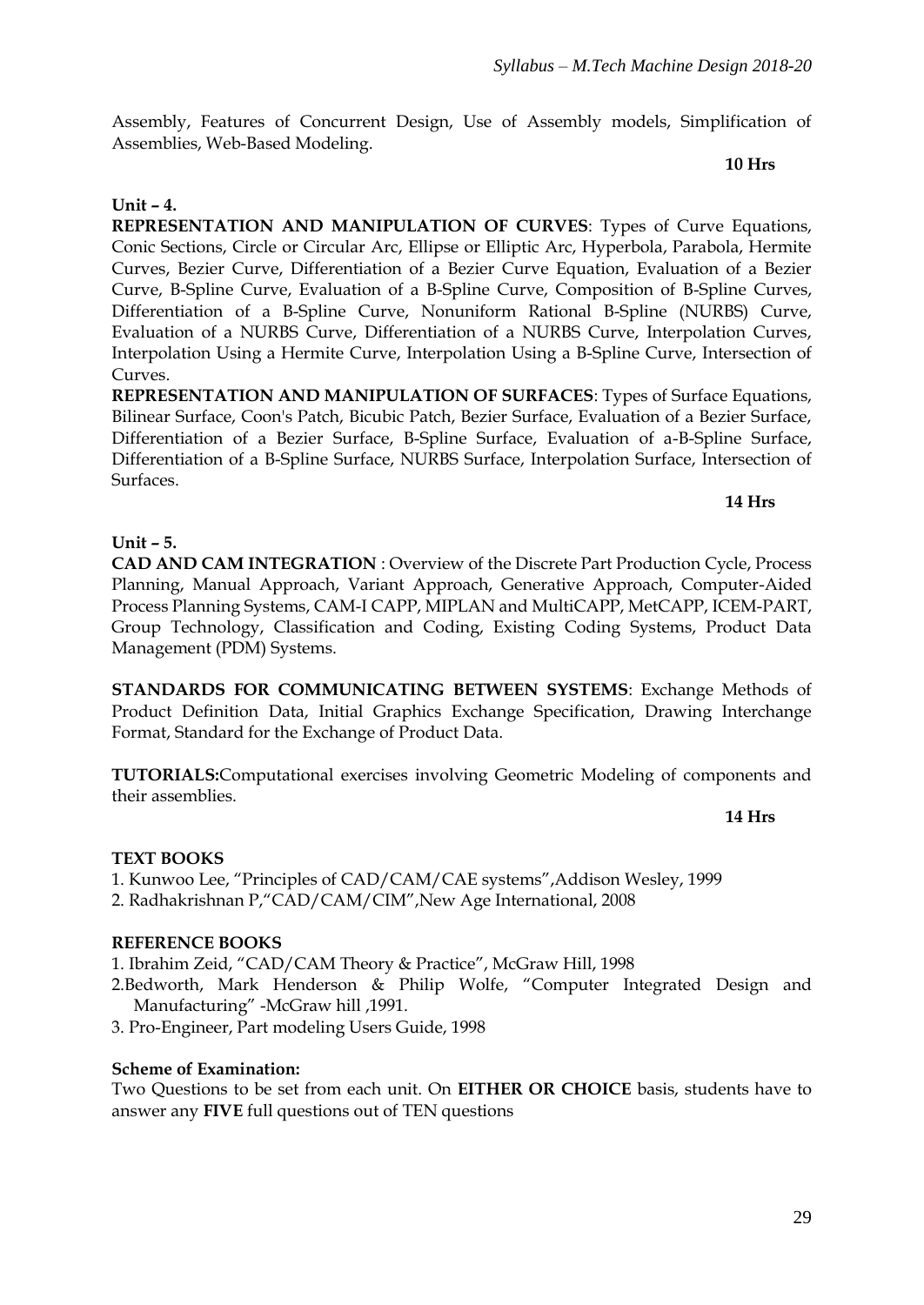Assembly, Features of Concurrent Design, Use of Assembly models, Simplification of Assemblies, Web-Based Modeling.

**10 Hrs**

**Unit – 4.**

**REPRESENTATION AND MANIPULATION OF CURVES**: Types of Curve Equations, Conic Sections, Circle or Circular Arc, Ellipse or Elliptic Arc, Hyperbola, Parabola, Hermite Curves, Bezier Curve, Differentiation of a Bezier Curve Equation, Evaluation of a Bezier Curve, B-Spline Curve, Evaluation of a B-Spline Curve, Composition of B-Spline Curves, Differentiation of a B-Spline Curve, Nonuniform Rational B-Spline (NURBS) Curve, Evaluation of a NURBS Curve, Differentiation of a NURBS Curve, Interpolation Curves, Interpolation Using a Hermite Curve, Interpolation Using a B-Spline Curve, Intersection of Curves.

**REPRESENTATION AND MANIPULATION OF SURFACES**: Types of Surface Equations, Bilinear Surface, Coon's Patch, Bicubic Patch, Bezier Surface, Evaluation of a Bezier Surface, Differentiation of a Bezier Surface, B-Spline Surface, Evaluation of a-B-Spline Surface, Differentiation of a B-Spline Surface, NURBS Surface, Interpolation Surface, Intersection of Surfaces.

**14 Hrs**

**Unit – 5.**

**CAD AND CAM INTEGRATION** : Overview of the Discrete Part Production Cycle, Process Planning, Manual Approach, Variant Approach, Generative Approach, Computer-Aided Process Planning Systems, CAM-I CAPP, MIPLAN and MultiCAPP, MetCAPP, ICEM-PART, Group Technology, Classification and Coding, Existing Coding Systems, Product Data Management (PDM) Systems.

**STANDARDS FOR COMMUNICATING BETWEEN SYSTEMS**: Exchange Methods of Product Definition Data, Initial Graphics Exchange Specification, Drawing Interchange Format, Standard for the Exchange of Product Data.

**TUTORIALS:**Computational exercises involving Geometric Modeling of components and their assemblies.

**14 Hrs**

**TEXT BOOKS**

1. Kunwoo Lee, "Principles of CAD/CAM/CAE systems",Addison Wesley, 1999
2. Radhakrishnan P,"CAD/CAM/CIM",New Age International, 2008

**REFERENCE BOOKS**

1. Ibrahim Zeid, "CAD/CAM Theory & Practice", McGraw Hill, 1998
2. Bedworth, Mark Henderson & Philip Wolfe, "Computer Integrated Design and Manufacturing" -McGraw hill ,1991.
3. Pro-Engineer, Part modeling Users Guide, 1998

**Scheme of Examination:**

Two Questions to be set from each unit. On **EITHER OR CHOICE** basis, students have to answer any **FIVE** full questions out of TEN questions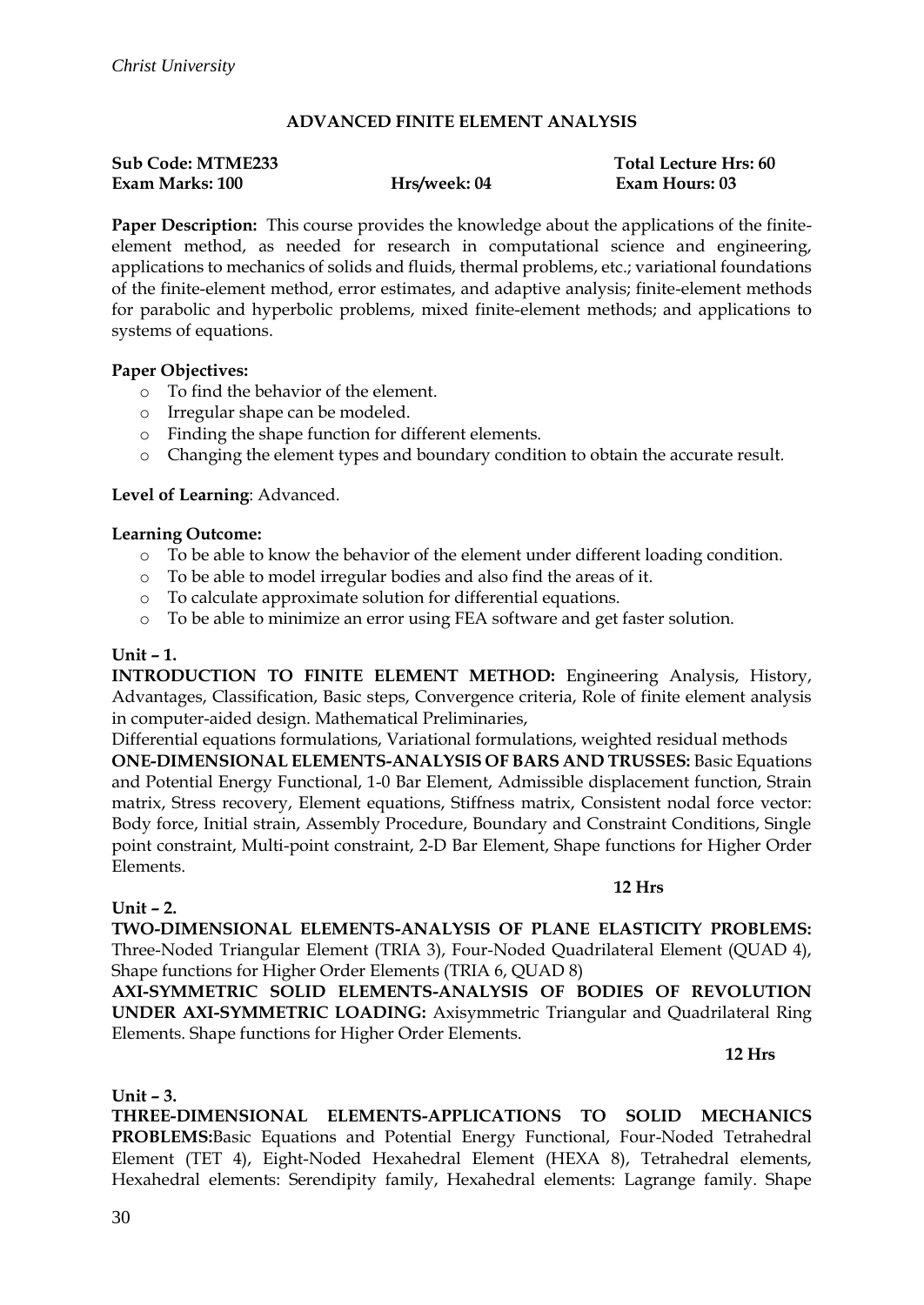## ADVANCED FINITE ELEMENT ANALYSIS

**Sub Code: MTME233** **Total Lecture Hrs: 60**
**Exam Marks: 100** **Hrs/week: 04** **Exam Hours: 03**

**Paper Description:** This course provides the knowledge about the applications of the finite-element method, as needed for research in computational science and engineering, applications to mechanics of solids and fluids, thermal problems, etc.; variational foundations of the finite-element method, error estimates, and adaptive analysis; finite-element methods for parabolic and hyperbolic problems, mixed finite-element methods; and applications to systems of equations.

**Paper Objectives:**

- To find the behavior of the element.
- Irregular shape can be modeled.
- Finding the shape function for different elements.
- Changing the element types and boundary condition to obtain the accurate result.

**Level of Learning**: Advanced.

**Learning Outcome:**

- To be able to know the behavior of the element under different loading condition.
- To be able to model irregular bodies and also find the areas of it.
- To calculate approximate solution for differential equations.
- To be able to minimize an error using FEA software and get faster solution.

**Unit – 1.**

**INTRODUCTION TO FINITE ELEMENT METHOD:** Engineering Analysis, History, Advantages, Classification, Basic steps, Convergence criteria, Role of finite element analysis in computer-aided design. Mathematical Preliminaries,

Differential equations formulations, Variational formulations, weighted residual methods

**ONE-DIMENSIONAL ELEMENTS-ANALYSIS OF BARS AND TRUSSES:** Basic Equations and Potential Energy Functional, 1-0 Bar Element, Admissible displacement function, Strain matrix, Stress recovery, Element equations, Stiffness matrix, Consistent nodal force vector: Body force, Initial strain, Assembly Procedure, Boundary and Constraint Conditions, Single point constraint, Multi-point constraint, 2-D Bar Element, Shape functions for Higher Order Elements.

**12 Hrs**

**Unit – 2.**

**TWO-DIMENSIONAL ELEMENTS-ANALYSIS OF PLANE ELASTICITY PROBLEMS:** Three-Noded Triangular Element (TRIA 3), Four-Noded Quadrilateral Element (QUAD 4), Shape functions for Higher Order Elements (TRIA 6, QUAD 8)

**AXI-SYMMETRIC SOLID ELEMENTS-ANALYSIS OF BODIES OF REVOLUTION UNDER AXI-SYMMETRIC LOADING:** Axisymmetric Triangular and Quadrilateral Ring Elements. Shape functions for Higher Order Elements.

**12 Hrs**

**Unit – 3.**

**THREE-DIMENSIONAL ELEMENTS-APPLICATIONS TO SOLID MECHANICS PROBLEMS:**Basic Equations and Potential Energy Functional, Four-Noded Tetrahedral Element (TET 4), Eight-Noded Hexahedral Element (HEXA 8), Tetrahedral elements, Hexahedral elements: Serendipity family, Hexahedral elements: Lagrange family. Shape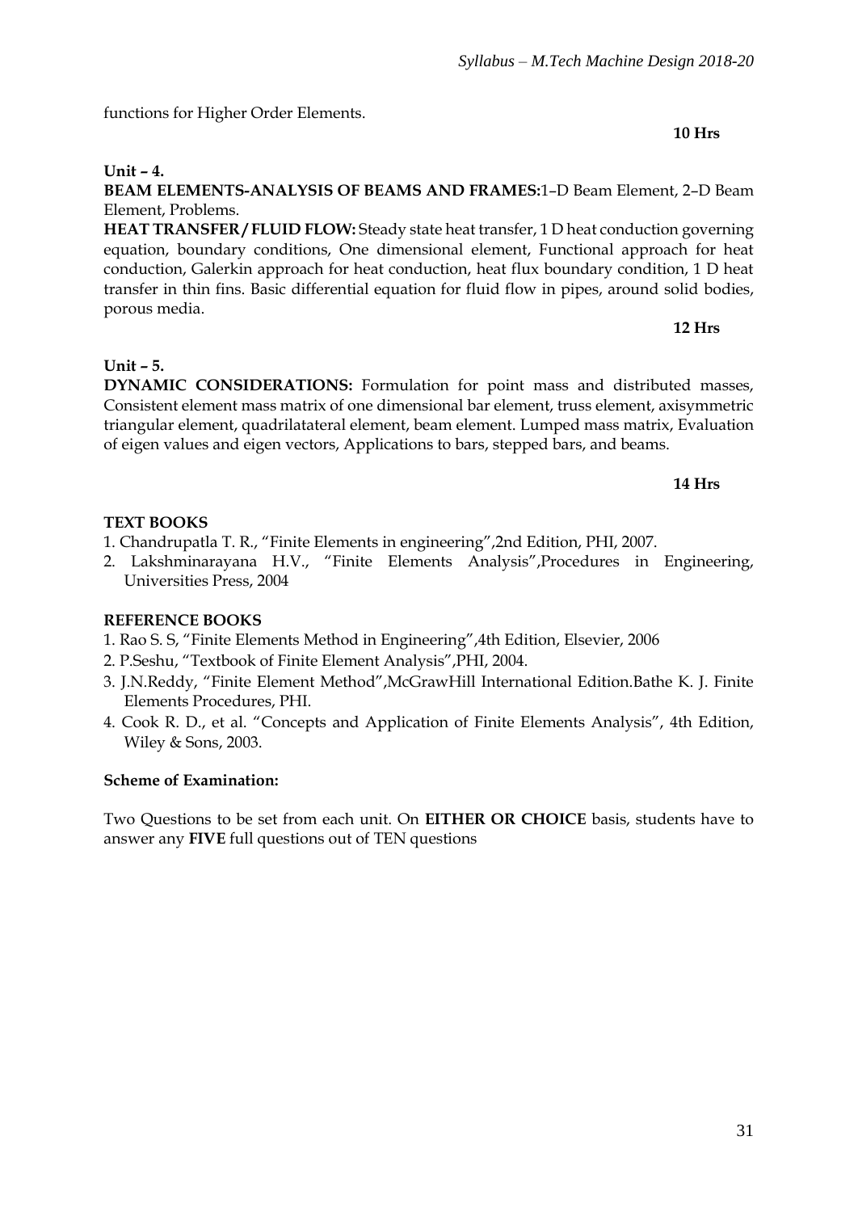functions for Higher Order Elements.

**10 Hrs**

**Unit – 4.**

**BEAM ELEMENTS-ANALYSIS OF BEAMS AND FRAMES:**1–D Beam Element, 2–D Beam Element, Problems.

**HEAT TRANSFER / FLUID FLOW:** Steady state heat transfer, 1 D heat conduction governing equation, boundary conditions, One dimensional element, Functional approach for heat conduction, Galerkin approach for heat conduction, heat flux boundary condition, 1 D heat transfer in thin fins. Basic differential equation for fluid flow in pipes, around solid bodies, porous media.

**12 Hrs**

**Unit – 5.**

**DYNAMIC CONSIDERATIONS:** Formulation for point mass and distributed masses, Consistent element mass matrix of one dimensional bar element, truss element, axisymmetric triangular element, quadrilatateral element, beam element. Lumped mass matrix, Evaluation of eigen values and eigen vectors, Applications to bars, stepped bars, and beams.

**14 Hrs**

**TEXT BOOKS**

1. Chandrupatla T. R., "Finite Elements in engineering",2nd Edition, PHI, 2007.
2. Lakshminarayana H.V., "Finite Elements Analysis",Procedures in Engineering, Universities Press, 2004

**REFERENCE BOOKS**

1. Rao S. S, "Finite Elements Method in Engineering",4th Edition, Elsevier, 2006
2. P.Seshu, "Textbook of Finite Element Analysis",PHI, 2004.
3. J.N.Reddy, "Finite Element Method",McGrawHill International Edition.Bathe K. J. Finite Elements Procedures, PHI.
4. Cook R. D., et al. "Concepts and Application of Finite Elements Analysis", 4th Edition, Wiley & Sons, 2003.

**Scheme of Examination:**

Two Questions to be set from each unit. On **EITHER OR CHOICE** basis, students have to answer any **FIVE** full questions out of TEN questions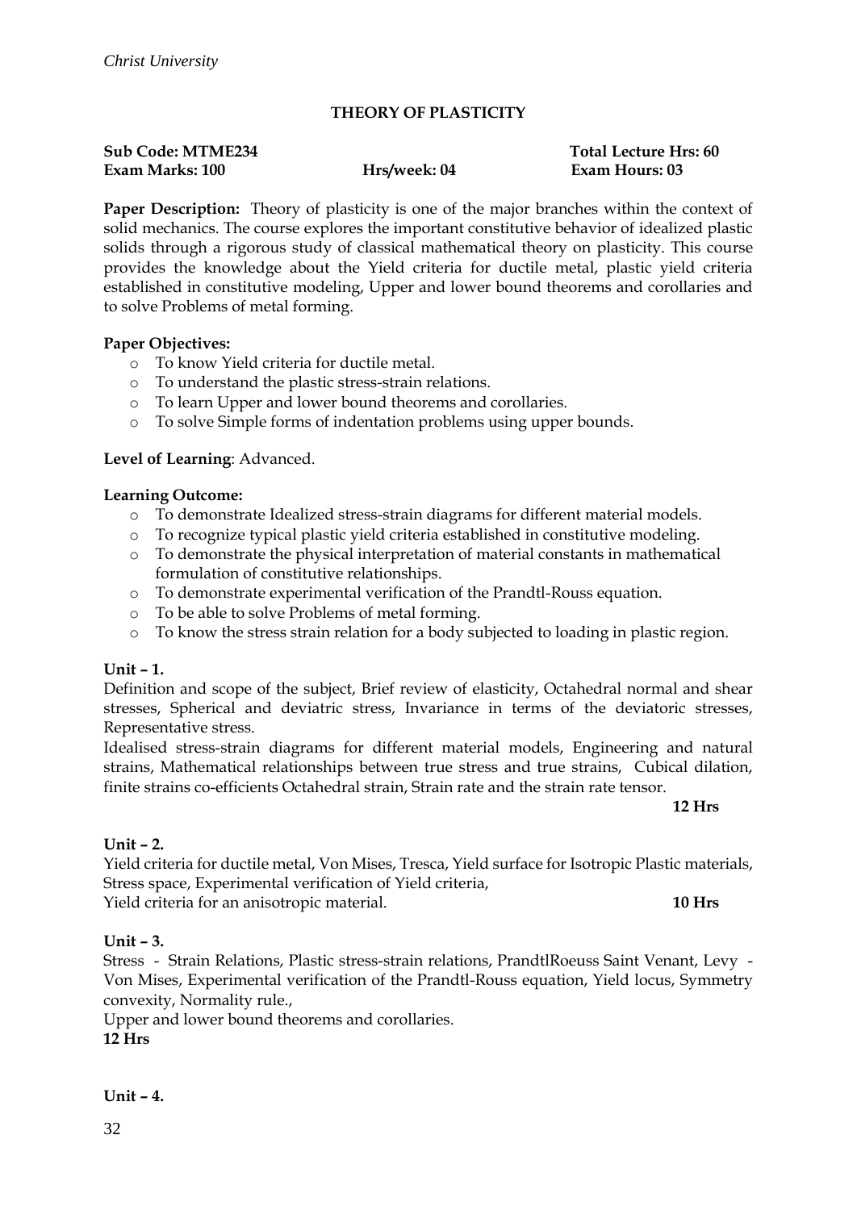## THEORY OF PLASTICITY

**Sub Code: MTME234** **Total Lecture Hrs: 60**
**Exam Marks: 100** **Hrs/week: 04** **Exam Hours: 03**

**Paper Description:** Theory of plasticity is one of the major branches within the context of solid mechanics. The course explores the important constitutive behavior of idealized plastic solids through a rigorous study of classical mathematical theory on plasticity. This course provides the knowledge about the Yield criteria for ductile metal, plastic yield criteria established in constitutive modeling, Upper and lower bound theorems and corollaries and to solve Problems of metal forming.

**Paper Objectives:**

- To know Yield criteria for ductile metal.
- To understand the plastic stress-strain relations.
- To learn Upper and lower bound theorems and corollaries.
- To solve Simple forms of indentation problems using upper bounds.

**Level of Learning**: Advanced.

**Learning Outcome:**

- To demonstrate Idealized stress-strain diagrams for different material models.
- To recognize typical plastic yield criteria established in constitutive modeling.
- To demonstrate the physical interpretation of material constants in mathematical formulation of constitutive relationships.
- To demonstrate experimental verification of the Prandtl-Rouss equation.
- To be able to solve Problems of metal forming.
- To know the stress strain relation for a body subjected to loading in plastic region.

**Unit – 1.**

Definition and scope of the subject, Brief review of elasticity, Octahedral normal and shear stresses, Spherical and deviatric stress, Invariance in terms of the deviatoric stresses, Representative stress.

Idealised stress-strain diagrams for different material models, Engineering and natural strains, Mathematical relationships between true stress and true strains, Cubical dilation, finite strains co-efficients Octahedral strain, Strain rate and the strain rate tensor.

**12 Hrs**

**Unit – 2.**

Yield criteria for ductile metal, Von Mises, Tresca, Yield surface for Isotropic Plastic materials, Stress space, Experimental verification of Yield criteria,
Yield criteria for an anisotropic material. **10 Hrs**

**Unit – 3.**

Stress - Strain Relations, Plastic stress-strain relations, PrandtlRoeuss Saint Venant, Levy - Von Mises, Experimental verification of the Prandtl-Rouss equation, Yield locus, Symmetry convexity, Normality rule.,

Upper and lower bound theorems and corollaries.

**12 Hrs**

**Unit – 4.**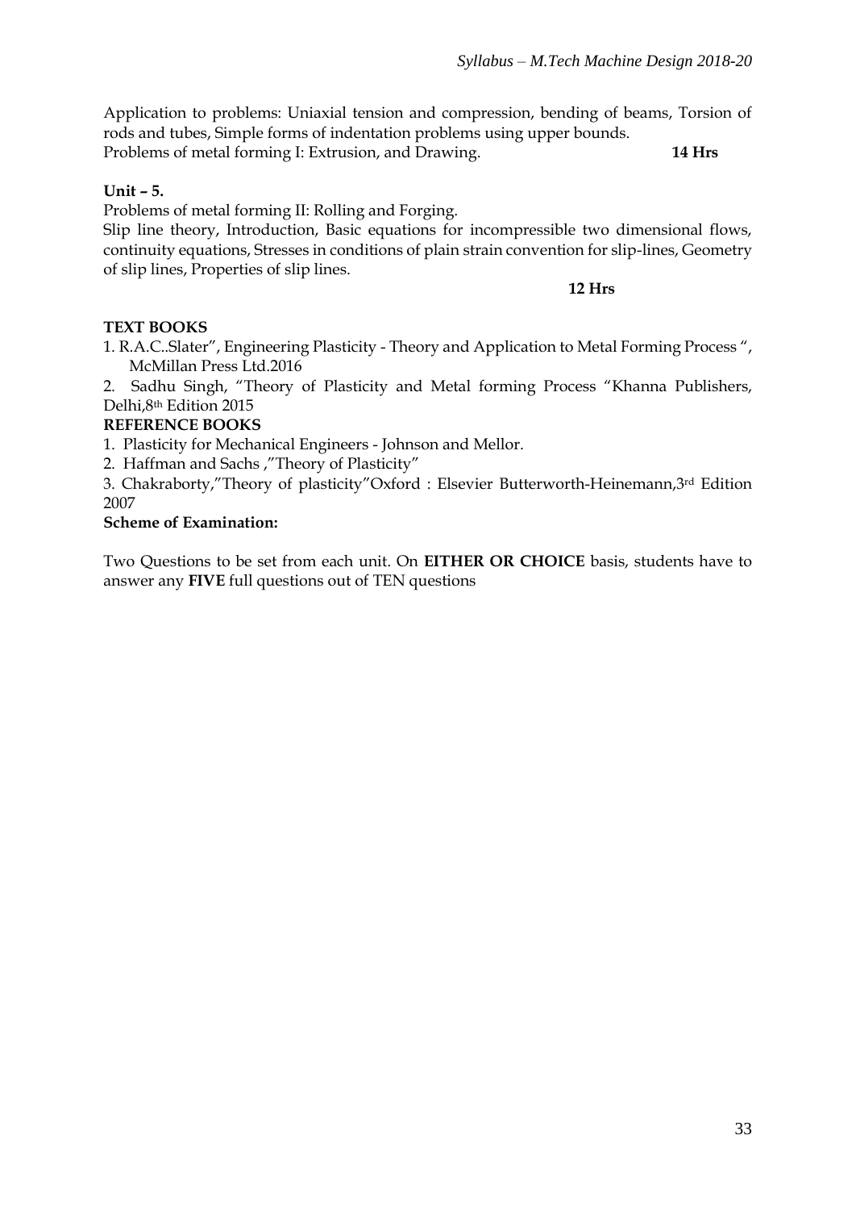Application to problems: Uniaxial tension and compression, bending of beams, Torsion of rods and tubes, Simple forms of indentation problems using upper bounds.
Problems of metal forming I: Extrusion, and Drawing. **14 Hrs**

**Unit – 5.**

Problems of metal forming II: Rolling and Forging.
Slip line theory, Introduction, Basic equations for incompressible two dimensional flows, continuity equations, Stresses in conditions of plain strain convention for slip-lines, Geometry of slip lines, Properties of slip lines.

**12 Hrs**

**TEXT BOOKS**

1. R.A.C..Slater", Engineering Plasticity - Theory and Application to Metal Forming Process ", McMillan Press Ltd.2016
2. Sadhu Singh, "Theory of Plasticity and Metal forming Process "Khanna Publishers, Delhi,8th Edition 2015

**REFERENCE BOOKS**

1. Plasticity for Mechanical Engineers - Johnson and Mellor.
2. Haffman and Sachs ,"Theory of Plasticity"
3. Chakraborty,"Theory of plasticity"Oxford : Elsevier Butterworth-Heinemann,3rd Edition 2007

**Scheme of Examination:**

Two Questions to be set from each unit. On **EITHER OR CHOICE** basis, students have to answer any **FIVE** full questions out of TEN questions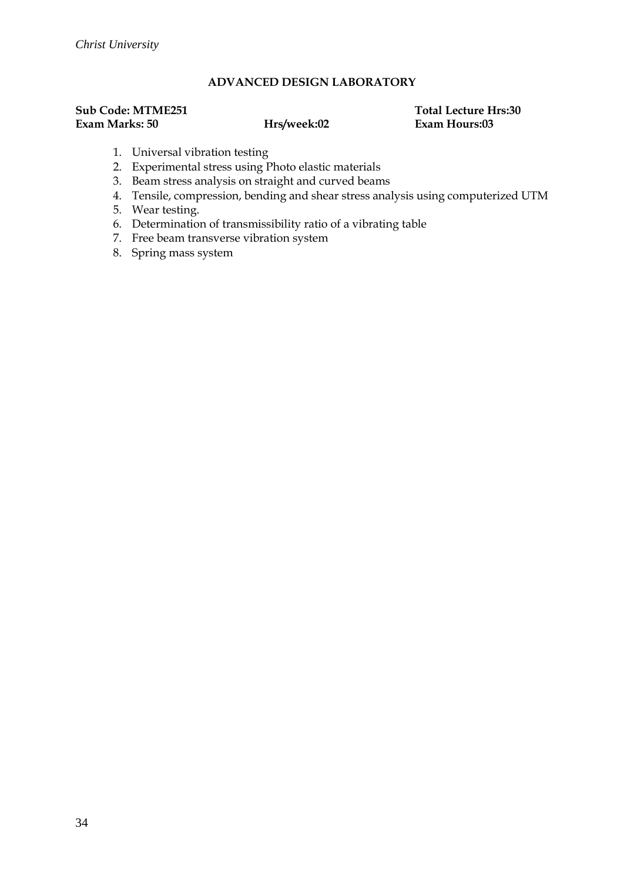## ADVANCED DESIGN LABORATORY

**Sub Code: MTME251** **Total Lecture Hrs:30**
**Exam Marks: 50** **Hrs/week:02** **Exam Hours:03**

1. Universal vibration testing
2. Experimental stress using Photo elastic materials
3. Beam stress analysis on straight and curved beams
4. Tensile, compression, bending and shear stress analysis using computerized UTM
5. Wear testing.
6. Determination of transmissibility ratio of a vibrating table
7. Free beam transverse vibration system
8. Spring mass system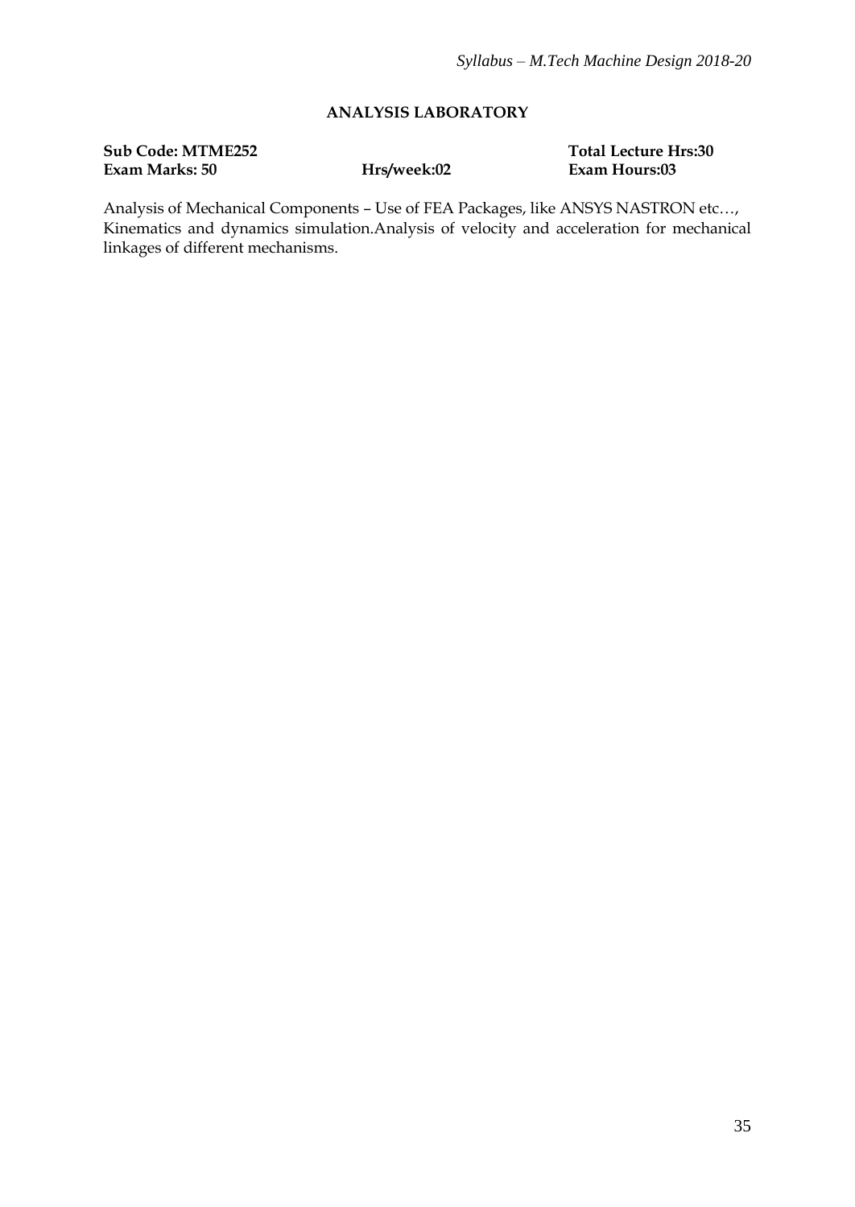## ANALYSIS LABORATORY

**Sub Code: MTME252** | **Total Lecture Hrs:30**
**Exam Marks: 50** | **Hrs/week:02** | **Exam Hours:03**

Analysis of Mechanical Components – Use of FEA Packages, like ANSYS NASTRON etc…, Kinematics and dynamics simulation.Analysis of velocity and acceleration for mechanical linkages of different mechanisms.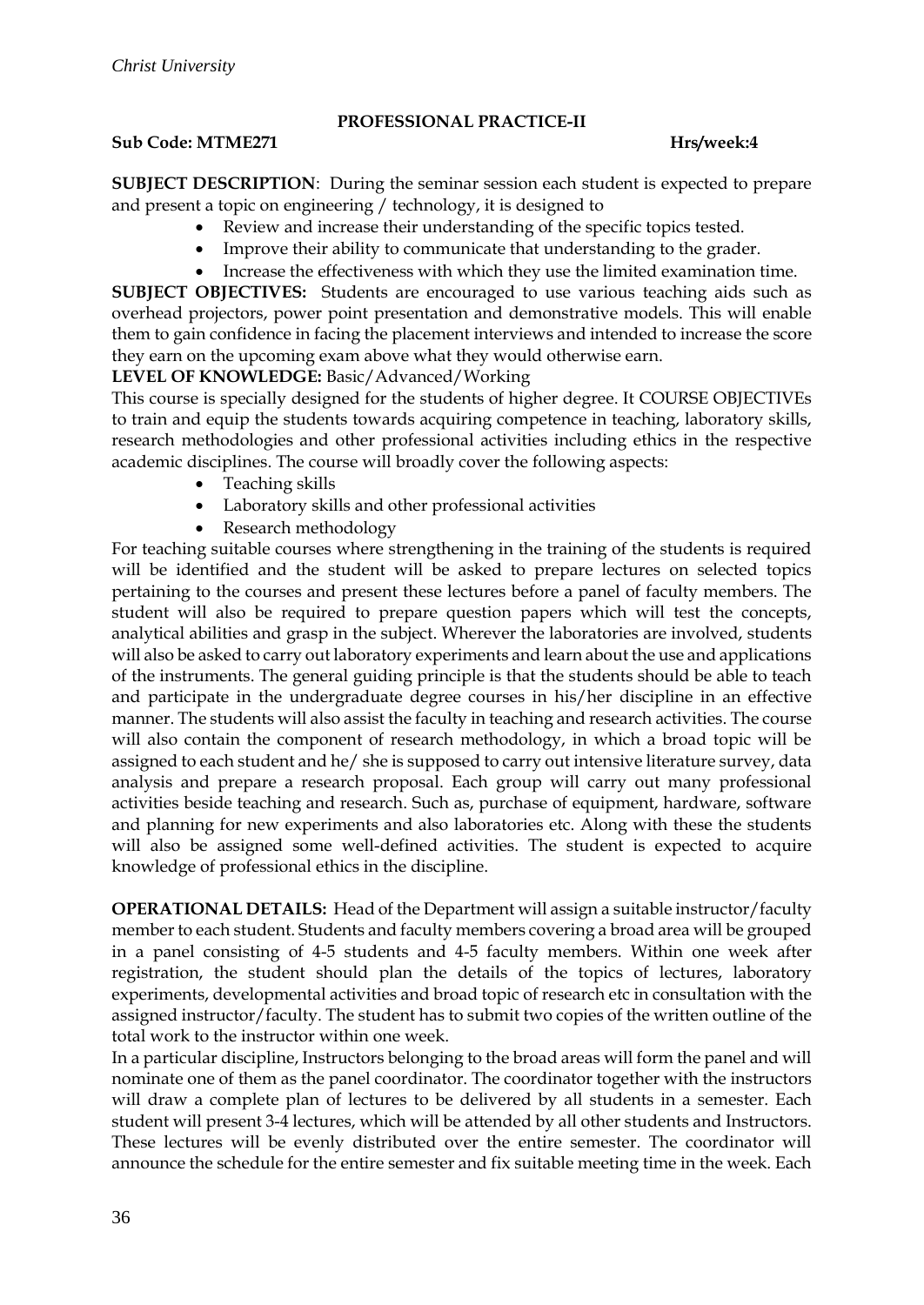## PROFESSIONAL PRACTICE-II

**Sub Code: MTME271** **Hrs/week:4**

**SUBJECT DESCRIPTION**: During the seminar session each student is expected to prepare and present a topic on engineering / technology, it is designed to

- Review and increase their understanding of the specific topics tested.
- Improve their ability to communicate that understanding to the grader.
- Increase the effectiveness with which they use the limited examination time.

**SUBJECT OBJECTIVES:** Students are encouraged to use various teaching aids such as overhead projectors, power point presentation and demonstrative models. This will enable them to gain confidence in facing the placement interviews and intended to increase the score they earn on the upcoming exam above what they would otherwise earn.

**LEVEL OF KNOWLEDGE:** Basic/Advanced/Working

This course is specially designed for the students of higher degree. It COURSE OBJECTIVEs to train and equip the students towards acquiring competence in teaching, laboratory skills, research methodologies and other professional activities including ethics in the respective academic disciplines. The course will broadly cover the following aspects:

- Teaching skills
- Laboratory skills and other professional activities
- Research methodology

For teaching suitable courses where strengthening in the training of the students is required will be identified and the student will be asked to prepare lectures on selected topics pertaining to the courses and present these lectures before a panel of faculty members. The student will also be required to prepare question papers which will test the concepts, analytical abilities and grasp in the subject. Wherever the laboratories are involved, students will also be asked to carry out laboratory experiments and learn about the use and applications of the instruments. The general guiding principle is that the students should be able to teach and participate in the undergraduate degree courses in his/her discipline in an effective manner. The students will also assist the faculty in teaching and research activities. The course will also contain the component of research methodology, in which a broad topic will be assigned to each student and he/ she is supposed to carry out intensive literature survey, data analysis and prepare a research proposal. Each group will carry out many professional activities beside teaching and research. Such as, purchase of equipment, hardware, software and planning for new experiments and also laboratories etc. Along with these the students will also be assigned some well-defined activities. The student is expected to acquire knowledge of professional ethics in the discipline.

**OPERATIONAL DETAILS:** Head of the Department will assign a suitable instructor/faculty member to each student. Students and faculty members covering a broad area will be grouped in a panel consisting of 4-5 students and 4-5 faculty members. Within one week after registration, the student should plan the details of the topics of lectures, laboratory experiments, developmental activities and broad topic of research etc in consultation with the assigned instructor/faculty. The student has to submit two copies of the written outline of the total work to the instructor within one week.

In a particular discipline, Instructors belonging to the broad areas will form the panel and will nominate one of them as the panel coordinator. The coordinator together with the instructors will draw a complete plan of lectures to be delivered by all students in a semester. Each student will present 3-4 lectures, which will be attended by all other students and Instructors. These lectures will be evenly distributed over the entire semester. The coordinator will announce the schedule for the entire semester and fix suitable meeting time in the week. Each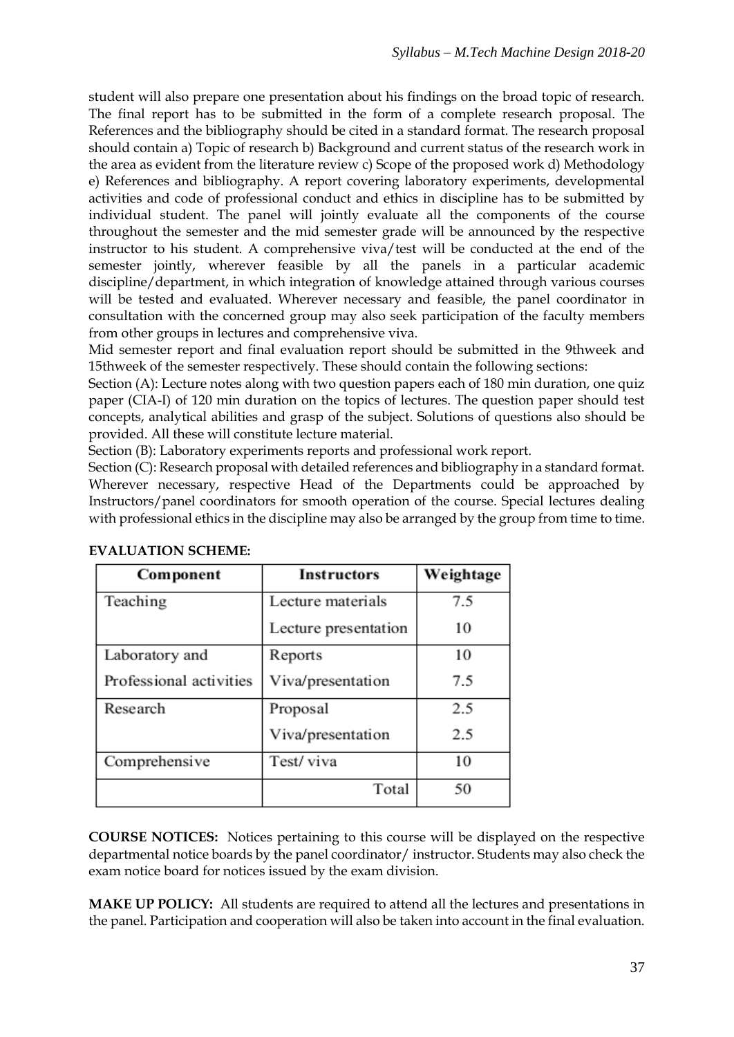student will also prepare one presentation about his findings on the broad topic of research. The final report has to be submitted in the form of a complete research proposal. The References and the bibliography should be cited in a standard format. The research proposal should contain a) Topic of research b) Background and current status of the research work in the area as evident from the literature review c) Scope of the proposed work d) Methodology e) References and bibliography. A report covering laboratory experiments, developmental activities and code of professional conduct and ethics in discipline has to be submitted by individual student. The panel will jointly evaluate all the components of the course throughout the semester and the mid semester grade will be announced by the respective instructor to his student. A comprehensive viva/test will be conducted at the end of the semester jointly, wherever feasible by all the panels in a particular academic discipline/department, in which integration of knowledge attained through various courses will be tested and evaluated. Wherever necessary and feasible, the panel coordinator in consultation with the concerned group may also seek participation of the faculty members from other groups in lectures and comprehensive viva.

Mid semester report and final evaluation report should be submitted in the 9thweek and 15thweek of the semester respectively. These should contain the following sections:

Section (A): Lecture notes along with two question papers each of 180 min duration, one quiz paper (CIA-I) of 120 min duration on the topics of lectures. The question paper should test concepts, analytical abilities and grasp of the subject. Solutions of questions also should be provided. All these will constitute lecture material.

Section (B): Laboratory experiments reports and professional work report.

Section (C): Research proposal with detailed references and bibliography in a standard format. Wherever necessary, respective Head of the Departments could be approached by Instructors/panel coordinators for smooth operation of the course. Special lectures dealing with professional ethics in the discipline may also be arranged by the group from time to time.

**EVALUATION SCHEME:**

| Component | Instructors | Weightage |
|---|---|---|
| Teaching | Lecture materials | 7.5 |
| | Lecture presentation | 10 |
| Laboratory and Professional activities | Reports | 10 |
| | Viva/presentation | 7.5 |
| Research | Proposal | 2.5 |
| | Viva/presentation | 2.5 |
| Comprehensive | Test/ viva | 10 |
| | Total | 50 |

**COURSE NOTICES:** Notices pertaining to this course will be displayed on the respective departmental notice boards by the panel coordinator/ instructor. Students may also check the exam notice board for notices issued by the exam division.

**MAKE UP POLICY:** All students are required to attend all the lectures and presentations in the panel. Participation and cooperation will also be taken into account in the final evaluation.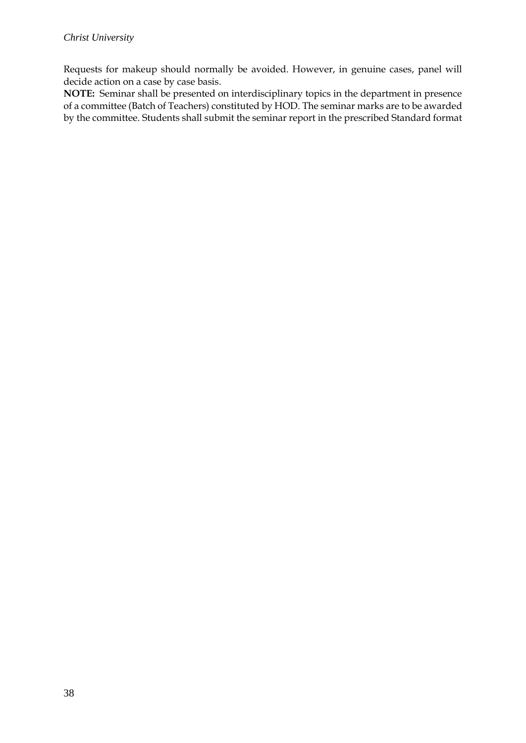Requests for makeup should normally be avoided. However, in genuine cases, panel will decide action on a case by case basis.

**NOTE:** Seminar shall be presented on interdisciplinary topics in the department in presence of a committee (Batch of Teachers) constituted by HOD. The seminar marks are to be awarded by the committee. Students shall submit the seminar report in the prescribed Standard format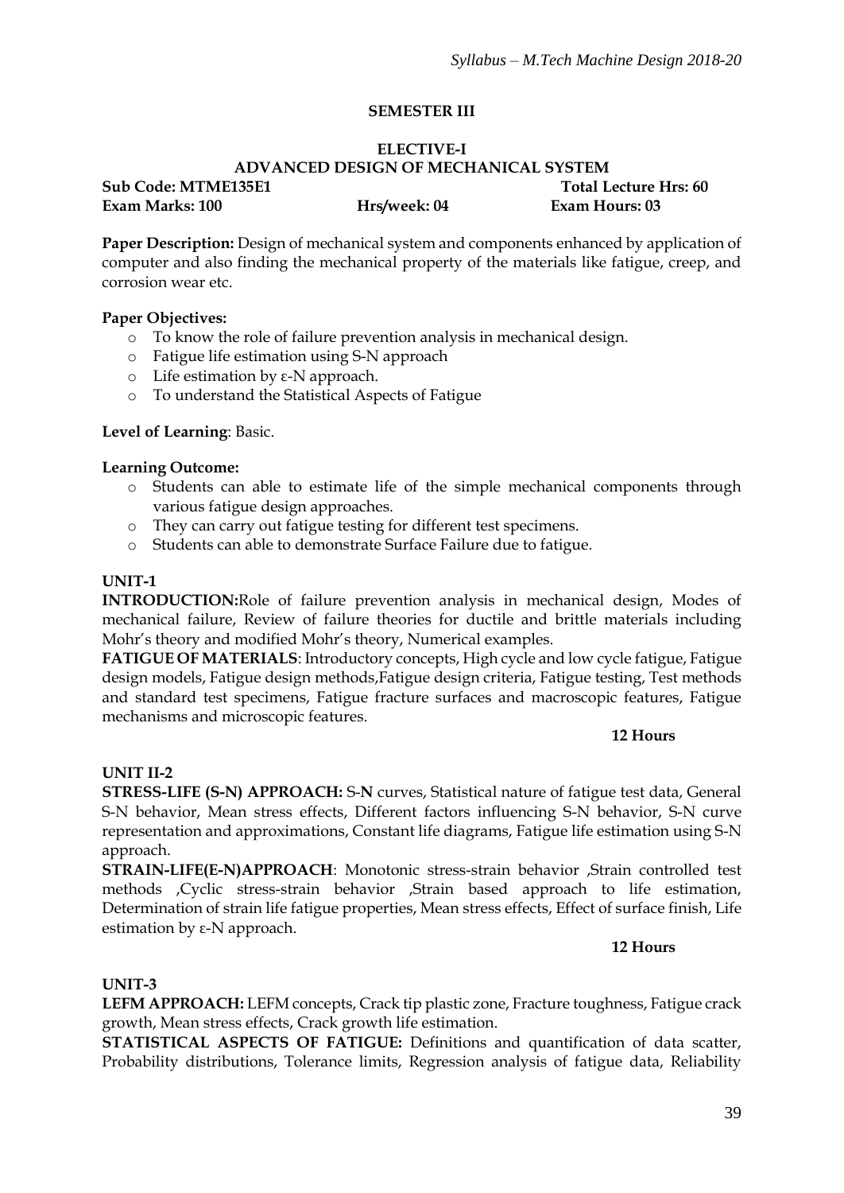## SEMESTER III

### ELECTIVE-I
### ADVANCED DESIGN OF MECHANICAL SYSTEM

**Sub Code: MTME135E1** **Total Lecture Hrs: 60**
**Exam Marks: 100** **Hrs/week: 04** **Exam Hours: 03**

**Paper Description:** Design of mechanical system and components enhanced by application of computer and also finding the mechanical property of the materials like fatigue, creep, and corrosion wear etc.

**Paper Objectives:**

- To know the role of failure prevention analysis in mechanical design.
- Fatigue life estimation using S-N approach
- Life estimation by ε-N approach.
- To understand the Statistical Aspects of Fatigue

**Level of Learning**: Basic.

**Learning Outcome:**

- Students can able to estimate life of the simple mechanical components through various fatigue design approaches.
- They can carry out fatigue testing for different test specimens.
- Students can able to demonstrate Surface Failure due to fatigue.

**UNIT-1**

**INTRODUCTION:**Role of failure prevention analysis in mechanical design, Modes of mechanical failure, Review of failure theories for ductile and brittle materials including Mohr's theory and modified Mohr's theory, Numerical examples.

**FATIGUE OF MATERIALS**: Introductory concepts, High cycle and low cycle fatigue, Fatigue design models, Fatigue design methods,Fatigue design criteria, Fatigue testing, Test methods and standard test specimens, Fatigue fracture surfaces and macroscopic features, Fatigue mechanisms and microscopic features.

**12 Hours**

**UNIT II-2**

**STRESS-LIFE (S-N) APPROACH:** S-**N** curves, Statistical nature of fatigue test data, General S-N behavior, Mean stress effects, Different factors influencing S-N behavior, S-N curve representation and approximations, Constant life diagrams, Fatigue life estimation using S-N approach.

**STRAIN-LIFE(E-N)APPROACH**: Monotonic stress-strain behavior ,Strain controlled test methods ,Cyclic stress-strain behavior ,Strain based approach to life estimation, Determination of strain life fatigue properties, Mean stress effects, Effect of surface finish, Life estimation by ε-N approach.

**12 Hours**

**UNIT-3**

**LEFM APPROACH:** LEFM concepts, Crack tip plastic zone, Fracture toughness, Fatigue crack growth, Mean stress effects, Crack growth life estimation.

**STATISTICAL ASPECTS OF FATIGUE:** Definitions and quantification of data scatter, Probability distributions, Tolerance limits, Regression analysis of fatigue data, Reliability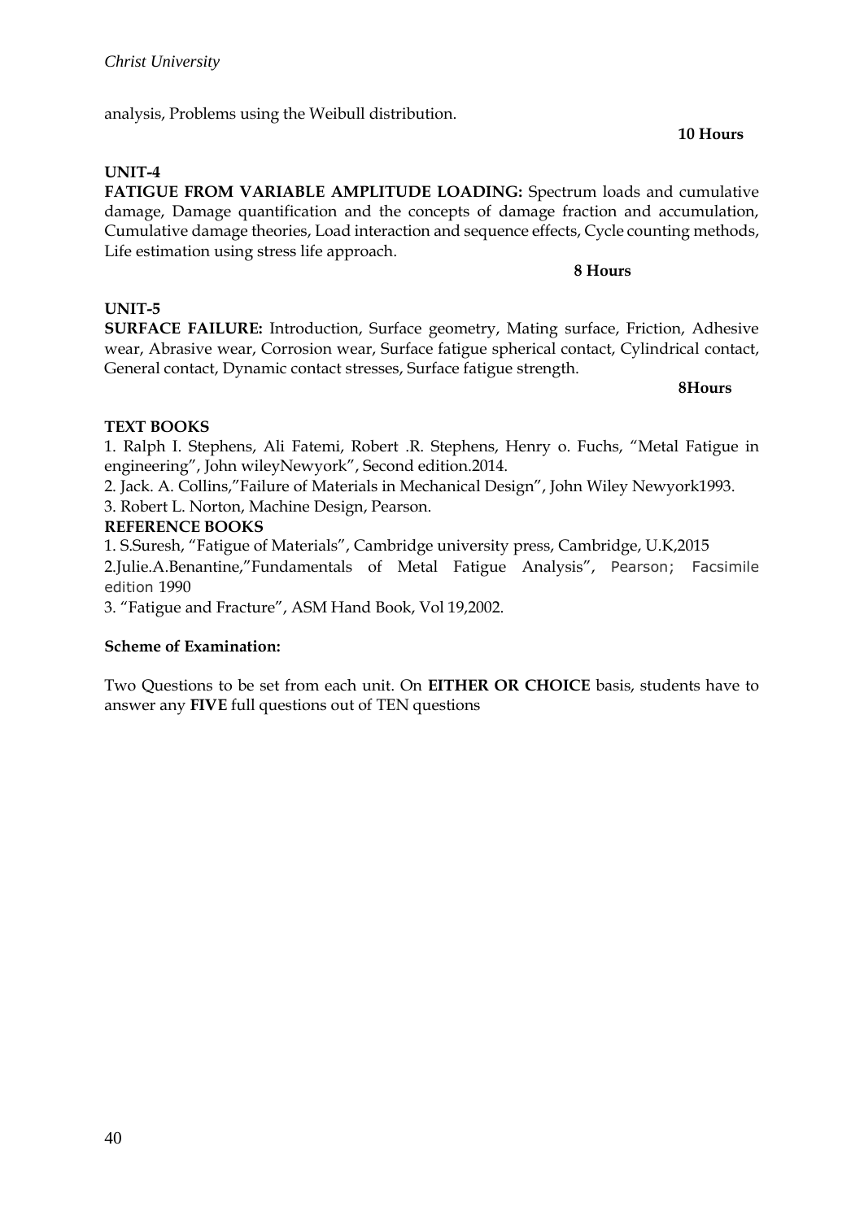analysis, Problems using the Weibull distribution.

**10 Hours**

**UNIT-4**

**FATIGUE FROM VARIABLE AMPLITUDE LOADING:** Spectrum loads and cumulative damage, Damage quantification and the concepts of damage fraction and accumulation, Cumulative damage theories, Load interaction and sequence effects, Cycle counting methods, Life estimation using stress life approach.

**8 Hours**

**UNIT-5**

**SURFACE FAILURE:** Introduction, Surface geometry, Mating surface, Friction, Adhesive wear, Abrasive wear, Corrosion wear, Surface fatigue spherical contact, Cylindrical contact, General contact, Dynamic contact stresses, Surface fatigue strength.

**8Hours**

**TEXT BOOKS**

1. Ralph I. Stephens, Ali Fatemi, Robert .R. Stephens, Henry o. Fuchs, "Metal Fatigue in engineering", John wileyNewyork", Second edition.2014.
2. Jack. A. Collins,"Failure of Materials in Mechanical Design", John Wiley Newyork1993.
3. Robert L. Norton, Machine Design, Pearson.

**REFERENCE BOOKS**

1. S.Suresh, "Fatigue of Materials", Cambridge university press, Cambridge, U.K,2015
2. Julie.A.Benantine,"Fundamentals of Metal Fatigue Analysis", Pearson; Facsimile edition 1990
3. "Fatigue and Fracture", ASM Hand Book, Vol 19,2002.

**Scheme of Examination:**

Two Questions to be set from each unit. On **EITHER OR CHOICE** basis, students have to answer any **FIVE** full questions out of TEN questions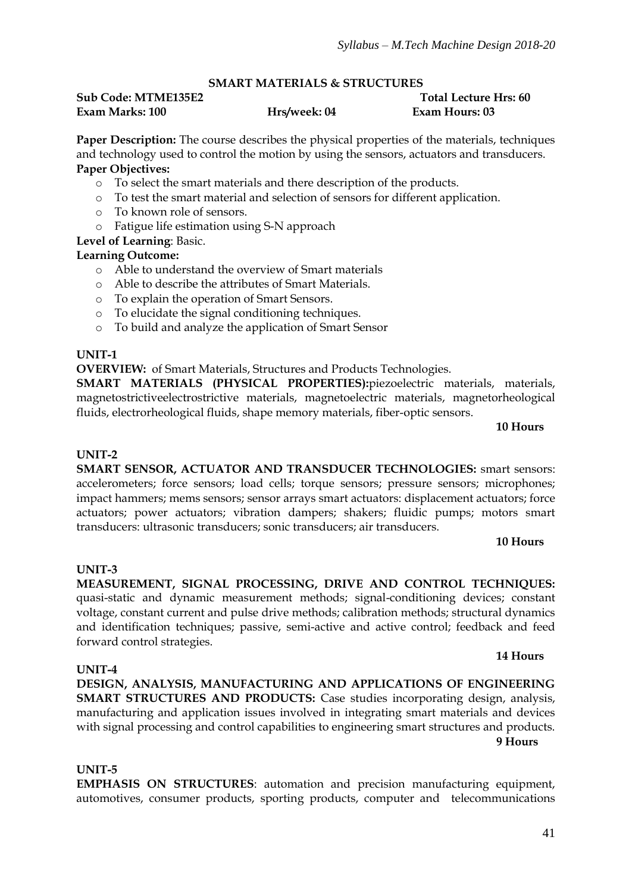## SMART MATERIALS & STRUCTURES

**Sub Code: MTME135E2** **Total Lecture Hrs: 60**
**Exam Marks: 100** **Hrs/week: 04** **Exam Hours: 03**

**Paper Description:** The course describes the physical properties of the materials, techniques and technology used to control the motion by using the sensors, actuators and transducers.

**Paper Objectives:**

- To select the smart materials and there description of the products.
- To test the smart material and selection of sensors for different application.
- To known role of sensors.
- Fatigue life estimation using S-N approach

**Level of Learning**: Basic.

**Learning Outcome:**

- Able to understand the overview of Smart materials
- Able to describe the attributes of Smart Materials.
- To explain the operation of Smart Sensors.
- To elucidate the signal conditioning techniques.
- To build and analyze the application of Smart Sensor

**UNIT-1**

**OVERVIEW:** of Smart Materials, Structures and Products Technologies.

**SMART MATERIALS (PHYSICAL PROPERTIES):**piezoelectric materials, materials, magnetostrictiveelectrostrictive materials, magnetoelectric materials, magnetorheological fluids, electrorheological fluids, shape memory materials, fiber-optic sensors.

**10 Hours**

**UNIT-2**

**SMART SENSOR, ACTUATOR AND TRANSDUCER TECHNOLOGIES:** smart sensors: accelerometers; force sensors; load cells; torque sensors; pressure sensors; microphones; impact hammers; mems sensors; sensor arrays smart actuators: displacement actuators; force actuators; power actuators; vibration dampers; shakers; fluidic pumps; motors smart transducers: ultrasonic transducers; sonic transducers; air transducers.

**10 Hours**

**UNIT-3**

**MEASUREMENT, SIGNAL PROCESSING, DRIVE AND CONTROL TECHNIQUES:** quasi-static and dynamic measurement methods; signal-conditioning devices; constant voltage, constant current and pulse drive methods; calibration methods; structural dynamics and identification techniques; passive, semi-active and active control; feedback and feed forward control strategies.

**14 Hours**

**UNIT-4**

**DESIGN, ANALYSIS, MANUFACTURING AND APPLICATIONS OF ENGINEERING SMART STRUCTURES AND PRODUCTS:** Case studies incorporating design, analysis, manufacturing and application issues involved in integrating smart materials and devices with signal processing and control capabilities to engineering smart structures and products.

**9 Hours**

**UNIT-5**

**EMPHASIS ON STRUCTURES**: automation and precision manufacturing equipment, automotives, consumer products, sporting products, computer and telecommunications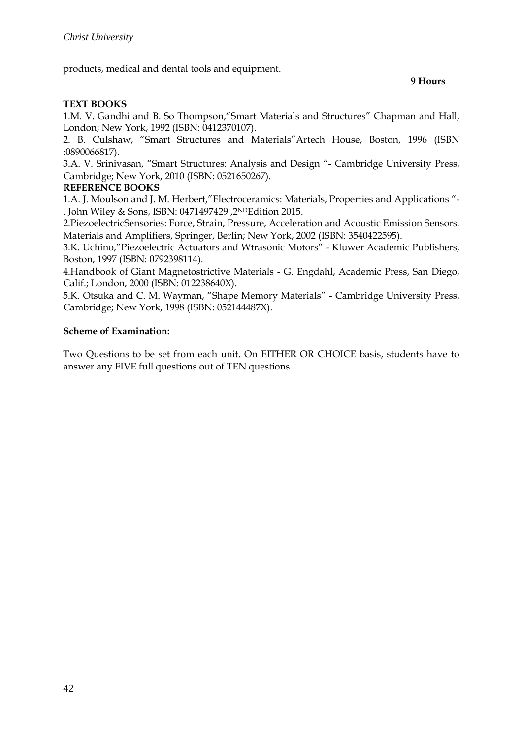products, medical and dental tools and equipment.

**9 Hours**

**TEXT BOOKS**

1.M. V. Gandhi and B. So Thompson,"Smart Materials and Structures" Chapman and Hall, London; New York, 1992 (ISBN: 0412370107).

2. B. Culshaw, "Smart Structures and Materials"Artech House, Boston, 1996 (ISBN :0890066817).

3.A. V. Srinivasan, "Smart Structures: Analysis and Design "- Cambridge University Press, Cambridge; New York, 2010 (ISBN: 0521650267).

**REFERENCE BOOKS**

1.A. J. Moulson and J. M. Herbert,"Electroceramics: Materials, Properties and Applications "- . John Wiley & Sons, ISBN: 0471497429 ,2NDEdition 2015.

2.PiezoelectricSensories: Force, Strain, Pressure, Acceleration and Acoustic Emission Sensors. Materials and Amplifiers, Springer, Berlin; New York, 2002 (ISBN: 3540422595).

3.K. Uchino,"Piezoelectric Actuators and Wtrasonic Motors" - Kluwer Academic Publishers, Boston, 1997 (ISBN: 0792398114).

4.Handbook of Giant Magnetostrictive Materials - G. Engdahl, Academic Press, San Diego, Calif.; London, 2000 (ISBN: 012238640X).

5.K. Otsuka and C. M. Wayman, "Shape Memory Materials" - Cambridge University Press, Cambridge; New York, 1998 (ISBN: 052144487X).

**Scheme of Examination:**

Two Questions to be set from each unit. On EITHER OR CHOICE basis, students have to answer any FIVE full questions out of TEN questions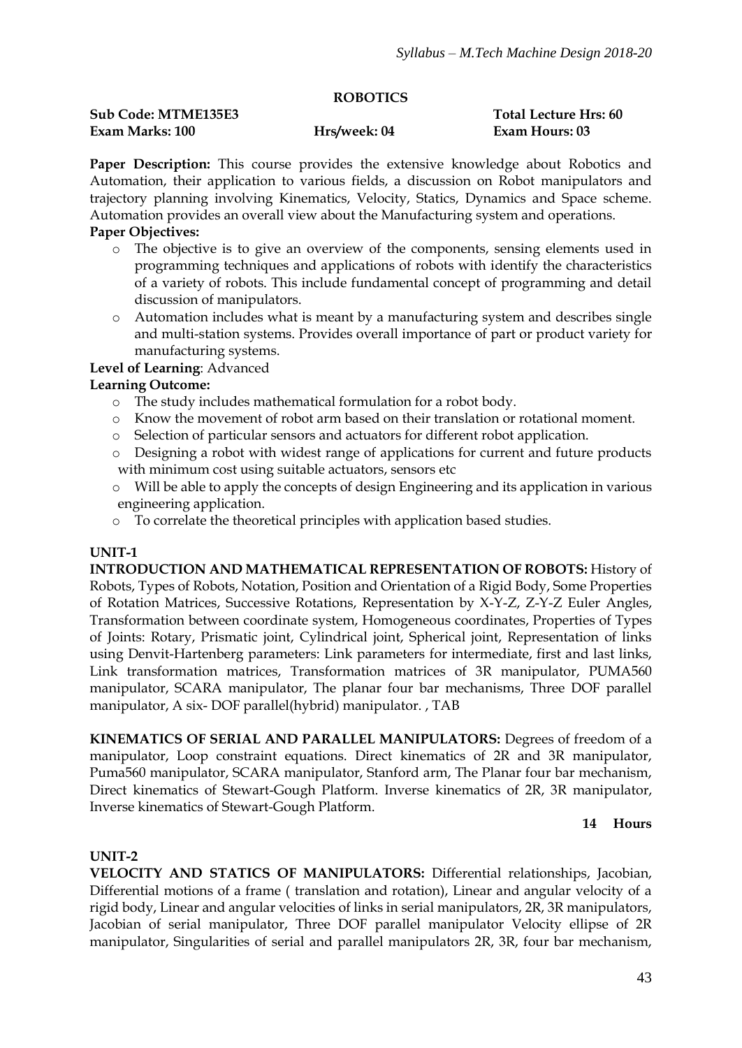## ROBOTICS

**Sub Code: MTME135E3** | **Total Lecture Hrs: 60**
**Exam Marks: 100** | **Hrs/week: 04** | **Exam Hours: 03**

**Paper Description:** This course provides the extensive knowledge about Robotics and Automation, their application to various fields, a discussion on Robot manipulators and trajectory planning involving Kinematics, Velocity, Statics, Dynamics and Space scheme. Automation provides an overall view about the Manufacturing system and operations.

**Paper Objectives:**

- The objective is to give an overview of the components, sensing elements used in programming techniques and applications of robots with identify the characteristics of a variety of robots. This include fundamental concept of programming and detail discussion of manipulators.
- Automation includes what is meant by a manufacturing system and describes single and multi-station systems. Provides overall importance of part or product variety for manufacturing systems.

**Level of Learning**: Advanced

**Learning Outcome:**

- The study includes mathematical formulation for a robot body.
- Know the movement of robot arm based on their translation or rotational moment.
- Selection of particular sensors and actuators for different robot application.
- Designing a robot with widest range of applications for current and future products with minimum cost using suitable actuators, sensors etc
- Will be able to apply the concepts of design Engineering and its application in various engineering application.
- To correlate the theoretical principles with application based studies.

### UNIT-1

**INTRODUCTION AND MATHEMATICAL REPRESENTATION OF ROBOTS:** History of Robots, Types of Robots, Notation, Position and Orientation of a Rigid Body, Some Properties of Rotation Matrices, Successive Rotations, Representation by X-Y-Z, Z-Y-Z Euler Angles, Transformation between coordinate system, Homogeneous coordinates, Properties of Types of Joints: Rotary, Prismatic joint, Cylindrical joint, Spherical joint, Representation of links using Denvit-Hartenberg parameters: Link parameters for intermediate, first and last links, Link transformation matrices, Transformation matrices of 3R manipulator, PUMA560 manipulator, SCARA manipulator, The planar four bar mechanisms, Three DOF parallel manipulator, A six- DOF parallel(hybrid) manipulator. , TAB

**KINEMATICS OF SERIAL AND PARALLEL MANIPULATORS:** Degrees of freedom of a manipulator, Loop constraint equations. Direct kinematics of 2R and 3R manipulator, Puma560 manipulator, SCARA manipulator, Stanford arm, The Planar four bar mechanism, Direct kinematics of Stewart-Gough Platform. Inverse kinematics of 2R, 3R manipulator, Inverse kinematics of Stewart-Gough Platform.

**14 Hours**

### UNIT-2

**VELOCITY AND STATICS OF MANIPULATORS:** Differential relationships, Jacobian, Differential motions of a frame ( translation and rotation), Linear and angular velocity of a rigid body, Linear and angular velocities of links in serial manipulators, 2R, 3R manipulators, Jacobian of serial manipulator, Three DOF parallel manipulator Velocity ellipse of 2R manipulator, Singularities of serial and parallel manipulators 2R, 3R, four bar mechanism,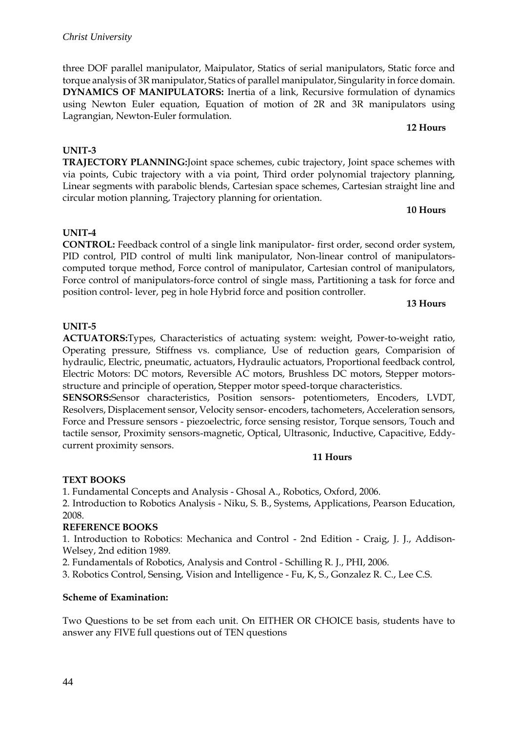three DOF parallel manipulator, Maipulator, Statics of serial manipulators, Static force and torque analysis of 3R manipulator, Statics of parallel manipulator, Singularity in force domain. **DYNAMICS OF MANIPULATORS:** Inertia of a link, Recursive formulation of dynamics using Newton Euler equation, Equation of motion of 2R and 3R manipulators using Lagrangian, Newton-Euler formulation.

**12 Hours**

**UNIT-3**

**TRAJECTORY PLANNING:**Joint space schemes, cubic trajectory, Joint space schemes with via points, Cubic trajectory with a via point, Third order polynomial trajectory planning, Linear segments with parabolic blends, Cartesian space schemes, Cartesian straight line and circular motion planning, Trajectory planning for orientation.

**10 Hours**

**UNIT-4**

**CONTROL:** Feedback control of a single link manipulator- first order, second order system, PID control, PID control of multi link manipulator, Non-linear control of manipulators-computed torque method, Force control of manipulator, Cartesian control of manipulators, Force control of manipulators-force control of single mass, Partitioning a task for force and position control- lever, peg in hole Hybrid force and position controller.

**13 Hours**

**UNIT-5**

**ACTUATORS:**Types, Characteristics of actuating system: weight, Power-to-weight ratio, Operating pressure, Stiffness vs. compliance, Use of reduction gears, Comparision of hydraulic, Electric, pneumatic, actuators, Hydraulic actuators, Proportional feedback control, Electric Motors: DC motors, Reversible AC motors, Brushless DC motors, Stepper motors-structure and principle of operation, Stepper motor speed-torque characteristics.

**SENSORS:**Sensor characteristics, Position sensors- potentiometers, Encoders, LVDT, Resolvers, Displacement sensor, Velocity sensor- encoders, tachometers, Acceleration sensors, Force and Pressure sensors - piezoelectric, force sensing resistor, Torque sensors, Touch and tactile sensor, Proximity sensors-magnetic, Optical, Ultrasonic, Inductive, Capacitive, Eddy-current proximity sensors.

**11 Hours**

**TEXT BOOKS**

1. Fundamental Concepts and Analysis - Ghosal A., Robotics, Oxford, 2006.
2. Introduction to Robotics Analysis - Niku, S. B., Systems, Applications, Pearson Education, 2008.

**REFERENCE BOOKS**

1. Introduction to Robotics: Mechanica and Control - 2nd Edition - Craig, J. J., Addison-Welsey, 2nd edition 1989.
2. Fundamentals of Robotics, Analysis and Control - Schilling R. J., PHI, 2006.
3. Robotics Control, Sensing, Vision and Intelligence - Fu, K, S., Gonzalez R. C., Lee C.S.

**Scheme of Examination:**

Two Questions to be set from each unit. On EITHER OR CHOICE basis, students have to answer any FIVE full questions out of TEN questions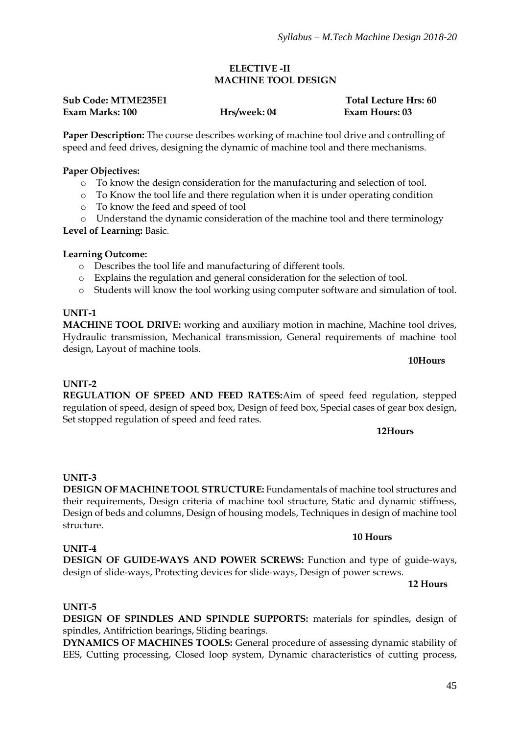## ELECTIVE -II
## MACHINE TOOL DESIGN

**Sub Code: MTME235E1** **Total Lecture Hrs: 60**
**Exam Marks: 100** **Hrs/week: 04** **Exam Hours: 03**

**Paper Description:** The course describes working of machine tool drive and controlling of speed and feed drives, designing the dynamic of machine tool and there mechanisms.

**Paper Objectives:**

- To know the design consideration for the manufacturing and selection of tool.
- To Know the tool life and there regulation when it is under operating condition
- To know the feed and speed of tool
- Understand the dynamic consideration of the machine tool and there terminology

**Level of Learning:** Basic.

**Learning Outcome:**

- Describes the tool life and manufacturing of different tools.
- Explains the regulation and general consideration for the selection of tool.
- Students will know the tool working using computer software and simulation of tool.

**UNIT-1**

**MACHINE TOOL DRIVE:** working and auxiliary motion in machine, Machine tool drives, Hydraulic transmission, Mechanical transmission, General requirements of machine tool design, Layout of machine tools.

**10Hours**

**UNIT-2**

**REGULATION OF SPEED AND FEED RATES:**Aim of speed feed regulation, stepped regulation of speed, design of speed box, Design of feed box, Special cases of gear box design, Set stopped regulation of speed and feed rates.

**12Hours**

**UNIT-3**

**DESIGN OF MACHINE TOOL STRUCTURE:** Fundamentals of machine tool structures and their requirements, Design criteria of machine tool structure, Static and dynamic stiffness, Design of beds and columns, Design of housing models, Techniques in design of machine tool structure.

**10 Hours**

**UNIT-4**

**DESIGN OF GUIDE-WAYS AND POWER SCREWS:** Function and type of guide-ways, design of slide-ways, Protecting devices for slide-ways, Design of power screws.

**12 Hours**

**UNIT-5**

**DESIGN OF SPINDLES AND SPINDLE SUPPORTS:** materials for spindles, design of spindles, Antifriction bearings, Sliding bearings.

**DYNAMICS OF MACHINES TOOLS:** General procedure of assessing dynamic stability of EES, Cutting processing, Closed loop system, Dynamic characteristics of cutting process,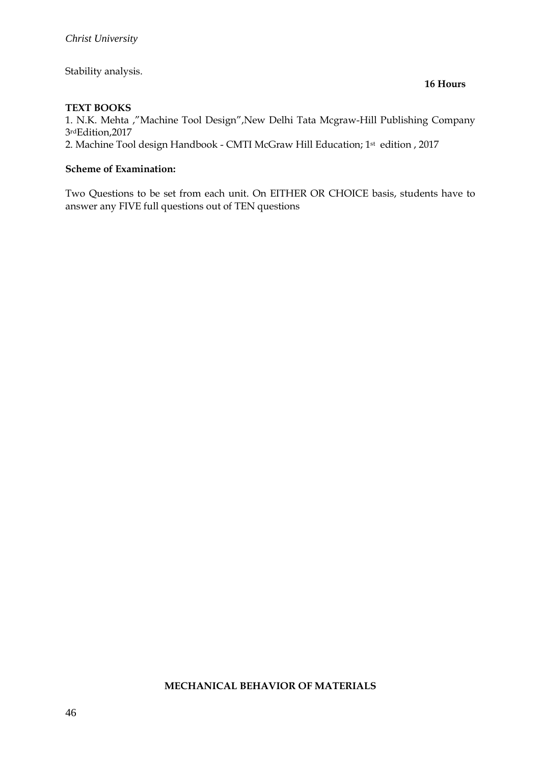Stability analysis.

**16 Hours**

**TEXT BOOKS**

1. N.K. Mehta ,"Machine Tool Design",New Delhi Tata Mcgraw-Hill Publishing Company 3rdEdition,2017
2. Machine Tool design Handbook - CMTI McGraw Hill Education; 1st edition , 2017

**Scheme of Examination:**

Two Questions to be set from each unit. On EITHER OR CHOICE basis, students have to answer any FIVE full questions out of TEN questions

**MECHANICAL BEHAVIOR OF MATERIALS**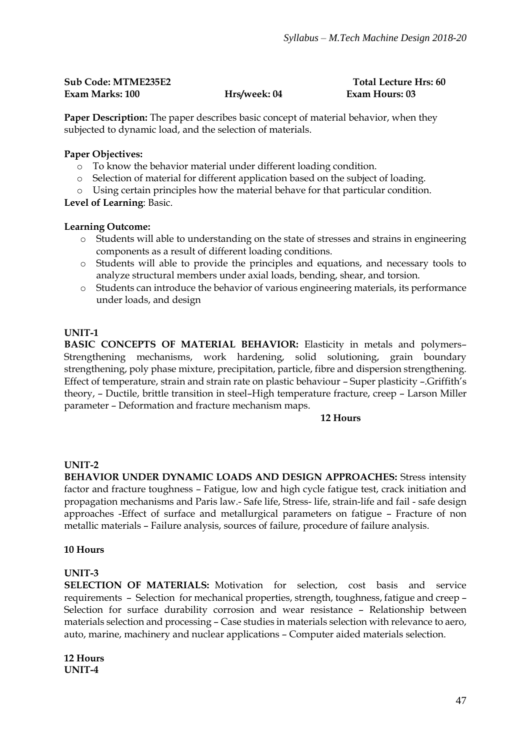**Sub Code: MTME235E2** **Total Lecture Hrs: 60**
**Exam Marks: 100** **Hrs/week: 04** **Exam Hours: 03**

**Paper Description:** The paper describes basic concept of material behavior, when they subjected to dynamic load, and the selection of materials.

**Paper Objectives:**

- To know the behavior material under different loading condition.
- Selection of material for different application based on the subject of loading.
- Using certain principles how the material behave for that particular condition.

**Level of Learning**: Basic.

**Learning Outcome:**

- Students will able to understanding on the state of stresses and strains in engineering components as a result of different loading conditions.
- Students will able to provide the principles and equations, and necessary tools to analyze structural members under axial loads, bending, shear, and torsion.
- Students can introduce the behavior of various engineering materials, its performance under loads, and design

**UNIT-1**

**BASIC CONCEPTS OF MATERIAL BEHAVIOR:** Elasticity in metals and polymers– Strengthening mechanisms, work hardening, solid solutioning, grain boundary strengthening, poly phase mixture, precipitation, particle, fibre and dispersion strengthening. Effect of temperature, strain and strain rate on plastic behaviour – Super plasticity –.Griffith's theory, – Ductile, brittle transition in steel–High temperature fracture, creep – Larson Miller parameter – Deformation and fracture mechanism maps.

**12 Hours**

**UNIT-2**

**BEHAVIOR UNDER DYNAMIC LOADS AND DESIGN APPROACHES:** Stress intensity factor and fracture toughness – Fatigue, low and high cycle fatigue test, crack initiation and propagation mechanisms and Paris law.- Safe life, Stress- life, strain-life and fail - safe design approaches -Effect of surface and metallurgical parameters on fatigue – Fracture of non metallic materials – Failure analysis, sources of failure, procedure of failure analysis.

**10 Hours**

**UNIT-3**

**SELECTION OF MATERIALS:** Motivation for selection, cost basis and service requirements – Selection for mechanical properties, strength, toughness, fatigue and creep – Selection for surface durability corrosion and wear resistance – Relationship between materials selection and processing – Case studies in materials selection with relevance to aero, auto, marine, machinery and nuclear applications – Computer aided materials selection.

**12 Hours**

**UNIT-4**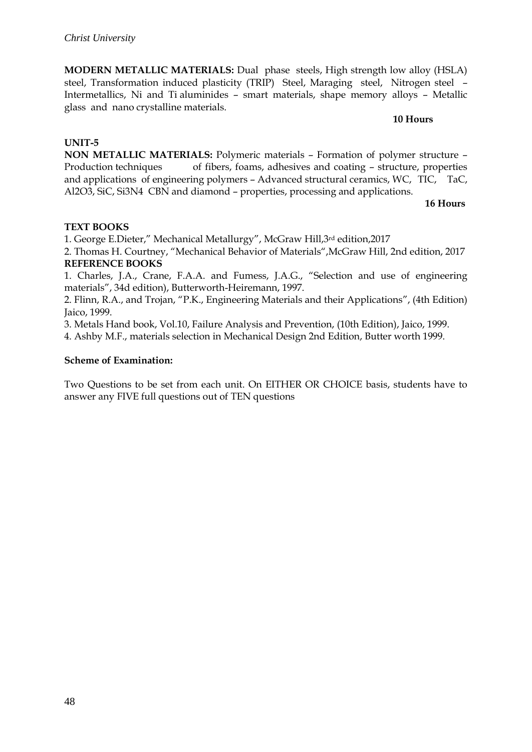**MODERN METALLIC MATERIALS:** Dual phase steels, High strength low alloy (HSLA) steel, Transformation induced plasticity (TRIP) Steel, Maraging steel, Nitrogen steel – Intermetallics, Ni and Ti aluminides – smart materials, shape memory alloys – Metallic glass and nano crystalline materials.

**10 Hours**

**UNIT-5**

**NON METALLIC MATERIALS:** Polymeric materials – Formation of polymer structure – Production techniques of fibers, foams, adhesives and coating – structure, properties and applications of engineering polymers – Advanced structural ceramics, WC, TIC, TaC, $Al_2O_3$, SiC, $Si_3N_4$ CBN and diamond – properties, processing and applications.

**16 Hours**

**TEXT BOOKS**

1. George E.Dieter," Mechanical Metallurgy", McGraw Hill,3rd edition,2017
2. Thomas H. Courtney, "Mechanical Behavior of Materials",McGraw Hill, 2nd edition, 2017

**REFERENCE BOOKS**

1. Charles, J.A., Crane, F.A.A. and Fumess, J.A.G., "Selection and use of engineering materials", 34d edition), Butterworth-Heiremann, 1997.
2. Flinn, R.A., and Trojan, "P.K., Engineering Materials and their Applications", (4th Edition) Jaico, 1999.
3. Metals Hand book, Vol.10, Failure Analysis and Prevention, (10th Edition), Jaico, 1999.
4. Ashby M.F., materials selection in Mechanical Design 2nd Edition, Butter worth 1999.

**Scheme of Examination:**

Two Questions to be set from each unit. On EITHER OR CHOICE basis, students have to answer any FIVE full questions out of TEN questions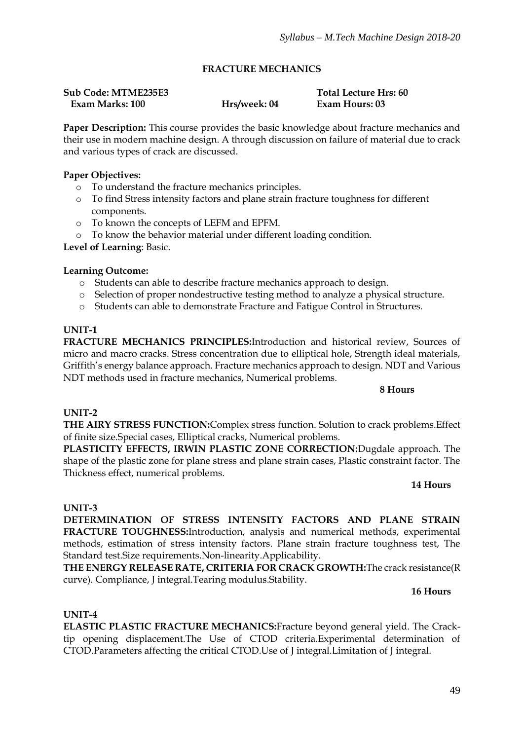## FRACTURE MECHANICS

**Sub Code: MTME235E3** | **Total Lecture Hrs: 60**
**Exam Marks: 100** | **Hrs/week: 04** | **Exam Hours: 03**

**Paper Description:** This course provides the basic knowledge about fracture mechanics and their use in modern machine design. A through discussion on failure of material due to crack and various types of crack are discussed.

**Paper Objectives:**

- To understand the fracture mechanics principles.
- To find Stress intensity factors and plane strain fracture toughness for different components.
- To known the concepts of LEFM and EPFM.
- To know the behavior material under different loading condition.

**Level of Learning**: Basic.

**Learning Outcome:**

- Students can able to describe fracture mechanics approach to design.
- Selection of proper nondestructive testing method to analyze a physical structure.
- Students can able to demonstrate Fracture and Fatigue Control in Structures.

**UNIT-1**

**FRACTURE MECHANICS PRINCIPLES:**Introduction and historical review, Sources of micro and macro cracks. Stress concentration due to elliptical hole, Strength ideal materials, Griffith's energy balance approach. Fracture mechanics approach to design. NDT and Various NDT methods used in fracture mechanics, Numerical problems.

**8 Hours**

**UNIT-2**

**THE AIRY STRESS FUNCTION:**Complex stress function. Solution to crack problems.Effect of finite size.Special cases, Elliptical cracks, Numerical problems.

**PLASTICITY EFFECTS, IRWIN PLASTIC ZONE CORRECTION:**Dugdale approach. The shape of the plastic zone for plane stress and plane strain cases, Plastic constraint factor. The Thickness effect, numerical problems.

**14 Hours**

**UNIT-3**

**DETERMINATION OF STRESS INTENSITY FACTORS AND PLANE STRAIN FRACTURE TOUGHNESS:**Introduction, analysis and numerical methods, experimental methods, estimation of stress intensity factors. Plane strain fracture toughness test, The Standard test.Size requirements.Non-linearity.Applicability.

**THE ENERGY RELEASE RATE, CRITERIA FOR CRACK GROWTH:**The crack resistance(R curve). Compliance, J integral.Tearing modulus.Stability.

**16 Hours**

**UNIT-4**

**ELASTIC PLASTIC FRACTURE MECHANICS:**Fracture beyond general yield. The Crack-tip opening displacement.The Use of CTOD criteria.Experimental determination of CTOD.Parameters affecting the critical CTOD.Use of J integral.Limitation of J integral.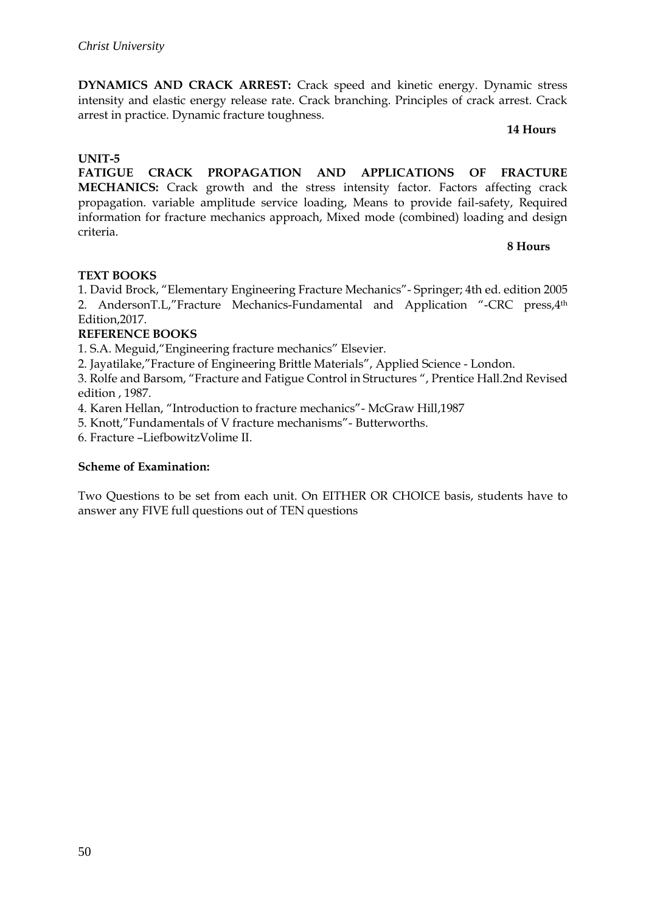**DYNAMICS AND CRACK ARREST:** Crack speed and kinetic energy. Dynamic stress intensity and elastic energy release rate. Crack branching. Principles of crack arrest. Crack arrest in practice. Dynamic fracture toughness.

**14 Hours**

**UNIT-5**

**FATIGUE CRACK PROPAGATION AND APPLICATIONS OF FRACTURE MECHANICS:** Crack growth and the stress intensity factor. Factors affecting crack propagation. variable amplitude service loading, Means to provide fail-safety, Required information for fracture mechanics approach, Mixed mode (combined) loading and design criteria.

**8 Hours**

**TEXT BOOKS**

1. David Brock, "Elementary Engineering Fracture Mechanics"- Springer; 4th ed. edition 2005
2. AndersonT.L,"Fracture Mechanics-Fundamental and Application "-CRC press,4th Edition,2017.

**REFERENCE BOOKS**

1. S.A. Meguid,"Engineering fracture mechanics" Elsevier.
2. Jayatilake,"Fracture of Engineering Brittle Materials", Applied Science - London.
3. Rolfe and Barsom, "Fracture and Fatigue Control in Structures ", Prentice Hall.2nd Revised edition , 1987.
4. Karen Hellan, "Introduction to fracture mechanics"- McGraw Hill,1987
5. Knott,"Fundamentals of V fracture mechanisms"- Butterworths.
6. Fracture –LiefbowitzVolime II.

**Scheme of Examination:**

Two Questions to be set from each unit. On EITHER OR CHOICE basis, students have to answer any FIVE full questions out of TEN questions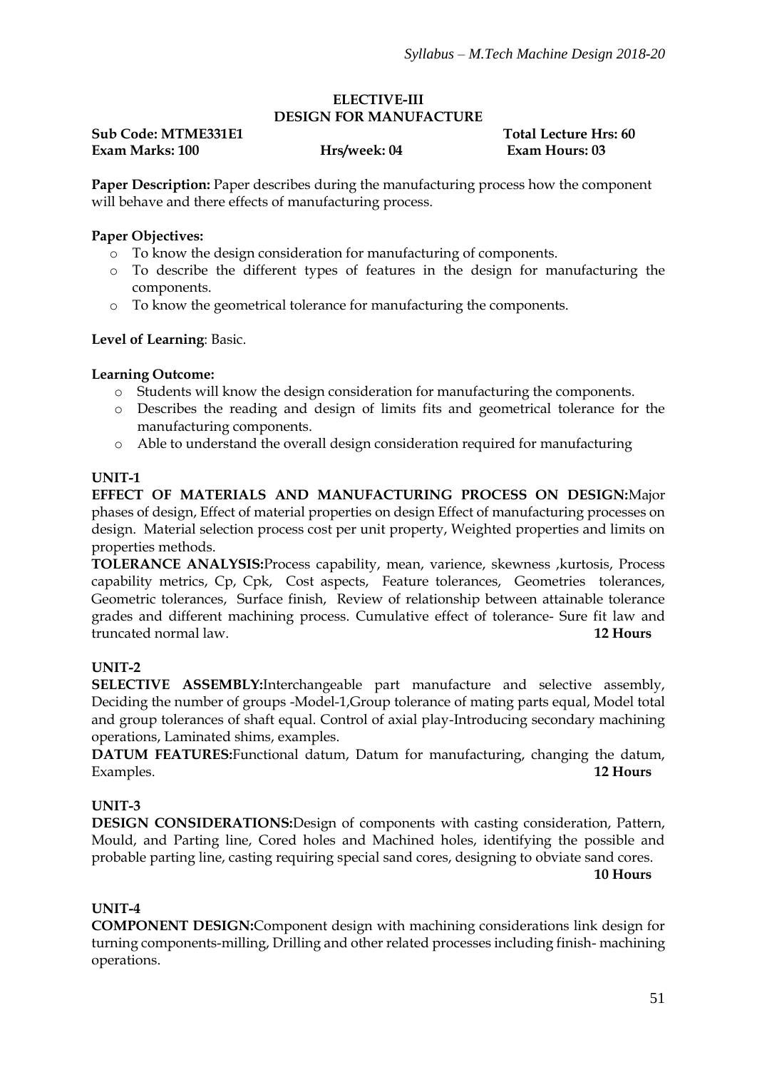## ELECTIVE-III
## DESIGN FOR MANUFACTURE

**Sub Code: MTME331E1** **Total Lecture Hrs: 60**
**Exam Marks: 100** **Hrs/week: 04** **Exam Hours: 03**

**Paper Description:** Paper describes during the manufacturing process how the component will behave and there effects of manufacturing process.

**Paper Objectives:**

- To know the design consideration for manufacturing of components.
- To describe the different types of features in the design for manufacturing the components.
- To know the geometrical tolerance for manufacturing the components.

**Level of Learning**: Basic.

**Learning Outcome:**

- Students will know the design consideration for manufacturing the components.
- Describes the reading and design of limits fits and geometrical tolerance for the manufacturing components.
- Able to understand the overall design consideration required for manufacturing

### UNIT-1

**EFFECT OF MATERIALS AND MANUFACTURING PROCESS ON DESIGN:**Major phases of design, Effect of material properties on design Effect of manufacturing processes on design. Material selection process cost per unit property, Weighted properties and limits on properties methods.

**TOLERANCE ANALYSIS:**Process capability, mean, varience, skewness ,kurtosis, Process capability metrics, Cp, Cpk, Cost aspects, Feature tolerances, Geometries tolerances, Geometric tolerances, Surface finish, Review of relationship between attainable tolerance grades and different machining process. Cumulative effect of tolerance- Sure fit law and truncated normal law. **12 Hours**

### UNIT-2

**SELECTIVE ASSEMBLY:**Interchangeable part manufacture and selective assembly, Deciding the number of groups -Model-1,Group tolerance of mating parts equal, Model total and group tolerances of shaft equal. Control of axial play-Introducing secondary machining operations, Laminated shims, examples.

**DATUM FEATURES:**Functional datum, Datum for manufacturing, changing the datum, Examples. **12 Hours**

### UNIT-3

**DESIGN CONSIDERATIONS:**Design of components with casting consideration, Pattern, Mould, and Parting line, Cored holes and Machined holes, identifying the possible and probable parting line, casting requiring special sand cores, designing to obviate sand cores. **10 Hours**

### UNIT-4

**COMPONENT DESIGN:**Component design with machining considerations link design for turning components-milling, Drilling and other related processes including finish- machining operations.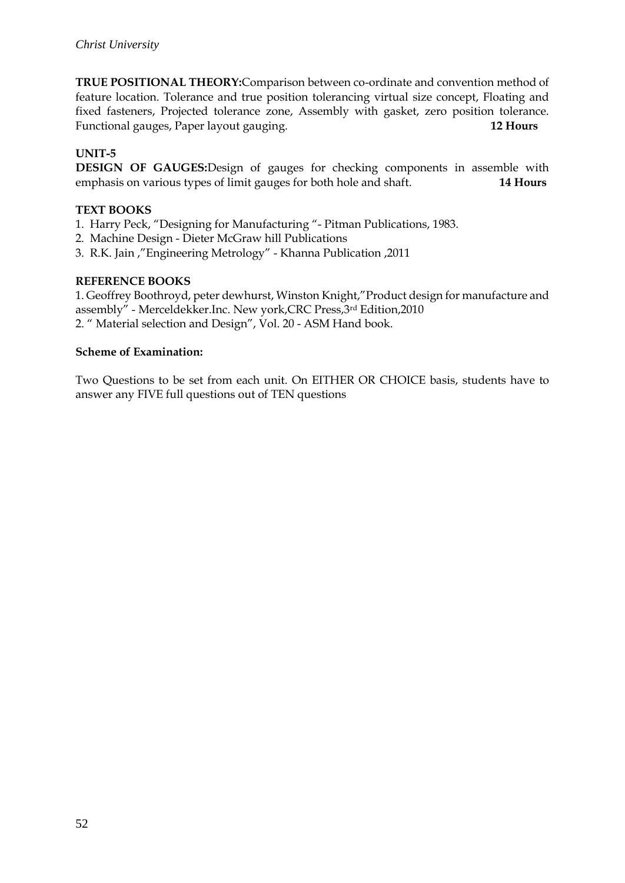**TRUE POSITIONAL THEORY:**Comparison between co-ordinate and convention method of feature location. Tolerance and true position tolerancing virtual size concept, Floating and fixed fasteners, Projected tolerance zone, Assembly with gasket, zero position tolerance. Functional gauges, Paper layout gauging. **12 Hours**

**UNIT-5**

**DESIGN OF GAUGES:**Design of gauges for checking components in assemble with emphasis on various types of limit gauges for both hole and shaft. **14 Hours**

**TEXT BOOKS**

1. Harry Peck, "Designing for Manufacturing "- Pitman Publications, 1983.
2. Machine Design - Dieter McGraw hill Publications
3. R.K. Jain ,"Engineering Metrology" - Khanna Publication ,2011

**REFERENCE BOOKS**

1. Geoffrey Boothroyd, peter dewhurst, Winston Knight,"Product design for manufacture and assembly" - Merceldekker.Inc. New york,CRC Press,3rd Edition,2010
2. " Material selection and Design", Vol. 20 - ASM Hand book.

**Scheme of Examination:**

Two Questions to be set from each unit. On EITHER OR CHOICE basis, students have to answer any FIVE full questions out of TEN questions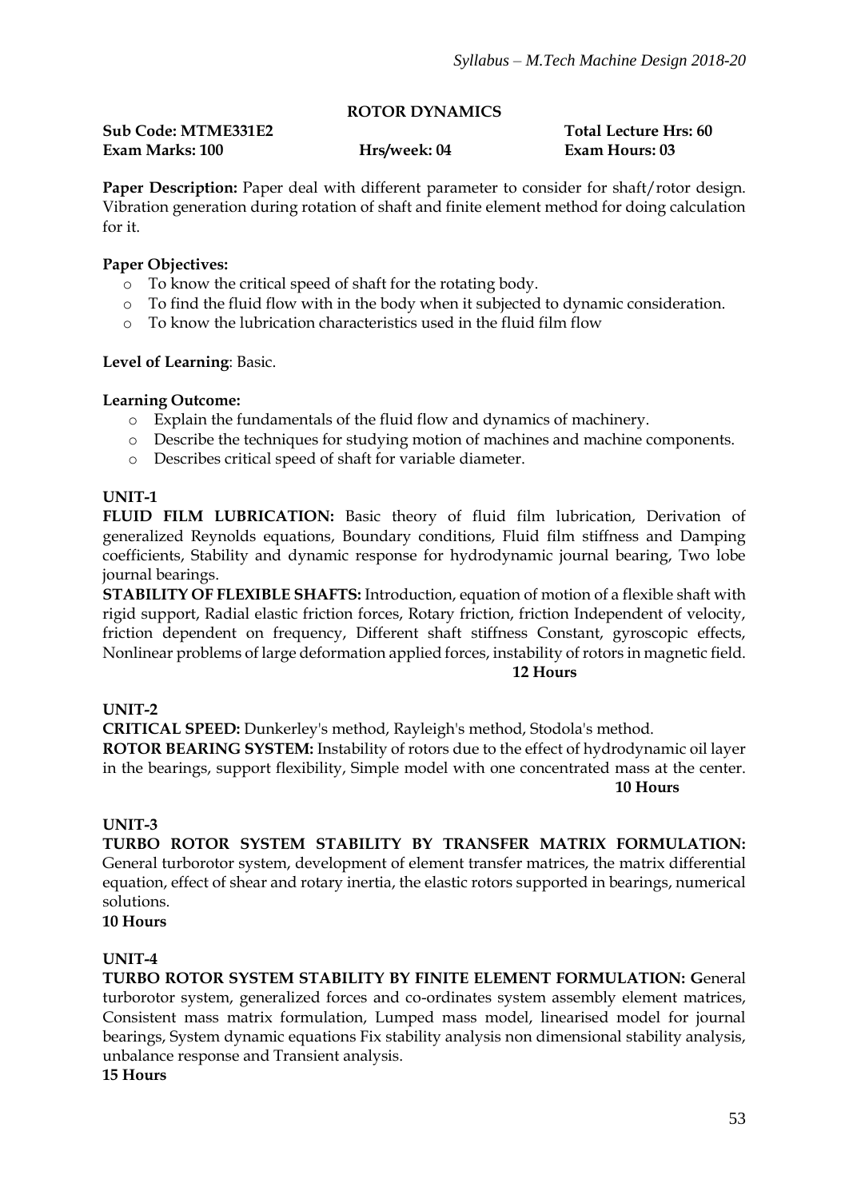## ROTOR DYNAMICS

**Sub Code: MTME331E2** **Total Lecture Hrs: 60**
**Exam Marks: 100** **Hrs/week: 04** **Exam Hours: 03**

**Paper Description:** Paper deal with different parameter to consider for shaft/rotor design. Vibration generation during rotation of shaft and finite element method for doing calculation for it.

**Paper Objectives:**

- To know the critical speed of shaft for the rotating body.
- To find the fluid flow with in the body when it subjected to dynamic consideration.
- To know the lubrication characteristics used in the fluid film flow

**Level of Learning**: Basic.

**Learning Outcome:**

- Explain the fundamentals of the fluid flow and dynamics of machinery.
- Describe the techniques for studying motion of machines and machine components.
- Describes critical speed of shaft for variable diameter.

**UNIT-1**

**FLUID FILM LUBRICATION:** Basic theory of fluid film lubrication, Derivation of generalized Reynolds equations, Boundary conditions, Fluid film stiffness and Damping coefficients, Stability and dynamic response for hydrodynamic journal bearing, Two lobe journal bearings.

**STABILITY OF FLEXIBLE SHAFTS:** Introduction, equation of motion of a flexible shaft with rigid support, Radial elastic friction forces, Rotary friction, friction Independent of velocity, friction dependent on frequency, Different shaft stiffness Constant, gyroscopic effects, Nonlinear problems of large deformation applied forces, instability of rotors in magnetic field.

**12 Hours**

**UNIT-2**

**CRITICAL SPEED:** Dunkerley's method, Rayleigh's method, Stodola's method.

**ROTOR BEARING SYSTEM:** Instability of rotors due to the effect of hydrodynamic oil layer in the bearings, support flexibility, Simple model with one concentrated mass at the center.

**10 Hours**

**UNIT-3**

**TURBO ROTOR SYSTEM STABILITY BY TRANSFER MATRIX FORMULATION:** General turborotor system, development of element transfer matrices, the matrix differential equation, effect of shear and rotary inertia, the elastic rotors supported in bearings, numerical solutions.

**10 Hours**

**UNIT-4**

**TURBO ROTOR SYSTEM STABILITY BY FINITE ELEMENT FORMULATION: G**eneral turborotor system, generalized forces and co-ordinates system assembly element matrices, Consistent mass matrix formulation, Lumped mass model, linearised model for journal bearings, System dynamic equations Fix stability analysis non dimensional stability analysis, unbalance response and Transient analysis.

**15 Hours**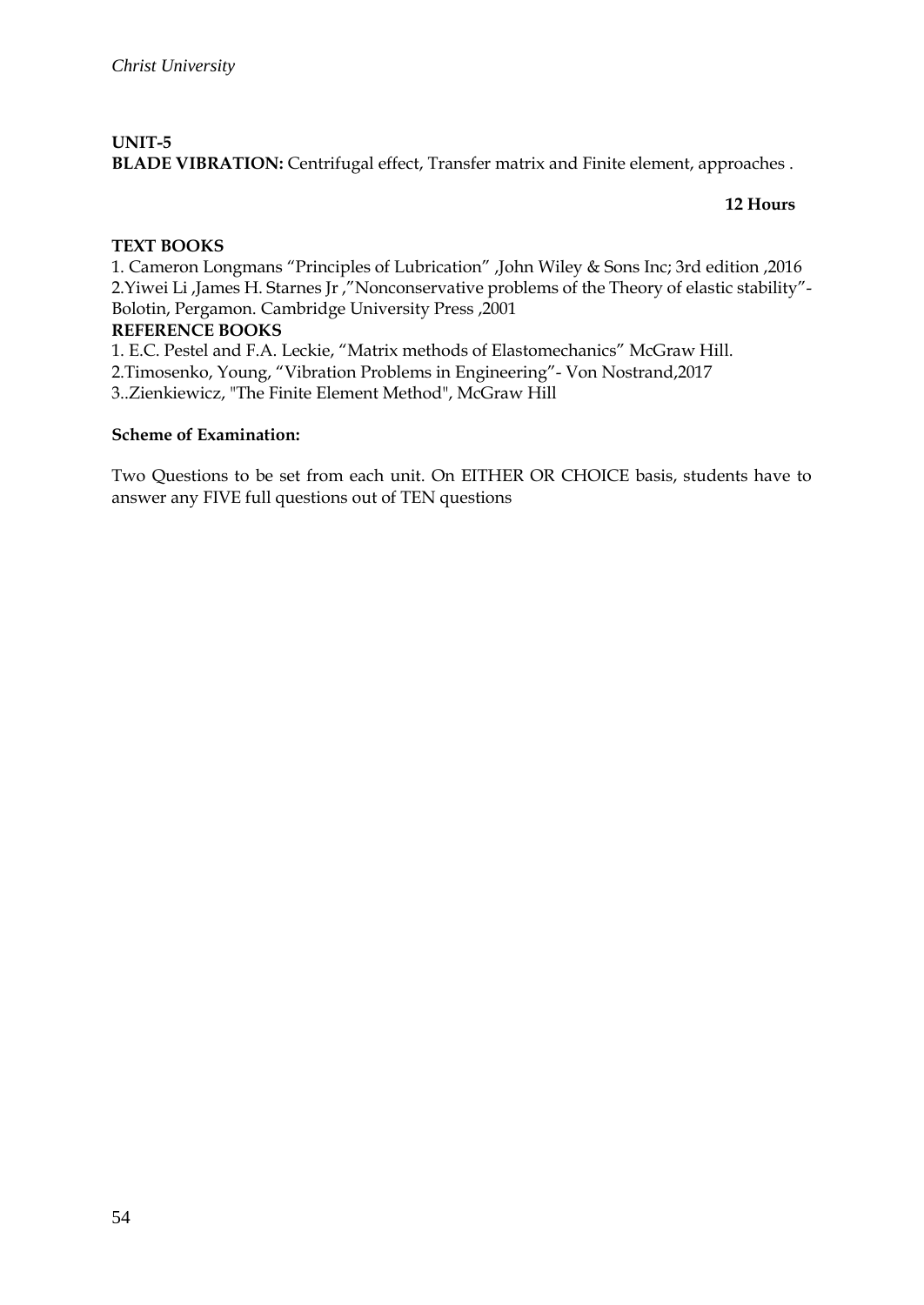**UNIT-5**

**BLADE VIBRATION:** Centrifugal effect, Transfer matrix and Finite element, approaches .

**12 Hours**

**TEXT BOOKS**

1. Cameron Longmans “Principles of Lubrication” ,John Wiley & Sons Inc; 3rd edition ,2016
2. Yiwei Li ,James H. Starnes Jr ,”Nonconservative problems of the Theory of elastic stability”- Bolotin, Pergamon. Cambridge University Press ,2001

**REFERENCE BOOKS**

1. E.C. Pestel and F.A. Leckie, “Matrix methods of Elastomechanics” McGraw Hill.
2. Timosenko, Young, “Vibration Problems in Engineering”- Von Nostrand,2017
3. .Zienkiewicz, "The Finite Element Method", McGraw Hill

**Scheme of Examination:**

Two Questions to be set from each unit. On EITHER OR CHOICE basis, students have to answer any FIVE full questions out of TEN questions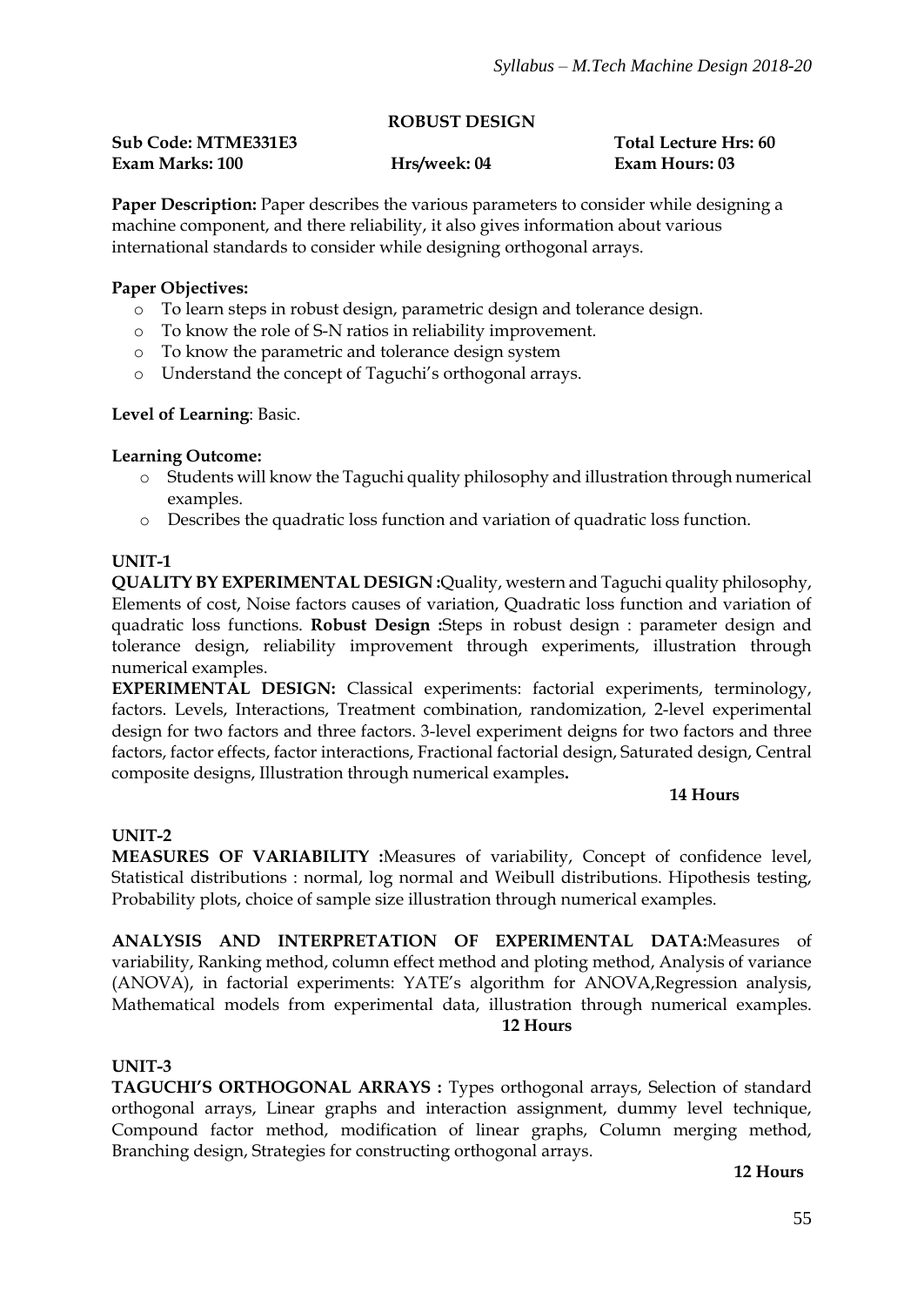## ROBUST DESIGN

**Sub Code: MTME331E3** **Total Lecture Hrs: 60**
**Exam Marks: 100** **Hrs/week: 04** **Exam Hours: 03**

**Paper Description:** Paper describes the various parameters to consider while designing a machine component, and there reliability, it also gives information about various international standards to consider while designing orthogonal arrays.

**Paper Objectives:**

- To learn steps in robust design, parametric design and tolerance design.
- To know the role of S-N ratios in reliability improvement.
- To know the parametric and tolerance design system
- Understand the concept of Taguchi's orthogonal arrays.

**Level of Learning**: Basic.

**Learning Outcome:**

- Students will know the Taguchi quality philosophy and illustration through numerical examples.
- Describes the quadratic loss function and variation of quadratic loss function.

**UNIT-1**

**QUALITY BY EXPERIMENTAL DESIGN :**Quality, western and Taguchi quality philosophy, Elements of cost, Noise factors causes of variation, Quadratic loss function and variation of quadratic loss functions. **Robust Design :**Steps in robust design : parameter design and tolerance design, reliability improvement through experiments, illustration through numerical examples.

**EXPERIMENTAL DESIGN:** Classical experiments: factorial experiments, terminology, factors. Levels, Interactions, Treatment combination, randomization, 2-level experimental design for two factors and three factors. 3-level experiment deigns for two factors and three factors, factor effects, factor interactions, Fractional factorial design, Saturated design, Central composite designs, Illustration through numerical examples**.**

**14 Hours**

**UNIT-2**

**MEASURES OF VARIABILITY :**Measures of variability, Concept of confidence level, Statistical distributions : normal, log normal and Weibull distributions. Hipothesis testing, Probability plots, choice of sample size illustration through numerical examples.

**ANALYSIS AND INTERPRETATION OF EXPERIMENTAL DATA:**Measures of variability, Ranking method, column effect method and ploting method, Analysis of variance (ANOVA), in factorial experiments: YATE's algorithm for ANOVA,Regression analysis, Mathematical models from experimental data, illustration through numerical examples.

**12 Hours**

**UNIT-3**

**TAGUCHI'S ORTHOGONAL ARRAYS :** Types orthogonal arrays, Selection of standard orthogonal arrays, Linear graphs and interaction assignment, dummy level technique, Compound factor method, modification of linear graphs, Column merging method, Branching design, Strategies for constructing orthogonal arrays.

**12 Hours**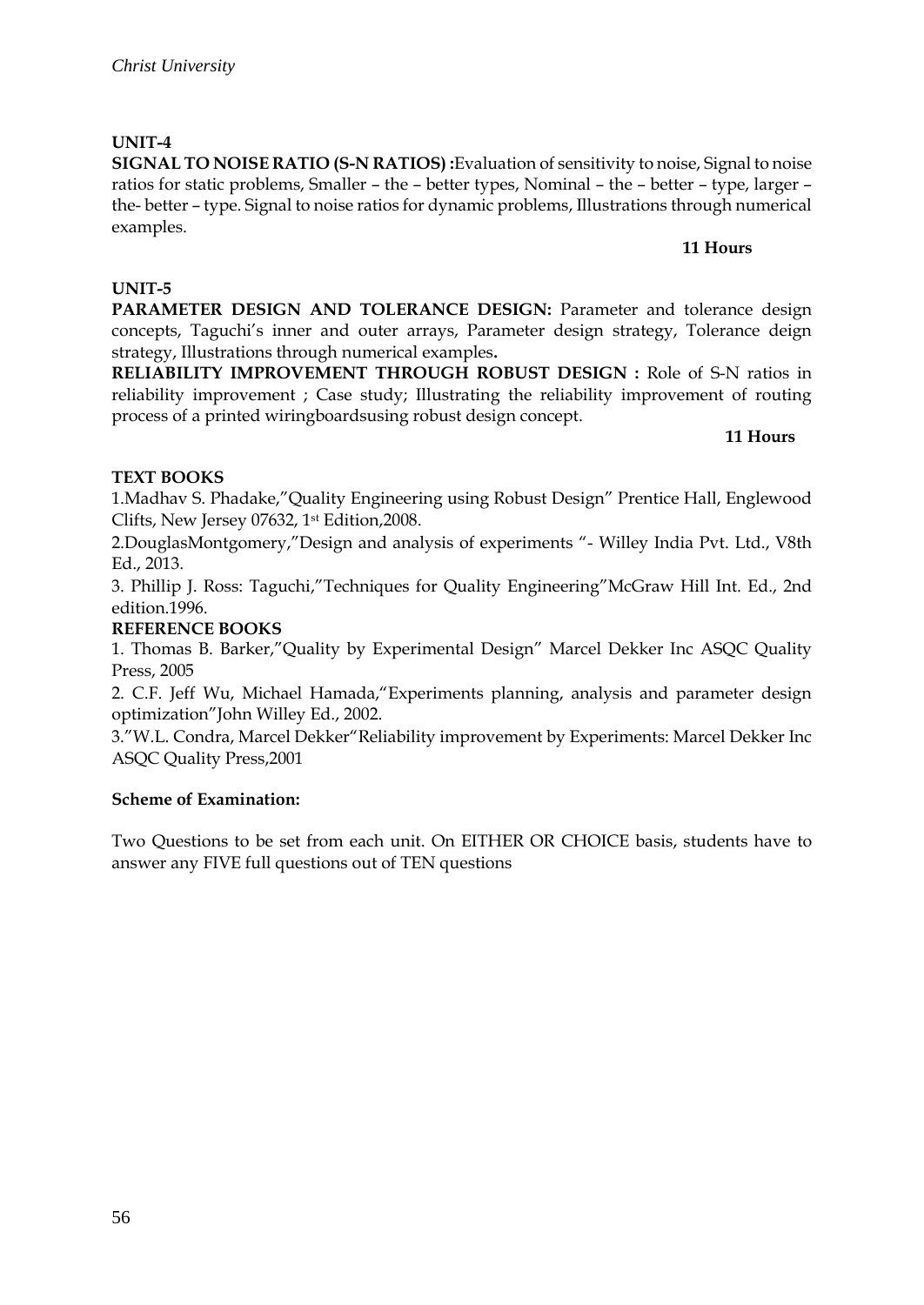**UNIT-4**

**SIGNAL TO NOISE RATIO (S-N RATIOS) :**Evaluation of sensitivity to noise, Signal to noise ratios for static problems, Smaller – the – better types, Nominal – the – better – type, larger – the- better – type. Signal to noise ratios for dynamic problems, Illustrations through numerical examples.

**11 Hours**

**UNIT-5**

**PARAMETER DESIGN AND TOLERANCE DESIGN:** Parameter and tolerance design concepts, Taguchi's inner and outer arrays, Parameter design strategy, Tolerance deign strategy, Illustrations through numerical examples**.**

**RELIABILITY IMPROVEMENT THROUGH ROBUST DESIGN :** Role of S-N ratios in reliability improvement ; Case study; Illustrating the reliability improvement of routing process of a printed wiringboardsusing robust design concept.

**11 Hours**

**TEXT BOOKS**

1.Madhav S. Phadake,"Quality Engineering using Robust Design" Prentice Hall, Englewood Clifts, New Jersey 07632, 1st Edition,2008.

2.DouglasMontgomery,"Design and analysis of experiments "- Willey India Pvt. Ltd., V8th Ed., 2013.

3. Phillip J. Ross: Taguchi,"Techniques for Quality Engineering"McGraw Hill Int. Ed., 2nd edition.1996.

**REFERENCE BOOKS**

1. Thomas B. Barker,"Quality by Experimental Design" Marcel Dekker Inc ASQC Quality Press, 2005

2. C.F. Jeff Wu, Michael Hamada,"Experiments planning, analysis and parameter design optimization"John Willey Ed., 2002.

3."W.L. Condra, Marcel Dekker"Reliability improvement by Experiments: Marcel Dekker Inc ASQC Quality Press,2001

**Scheme of Examination:**

Two Questions to be set from each unit. On EITHER OR CHOICE basis, students have to answer any FIVE full questions out of TEN questions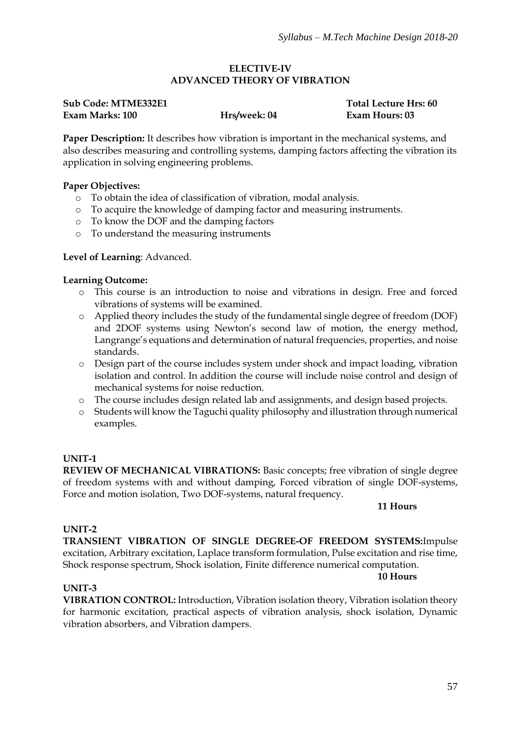## ELECTIVE-IV
## ADVANCED THEORY OF VIBRATION

**Sub Code: MTME332E1** **Total Lecture Hrs: 60**
**Exam Marks: 100** **Hrs/week: 04** **Exam Hours: 03**

**Paper Description:** It describes how vibration is important in the mechanical systems, and also describes measuring and controlling systems, damping factors affecting the vibration its application in solving engineering problems.

**Paper Objectives:**

- To obtain the idea of classification of vibration, modal analysis.
- To acquire the knowledge of damping factor and measuring instruments.
- To know the DOF and the damping factors
- To understand the measuring instruments

**Level of Learning**: Advanced.

**Learning Outcome:**

- This course is an introduction to noise and vibrations in design. Free and forced vibrations of systems will be examined.
- Applied theory includes the study of the fundamental single degree of freedom (DOF) and 2DOF systems using Newton's second law of motion, the energy method, Langrange's equations and determination of natural frequencies, properties, and noise standards.
- Design part of the course includes system under shock and impact loading, vibration isolation and control. In addition the course will include noise control and design of mechanical systems for noise reduction.
- The course includes design related lab and assignments, and design based projects.
- Students will know the Taguchi quality philosophy and illustration through numerical examples.

**UNIT-1**

**REVIEW OF MECHANICAL VIBRATIONS:** Basic concepts; free vibration of single degree of freedom systems with and without damping, Forced vibration of single DOF-systems, Force and motion isolation, Two DOF-systems, natural frequency.

**11 Hours**

**UNIT-2**

**TRANSIENT VIBRATION OF SINGLE DEGREE-OF FREEDOM SYSTEMS:** Impulse excitation, Arbitrary excitation, Laplace transform formulation, Pulse excitation and rise time, Shock response spectrum, Shock isolation, Finite difference numerical computation.

**10 Hours**

**UNIT-3**

**VIBRATION CONTROL:** Introduction, Vibration isolation theory, Vibration isolation theory for harmonic excitation, practical aspects of vibration analysis, shock isolation, Dynamic vibration absorbers, and Vibration dampers.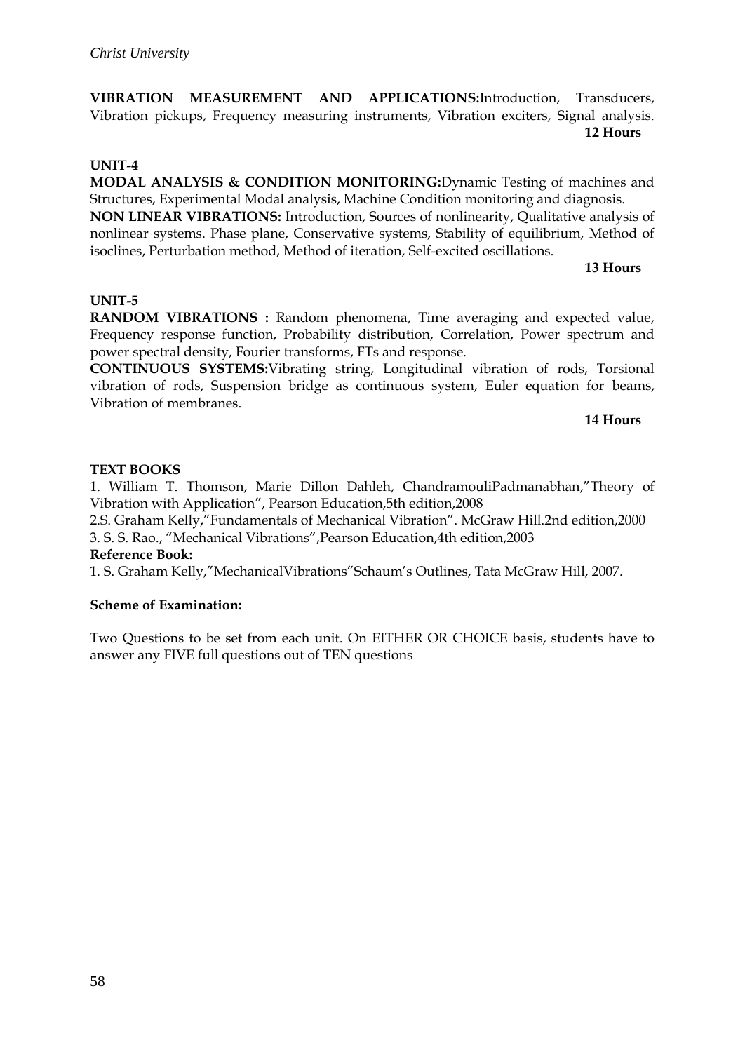**VIBRATION MEASUREMENT AND APPLICATIONS:**Introduction, Transducers, Vibration pickups, Frequency measuring instruments, Vibration exciters, Signal analysis.
**12 Hours**

**UNIT-4**

**MODAL ANALYSIS & CONDITION MONITORING:**Dynamic Testing of machines and Structures, Experimental Modal analysis, Machine Condition monitoring and diagnosis.

**NON LINEAR VIBRATIONS:** Introduction, Sources of nonlinearity, Qualitative analysis of nonlinear systems. Phase plane, Conservative systems, Stability of equilibrium, Method of isoclines, Perturbation method, Method of iteration, Self-excited oscillations.
**13 Hours**

**UNIT-5**

**RANDOM VIBRATIONS :** Random phenomena, Time averaging and expected value, Frequency response function, Probability distribution, Correlation, Power spectrum and power spectral density, Fourier transforms, FTs and response.

**CONTINUOUS SYSTEMS:**Vibrating string, Longitudinal vibration of rods, Torsional vibration of rods, Suspension bridge as continuous system, Euler equation for beams, Vibration of membranes.
**14 Hours**

**TEXT BOOKS**

1. William T. Thomson, Marie Dillon Dahleh, ChandramouliPadmanabhan,"Theory of Vibration with Application", Pearson Education,5th edition,2008
2.S. Graham Kelly,"Fundamentals of Mechanical Vibration". McGraw Hill.2nd edition,2000
3. S. S. Rao., "Mechanical Vibrations",Pearson Education,4th edition,2003

**Reference Book:**

1. S. Graham Kelly,"MechanicalVibrations"Schaum's Outlines, Tata McGraw Hill, 2007.

**Scheme of Examination:**

Two Questions to be set from each unit. On EITHER OR CHOICE basis, students have to answer any FIVE full questions out of TEN questions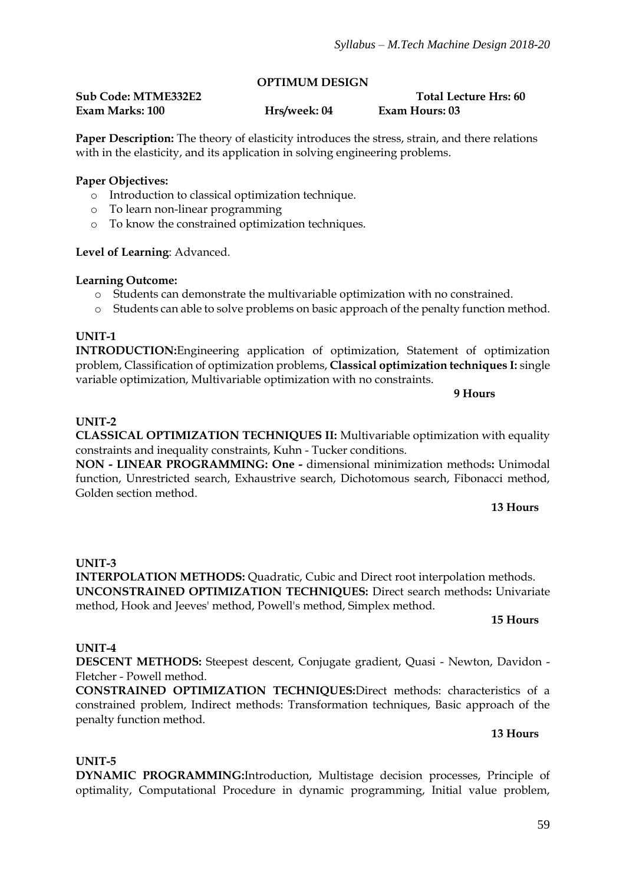## OPTIMUM DESIGN

**Sub Code: MTME332E2** **Total Lecture Hrs: 60**
**Exam Marks: 100** **Hrs/week: 04** **Exam Hours: 03**

**Paper Description:** The theory of elasticity introduces the stress, strain, and there relations with in the elasticity, and its application in solving engineering problems.

**Paper Objectives:**

- Introduction to classical optimization technique.
- To learn non-linear programming
- To know the constrained optimization techniques.

**Level of Learning**: Advanced.

**Learning Outcome:**

- Students can demonstrate the multivariable optimization with no constrained.
- Students can able to solve problems on basic approach of the penalty function method.

### UNIT-1

**INTRODUCTION:**Engineering application of optimization, Statement of optimization problem, Classification of optimization problems, **Classical optimization techniques I:** single variable optimization, Multivariable optimization with no constraints.

**9 Hours**

### UNIT-2

**CLASSICAL OPTIMIZATION TECHNIQUES II:** Multivariable optimization with equality constraints and inequality constraints, Kuhn - Tucker conditions.

**NON - LINEAR PROGRAMMING: One -** dimensional minimization methods**:** Unimodal function, Unrestricted search, Exhaustrive search, Dichotomous search, Fibonacci method, Golden section method.

**13 Hours**

### UNIT-3

**INTERPOLATION METHODS:** Quadratic, Cubic and Direct root interpolation methods.

**UNCONSTRAINED OPTIMIZATION TECHNIQUES:** Direct search methods**:** Univariate method, Hook and Jeeves' method, Powell's method, Simplex method.

**15 Hours**

### UNIT-4

**DESCENT METHODS:** Steepest descent, Conjugate gradient, Quasi - Newton, Davidon - Fletcher - Powell method.

**CONSTRAINED OPTIMIZATION TECHNIQUES:**Direct methods: characteristics of a constrained problem, Indirect methods: Transformation techniques, Basic approach of the penalty function method.

**13 Hours**

### UNIT-5

**DYNAMIC PROGRAMMING:**Introduction, Multistage decision processes, Principle of optimality, Computational Procedure in dynamic programming, Initial value problem,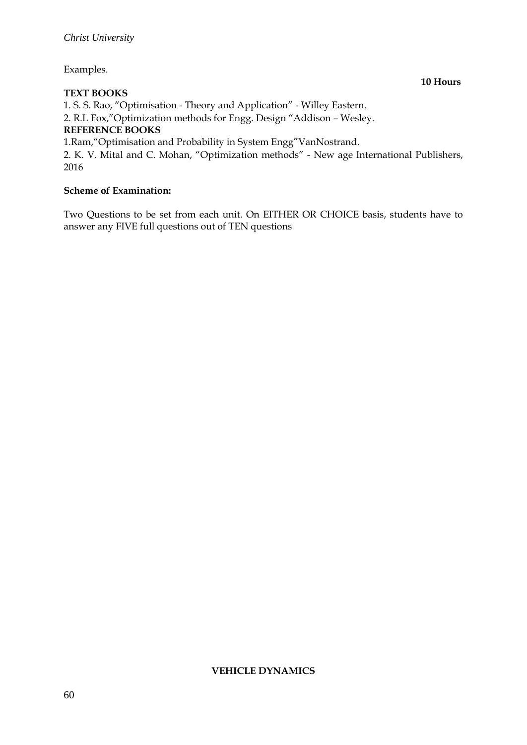Examples.

**10 Hours**

**TEXT BOOKS**

1. S. S. Rao, "Optimisation - Theory and Application" - Willey Eastern.
2. R.L Fox,"Optimization methods for Engg. Design "Addison – Wesley.

**REFERENCE BOOKS**

1. Ram,"Optimisation and Probability in System Engg"VanNostrand.
2. K. V. Mital and C. Mohan, "Optimization methods" - New age International Publishers, 2016

**Scheme of Examination:**

Two Questions to be set from each unit. On EITHER OR CHOICE basis, students have to answer any FIVE full questions out of TEN questions

**VEHICLE DYNAMICS**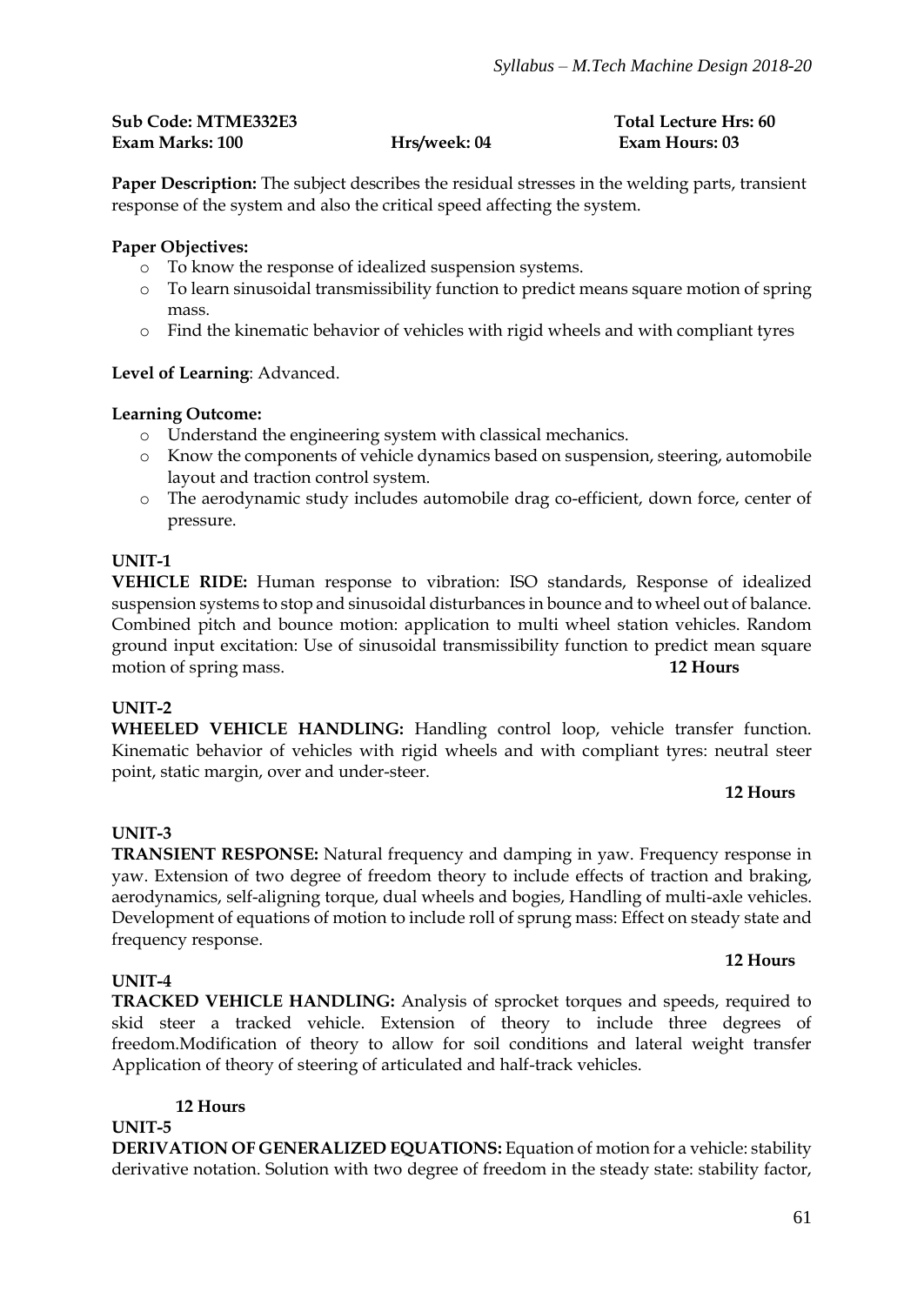**Sub Code: MTME332E3** **Total Lecture Hrs: 60**
**Exam Marks: 100** **Hrs/week: 04** **Exam Hours: 03**

**Paper Description:** The subject describes the residual stresses in the welding parts, transient response of the system and also the critical speed affecting the system.

**Paper Objectives:**

- To know the response of idealized suspension systems.
- To learn sinusoidal transmissibility function to predict means square motion of spring mass.
- Find the kinematic behavior of vehicles with rigid wheels and with compliant tyres

**Level of Learning**: Advanced.

**Learning Outcome:**

- Understand the engineering system with classical mechanics.
- Know the components of vehicle dynamics based on suspension, steering, automobile layout and traction control system.
- The aerodynamic study includes automobile drag co-efficient, down force, center of pressure.

**UNIT-1**

**VEHICLE RIDE:** Human response to vibration: ISO standards, Response of idealized suspension systems to stop and sinusoidal disturbances in bounce and to wheel out of balance. Combined pitch and bounce motion: application to multi wheel station vehicles. Random ground input excitation: Use of sinusoidal transmissibility function to predict mean square motion of spring mass. **12 Hours**

**UNIT-2**

**WHEELED VEHICLE HANDLING:** Handling control loop, vehicle transfer function. Kinematic behavior of vehicles with rigid wheels and with compliant tyres: neutral steer point, static margin, over and under-steer.

**12 Hours**

**UNIT-3**

**TRANSIENT RESPONSE:** Natural frequency and damping in yaw. Frequency response in yaw. Extension of two degree of freedom theory to include effects of traction and braking, aerodynamics, self-aligning torque, dual wheels and bogies, Handling of multi-axle vehicles. Development of equations of motion to include roll of sprung mass: Effect on steady state and frequency response.

**12 Hours**

**UNIT-4**

**TRACKED VEHICLE HANDLING:** Analysis of sprocket torques and speeds, required to skid steer a tracked vehicle. Extension of theory to include three degrees of freedom.Modification of theory to allow for soil conditions and lateral weight transfer Application of theory of steering of articulated and half-track vehicles.

**12 Hours**

**UNIT-5**

**DERIVATION OF GENERALIZED EQUATIONS:** Equation of motion for a vehicle: stability derivative notation. Solution with two degree of freedom in the steady state: stability factor,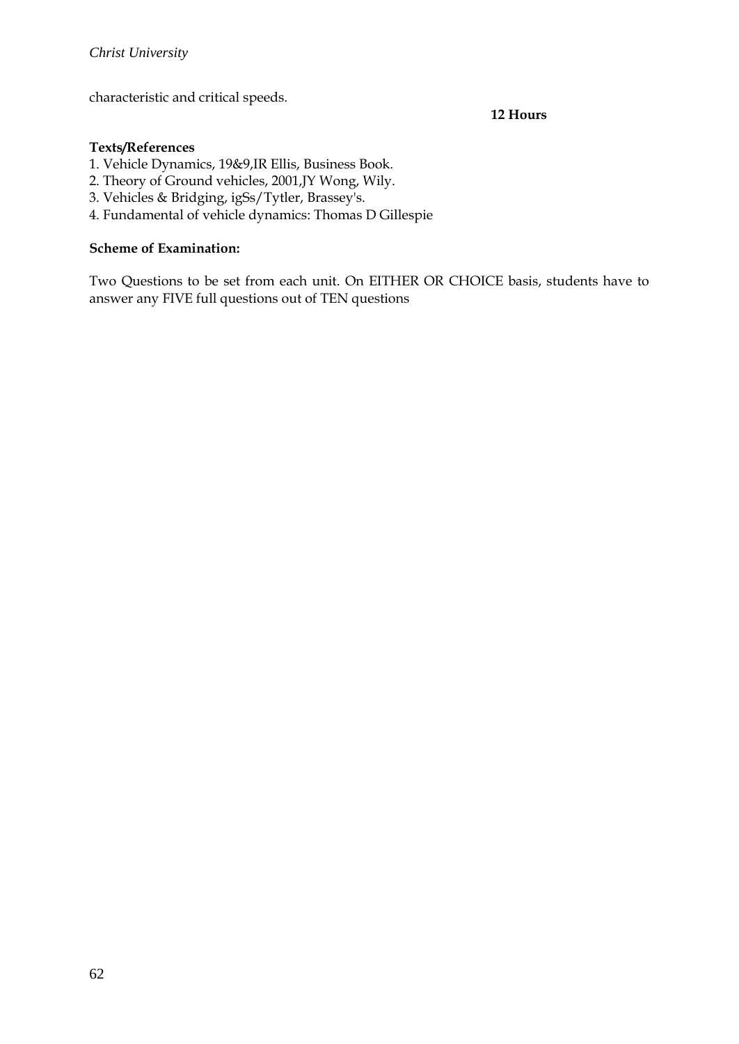characteristic and critical speeds.

**12 Hours**

**Texts/References**

1. Vehicle Dynamics, 19&9,IR Ellis, Business Book.
2. Theory of Ground vehicles, 2001,JY Wong, Wily.
3. Vehicles & Bridging, igSs/Tytler, Brassey's.
4. Fundamental of vehicle dynamics: Thomas D Gillespie

**Scheme of Examination:**

Two Questions to be set from each unit. On EITHER OR CHOICE basis, students have to answer any FIVE full questions out of TEN questions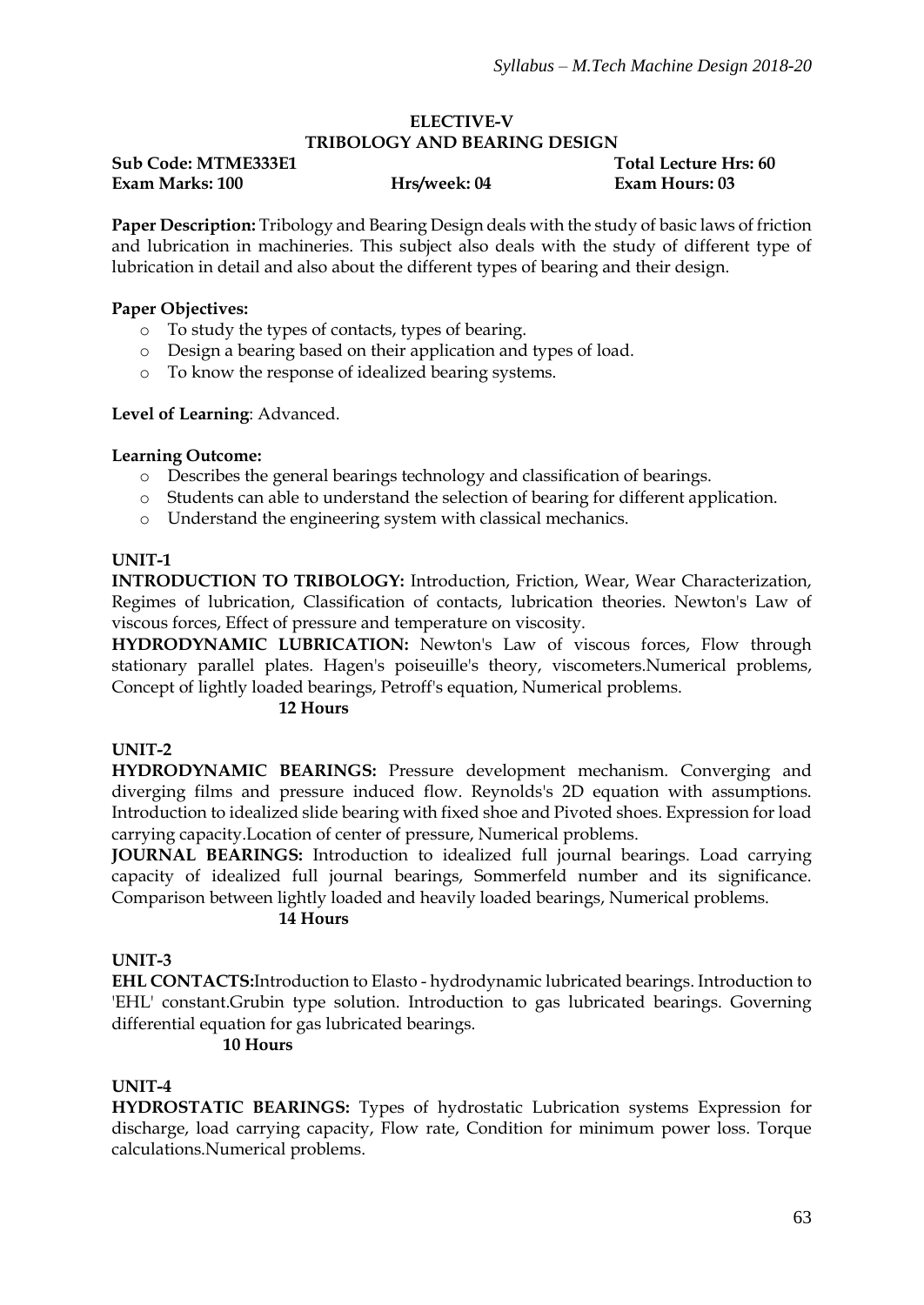## ELECTIVE-V
## TRIBOLOGY AND BEARING DESIGN

**Sub Code: MTME333E1** **Total Lecture Hrs: 60**
**Exam Marks: 100** **Hrs/week: 04** **Exam Hours: 03**

**Paper Description:** Tribology and Bearing Design deals with the study of basic laws of friction and lubrication in machineries. This subject also deals with the study of different type of lubrication in detail and also about the different types of bearing and their design.

**Paper Objectives:**

- To study the types of contacts, types of bearing.
- Design a bearing based on their application and types of load.
- To know the response of idealized bearing systems.

**Level of Learning**: Advanced.

**Learning Outcome:**

- Describes the general bearings technology and classification of bearings.
- Students can able to understand the selection of bearing for different application.
- Understand the engineering system with classical mechanics.

**UNIT-1**

**INTRODUCTION TO TRIBOLOGY:** Introduction, Friction, Wear, Wear Characterization, Regimes of lubrication, Classification of contacts, lubrication theories. Newton's Law of viscous forces, Effect of pressure and temperature on viscosity.

**HYDRODYNAMIC LUBRICATION:** Newton's Law of viscous forces, Flow through stationary parallel plates. Hagen's poiseuille's theory, viscometers.Numerical problems, Concept of lightly loaded bearings, Petroff's equation, Numerical problems.

**12 Hours**

**UNIT-2**

**HYDRODYNAMIC BEARINGS:** Pressure development mechanism. Converging and diverging films and pressure induced flow. Reynolds's 2D equation with assumptions. Introduction to idealized slide bearing with fixed shoe and Pivoted shoes. Expression for load carrying capacity.Location of center of pressure, Numerical problems.

**JOURNAL BEARINGS:** Introduction to idealized full journal bearings. Load carrying capacity of idealized full journal bearings, Sommerfeld number and its significance. Comparison between lightly loaded and heavily loaded bearings, Numerical problems.

**14 Hours**

**UNIT-3**

**EHL CONTACTS:**Introduction to Elasto - hydrodynamic lubricated bearings. Introduction to 'EHL' constant.Grubin type solution. Introduction to gas lubricated bearings. Governing differential equation for gas lubricated bearings.

**10 Hours**

**UNIT-4**

**HYDROSTATIC BEARINGS:** Types of hydrostatic Lubrication systems Expression for discharge, load carrying capacity, Flow rate, Condition for minimum power loss. Torque calculations.Numerical problems.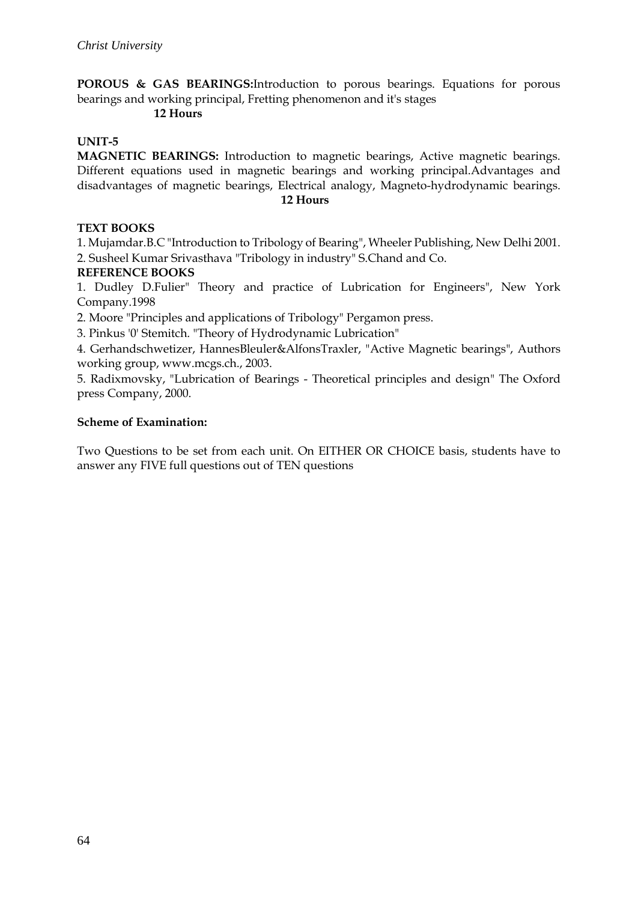**POROUS & GAS BEARINGS:**Introduction to porous bearings. Equations for porous bearings and working principal, Fretting phenomenon and it's stages

**12 Hours**

**UNIT-5**

**MAGNETIC BEARINGS:** Introduction to magnetic bearings, Active magnetic bearings. Different equations used in magnetic bearings and working principal.Advantages and disadvantages of magnetic bearings, Electrical analogy, Magneto-hydrodynamic bearings.

**12 Hours**

**TEXT BOOKS**

1. Mujamdar.B.C "Introduction to Tribology of Bearing", Wheeler Publishing, New Delhi 2001.
2. Susheel Kumar Srivasthava "Tribology in industry" S.Chand and Co.

**REFERENCE BOOKS**

1. Dudley D.Fulier" Theory and practice of Lubrication for Engineers", New York Company.1998
2. Moore "Principles and applications of Tribology" Pergamon press.
3. Pinkus '0' Stemitch. "Theory of Hydrodynamic Lubrication"
4. Gerhandschwetizer, HannesBleuler&AlfonsTraxler, "Active Magnetic bearings", Authors working group, www.mcgs.ch., 2003.
5. Radixmovsky, "Lubrication of Bearings - Theoretical principles and design" The Oxford press Company, 2000.

**Scheme of Examination:**

Two Questions to be set from each unit. On EITHER OR CHOICE basis, students have to answer any FIVE full questions out of TEN questions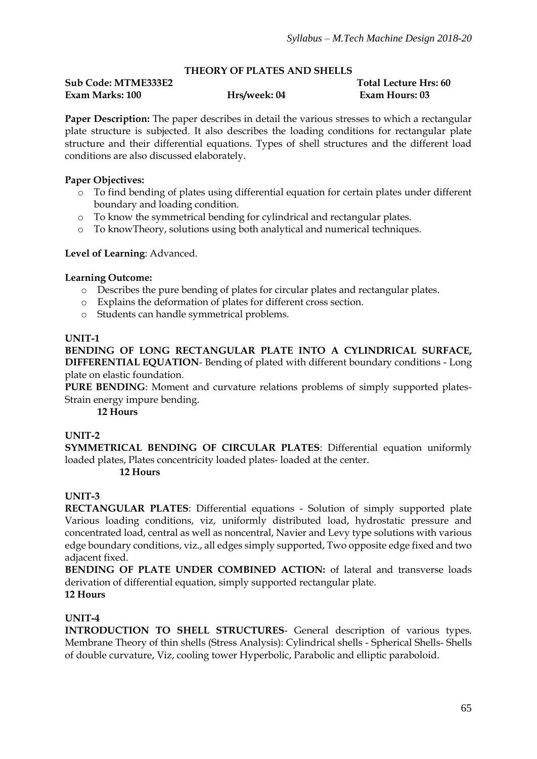## THEORY OF PLATES AND SHELLS

**Sub Code: MTME333E2** | **Total Lecture Hrs: 60**
**Exam Marks: 100** | **Hrs/week: 04** | **Exam Hours: 03**

**Paper Description:** The paper describes in detail the various stresses to which a rectangular plate structure is subjected. It also describes the loading conditions for rectangular plate structure and their differential equations. Types of shell structures and the different load conditions are also discussed elaborately.

**Paper Objectives:**

- To find bending of plates using differential equation for certain plates under different boundary and loading condition.
- To know the symmetrical bending for cylindrical and rectangular plates.
- To knowTheory, solutions using both analytical and numerical techniques.

**Level of Learning**: Advanced.

**Learning Outcome:**

- Describes the pure bending of plates for circular plates and rectangular plates.
- Explains the deformation of plates for different cross section.
- Students can handle symmetrical problems.

**UNIT-1**

**BENDING OF LONG RECTANGULAR PLATE INTO A CYLINDRICAL SURFACE, DIFFERENTIAL EQUATION**- Bending of plated with different boundary conditions - Long plate on elastic foundation.

**PURE BENDING**: Moment and curvature relations problems of simply supported plates- Strain energy impure bending.

**12 Hours**

**UNIT-2**

**SYMMETRICAL BENDING OF CIRCULAR PLATES**: Differential equation uniformly loaded plates, Plates concentricity loaded plates- loaded at the center.

**12 Hours**

**UNIT-3**

**RECTANGULAR PLATES**: Differential equations - Solution of simply supported plate Various loading conditions, viz, uniformly distributed load, hydrostatic pressure and concentrated load, central as well as noncentral, Navier and Levy type solutions with various edge boundary conditions, viz., all edges simply supported, Two opposite edge fixed and two adjacent fixed.

**BENDING OF PLATE UNDER COMBINED ACTION:** of lateral and transverse loads derivation of differential equation, simply supported rectangular plate.

**12 Hours**

**UNIT-4**

**INTRODUCTION TO SHELL STRUCTURES**- General description of various types. Membrane Theory of thin shells (Stress Analysis): Cylindrical shells - Spherical Shells- Shells of double curvature, Viz, cooling tower Hyperbolic, Parabolic and elliptic paraboloid.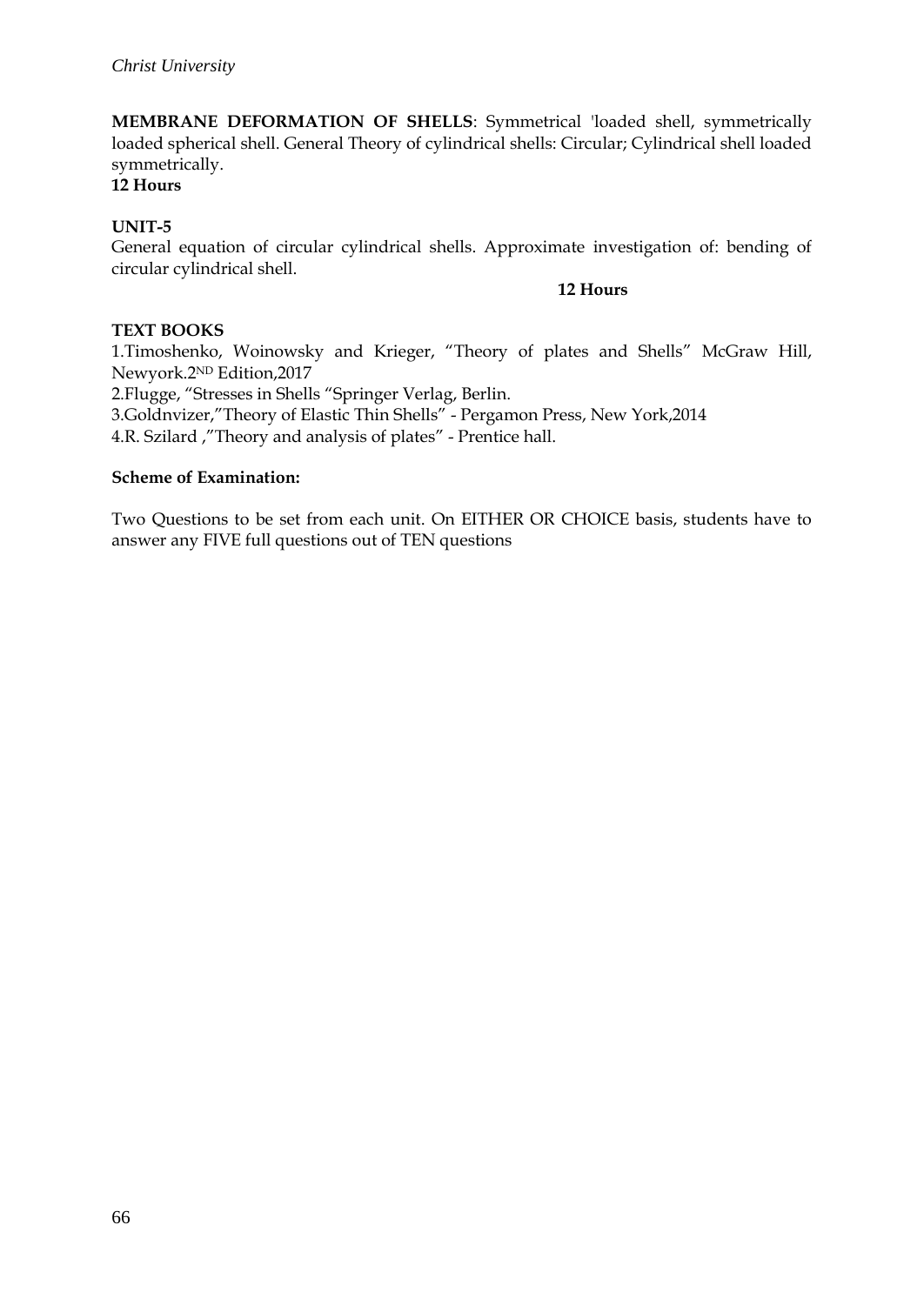**MEMBRANE DEFORMATION OF SHELLS**: Symmetrical 'loaded shell, symmetrically loaded spherical shell. General Theory of cylindrical shells: Circular; Cylindrical shell loaded symmetrically.

**12 Hours**

**UNIT-5**

General equation of circular cylindrical shells. Approximate investigation of: bending of circular cylindrical shell.

**12 Hours**

**TEXT BOOKS**

1.Timoshenko, Woinowsky and Krieger, "Theory of plates and Shells" McGraw Hill, Newyork.2ND Edition,2017

2.Flugge, "Stresses in Shells "Springer Verlag, Berlin.

3.Goldnvizer,"Theory of Elastic Thin Shells" - Pergamon Press, New York,2014

4.R. Szilard ,"Theory and analysis of plates" - Prentice hall.

**Scheme of Examination:**

Two Questions to be set from each unit. On EITHER OR CHOICE basis, students have to answer any FIVE full questions out of TEN questions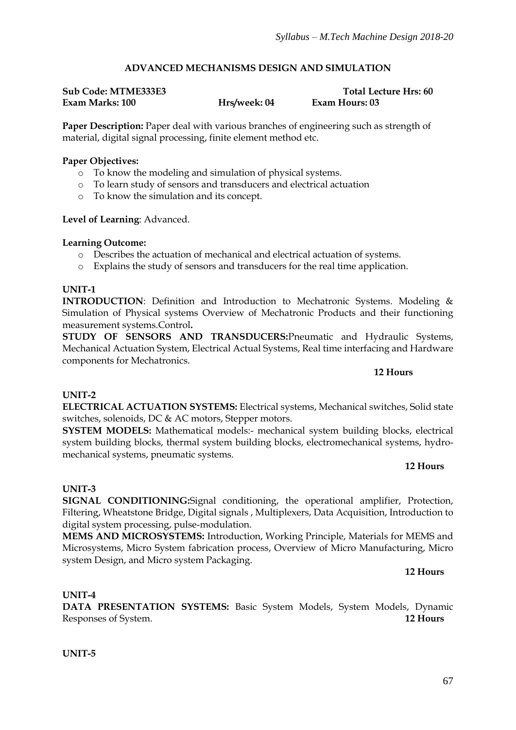# ADVANCED MECHANISMS DESIGN AND SIMULATION

**Sub Code: MTME333E3** **Total Lecture Hrs: 60**
**Exam Marks: 100** **Hrs/week: 04** **Exam Hours: 03**

**Paper Description:** Paper deal with various branches of engineering such as strength of material, digital signal processing, finite element method etc.

**Paper Objectives:**

- To know the modeling and simulation of physical systems.
- To learn study of sensors and transducers and electrical actuation
- To know the simulation and its concept.

**Level of Learning**: Advanced.

**Learning Outcome:**

- Describes the actuation of mechanical and electrical actuation of systems.
- Explains the study of sensors and transducers for the real time application.

**UNIT-1**

**INTRODUCTION**: Definition and Introduction to Mechatronic Systems. Modeling & Simulation of Physical systems Overview of Mechatronic Products and their functioning measurement systems.Control**.**

**STUDY OF SENSORS AND TRANSDUCERS:**Pneumatic and Hydraulic Systems, Mechanical Actuation System, Electrical Actual Systems, Real time interfacing and Hardware components for Mechatronics.

**12 Hours**

**UNIT-2**

**ELECTRICAL ACTUATION SYSTEMS:** Electrical systems, Mechanical switches, Solid state switches, solenoids, DC & AC motors, Stepper motors.

**SYSTEM MODELS:** Mathematical models:- mechanical system building blocks, electrical system building blocks, thermal system building blocks, electromechanical systems, hydro-mechanical systems, pneumatic systems.

**12 Hours**

**UNIT-3**

**SIGNAL CONDITIONING:**Signal conditioning, the operational amplifier, Protection, Filtering, Wheatstone Bridge, Digital signals , Multiplexers, Data Acquisition, Introduction to digital system processing, pulse-modulation.

**MEMS AND MICROSYSTEMS:** Introduction, Working Principle, Materials for MEMS and Microsystems, Micro System fabrication process, Overview of Micro Manufacturing, Micro system Design, and Micro system Packaging.

**12 Hours**

**UNIT-4**

**DATA PRESENTATION SYSTEMS:** Basic System Models, System Models, Dynamic Responses of System. **12 Hours**

**UNIT-5**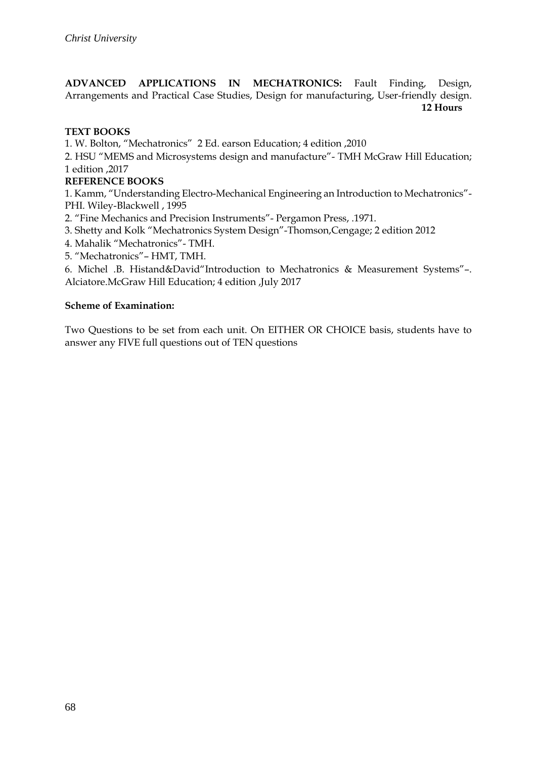**ADVANCED APPLICATIONS IN MECHATRONICS:** Fault Finding, Design, Arrangements and Practical Case Studies, Design for manufacturing, User-friendly design. **12 Hours**

**TEXT BOOKS**

1. W. Bolton, "Mechatronics" 2 Ed. earson Education; 4 edition ,2010
2. HSU "MEMS and Microsystems design and manufacture"- TMH McGraw Hill Education; 1 edition ,2017

**REFERENCE BOOKS**

1. Kamm, "Understanding Electro-Mechanical Engineering an Introduction to Mechatronics"- PHI. Wiley-Blackwell , 1995
2. "Fine Mechanics and Precision Instruments"- Pergamon Press, .1971.
3. Shetty and Kolk "Mechatronics System Design"-Thomson,Cengage; 2 edition 2012
4. Mahalik "Mechatronics"- TMH.
5. "Mechatronics"– HMT, TMH.
6. Michel .B. Histand&David"Introduction to Mechatronics & Measurement Systems"–. Alciatore.McGraw Hill Education; 4 edition ,July 2017

**Scheme of Examination:**

Two Questions to be set from each unit. On EITHER OR CHOICE basis, students have to answer any FIVE full questions out of TEN questions